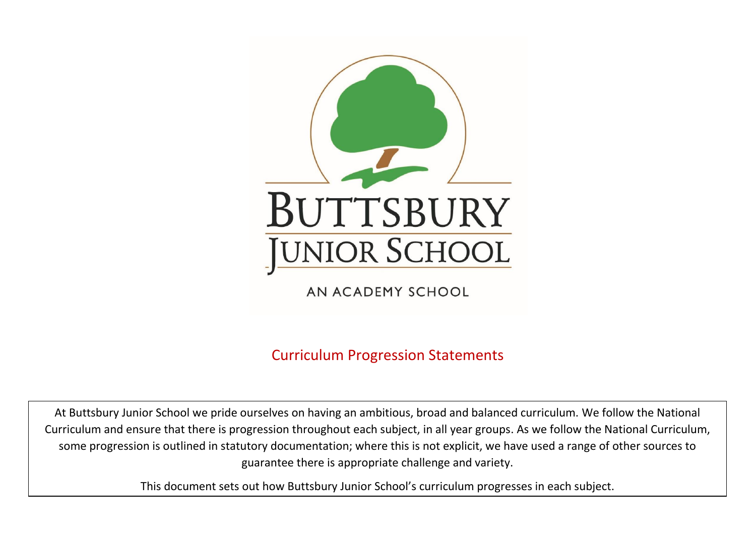BUTTSBURY JUNIOR SCHOOL

AN ACADEMY SCHOOL

# Curriculum Progression Statements

At Buttsbury Junior School we pride ourselves on having an ambitious, broad and balanced curriculum. We follow the National Curriculum and ensure that there is progression throughout each subject, in all year groups. As we follow the National Curriculum, some progression is outlined in statutory documentation; where this is not explicit, we have used a range of other sources to guarantee there is appropriate challenge and variety.

This document sets out how Buttsbury Junior School's curriculum progresses in each subject.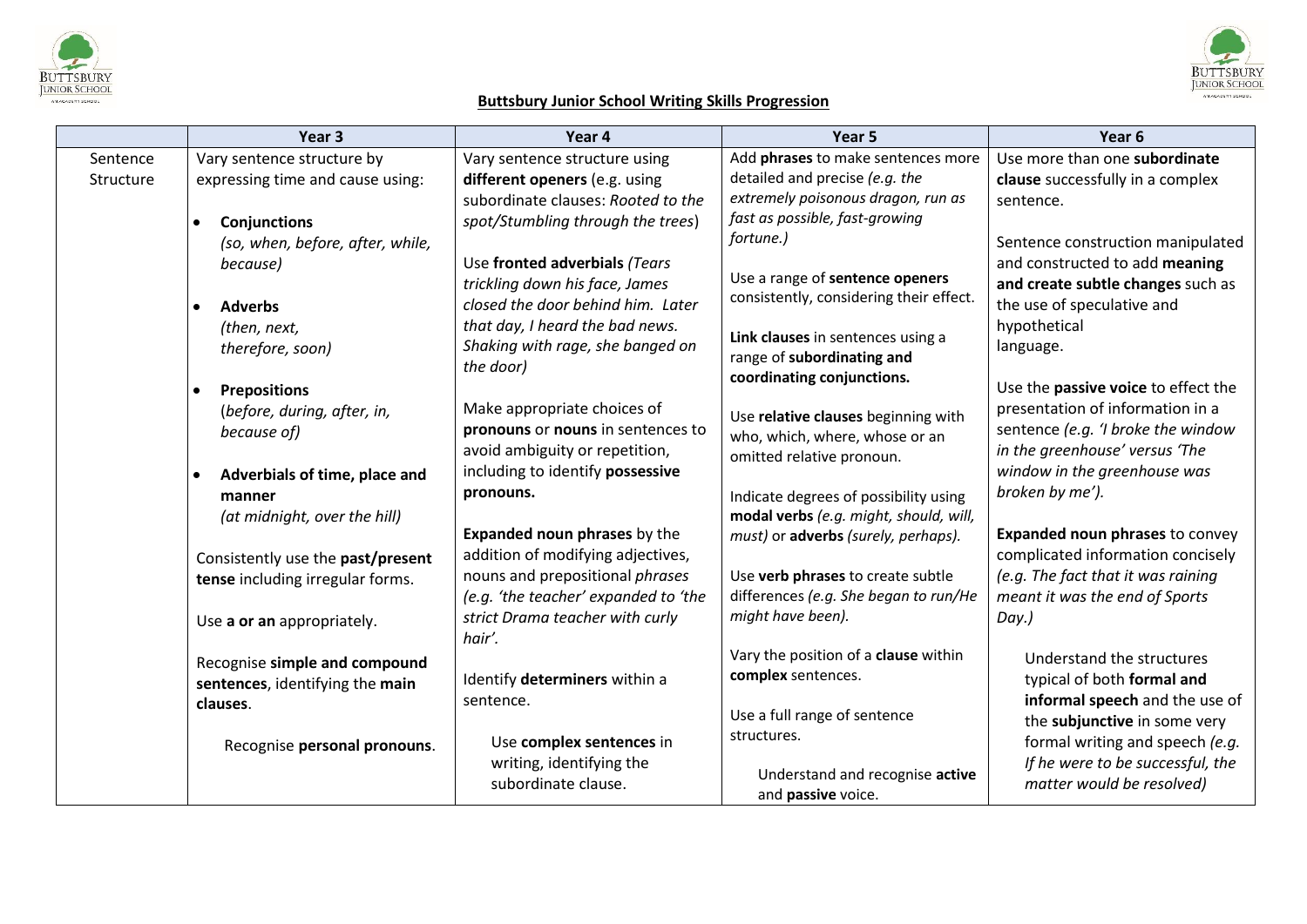## Buttsbury Junior School Writing Skills Progression

| | Year 3 | Year 4 | Year 5 | Year 6 |
|---|---|---|---|---|
| Sentence Structure | Vary sentence structure by expressing time and cause using:<br><br>• **Conjunctions** *(so, when, before, after, while, because)*<br><br>• **Adverbs** *(then, next, therefore, soon)*<br><br>• **Prepositions** (*before, during, after, in, because of)*<br><br>• **Adverbials of time, place and manner** *(at midnight, over the hill)*<br><br>Consistently use the **past/present tense** including irregular forms.<br><br>Use **a or an** appropriately.<br><br>Recognise **simple and compound sentences**, identifying the **main clauses**.<br><br>Recognise **personal pronouns**. | Vary sentence structure using **different openers** (e.g. using subordinate clauses: *Rooted to the spot/Stumbling through the trees*)<br><br>Use **fronted adverbials** *(Tears trickling down his face, James closed the door behind him. Later that day, I heard the bad news. Shaking with rage, she banged on the door)*<br><br>Make appropriate choices of **pronouns** or **nouns** in sentences to avoid ambiguity or repetition, including to identify **possessive pronouns.**<br><br>**Expanded noun phrases** by the addition of modifying adjectives, nouns and prepositional *phrases (e.g. 'the teacher' expanded to 'the strict Drama teacher with curly hair'*.<br><br>Identify **determiners** within a sentence.<br><br>Use **complex sentences** in writing, identifying the subordinate clause. | Add **phrases** to make sentences more detailed and precise *(e.g. the extremely poisonous dragon, run as fast as possible, fast-growing fortune.)*<br><br>Use a range of **sentence openers** consistently, considering their effect.<br><br>**Link clauses** in sentences using a range of **subordinating and coordinating conjunctions.**<br><br>Use **relative clauses** beginning with who, which, where, whose or an omitted relative pronoun.<br><br>Indicate degrees of possibility using **modal verbs** *(e.g. might, should, will, must)* or **adverbs** *(surely, perhaps).*<br><br>Use **verb phrases** to create subtle differences *(e.g. She began to run/He might have been).*<br><br>Vary the position of a **clause** within **complex** sentences.<br><br>Use a full range of sentence structures.<br><br>Understand and recognise **active** and **passive** voice. | Use more than one **subordinate clause** successfully in a complex sentence.<br><br>Sentence construction manipulated and constructed to add **meaning and create subtle changes** such as the use of speculative and hypothetical language.<br><br>Use the **passive voice** to effect the presentation of information in a sentence *(e.g. 'I broke the window in the greenhouse' versus 'The window in the greenhouse was broken by me').*<br><br>**Expanded noun phrases** to convey complicated information concisely *(e.g. The fact that it was raining meant it was the end of Sports Day.)*<br><br>Understand the structures typical of both **formal and informal speech** and the use of the **subjunctive** in some very formal writing and speech *(e.g. If he were to be successful, the matter would be resolved)* |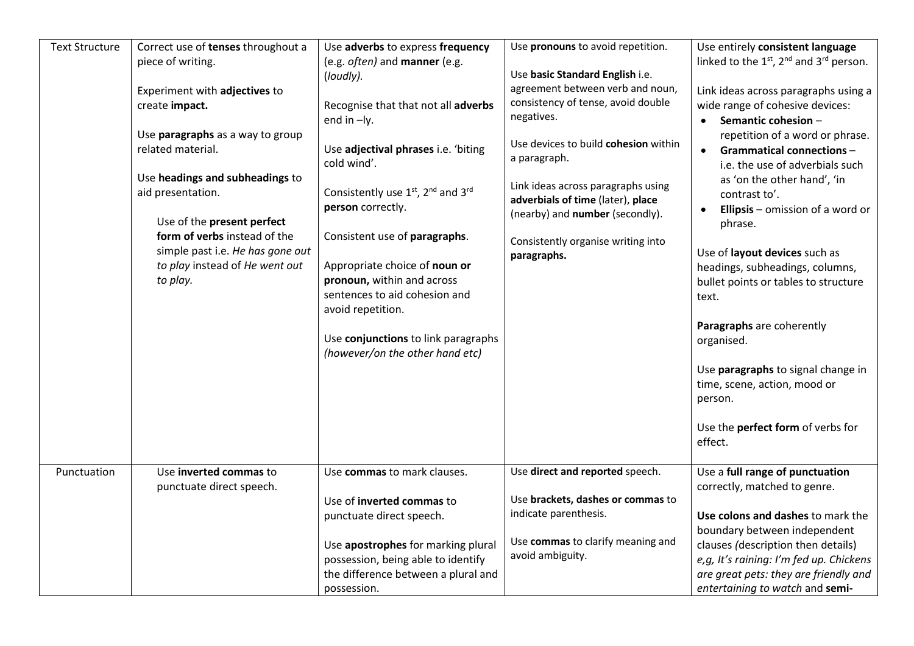| Text Structure | Correct use of **tenses** throughout a piece of writing.<br><br>Experiment with **adjectives** to create **impact.**<br><br>Use **paragraphs** as a way to group related material.<br><br>Use **headings and subheadings** to aid presentation.<br><br>Use of the **present perfect form of verbs** instead of the simple past i.e. *He has gone out to play* instead of *He went out to play.* | Use **adverbs** to express **frequency** (e.g. *often)* and **manner** (e.g. (*loudly).*<br><br>Recognise that that not all **adverbs** end in –ly.<br><br>Use **adjectival phrases** i.e. 'biting cold wind'.<br><br>Consistently use 1st, 2nd and 3rd **person** correctly.<br><br>Consistent use of **paragraphs**.<br><br>Appropriate choice of **noun or pronoun,** within and across sentences to aid cohesion and avoid repetition.<br><br>Use **conjunctions** to link paragraphs *(however/on the other hand etc)* | Use **pronouns** to avoid repetition.<br><br>Use **basic Standard English** i.e. agreement between verb and noun, consistency of tense, avoid double negatives.<br><br>Use devices to build **cohesion** within a paragraph.<br><br>Link ideas across paragraphs using **adverbials of time** (later), **place** (nearby) and **number** (secondly).<br><br>Consistently organise writing into **paragraphs.** | Use entirely **consistent language** linked to the 1st, 2nd and 3rd person.<br><br>Link ideas across paragraphs using a wide range of cohesive devices:<br>• **Semantic cohesion** – repetition of a word or phrase.<br>• **Grammatical connections** – i.e. the use of adverbials such as 'on the other hand', 'in contrast to'.<br>• **Ellipsis** – omission of a word or phrase.<br><br>Use of **layout devices** such as headings, subheadings, columns, bullet points or tables to structure text.<br><br>**Paragraphs** are coherently organised.<br><br>Use **paragraphs** to signal change in time, scene, action, mood or person.<br><br>Use the **perfect form** of verbs for effect. |
|---|---|---|---|---|
| Punctuation | Use **inverted commas** to punctuate direct speech. | Use **commas** to mark clauses.<br><br>Use of **inverted commas** to punctuate direct speech.<br><br>Use **apostrophes** for marking plural possession, being able to identify the difference between a plural and possession. | Use **direct and reported** speech.<br><br>Use **brackets, dashes or commas** to indicate parenthesis.<br><br>Use **commas** to clarify meaning and avoid ambiguity. | Use a **full range of punctuation** correctly, matched to genre.<br><br>**Use colons and dashes** to mark the boundary between independent clauses *(*description then details) *e,g, It's raining: I'm fed up. Chickens are great pets: they are friendly and entertaining to watch* and **semi-** |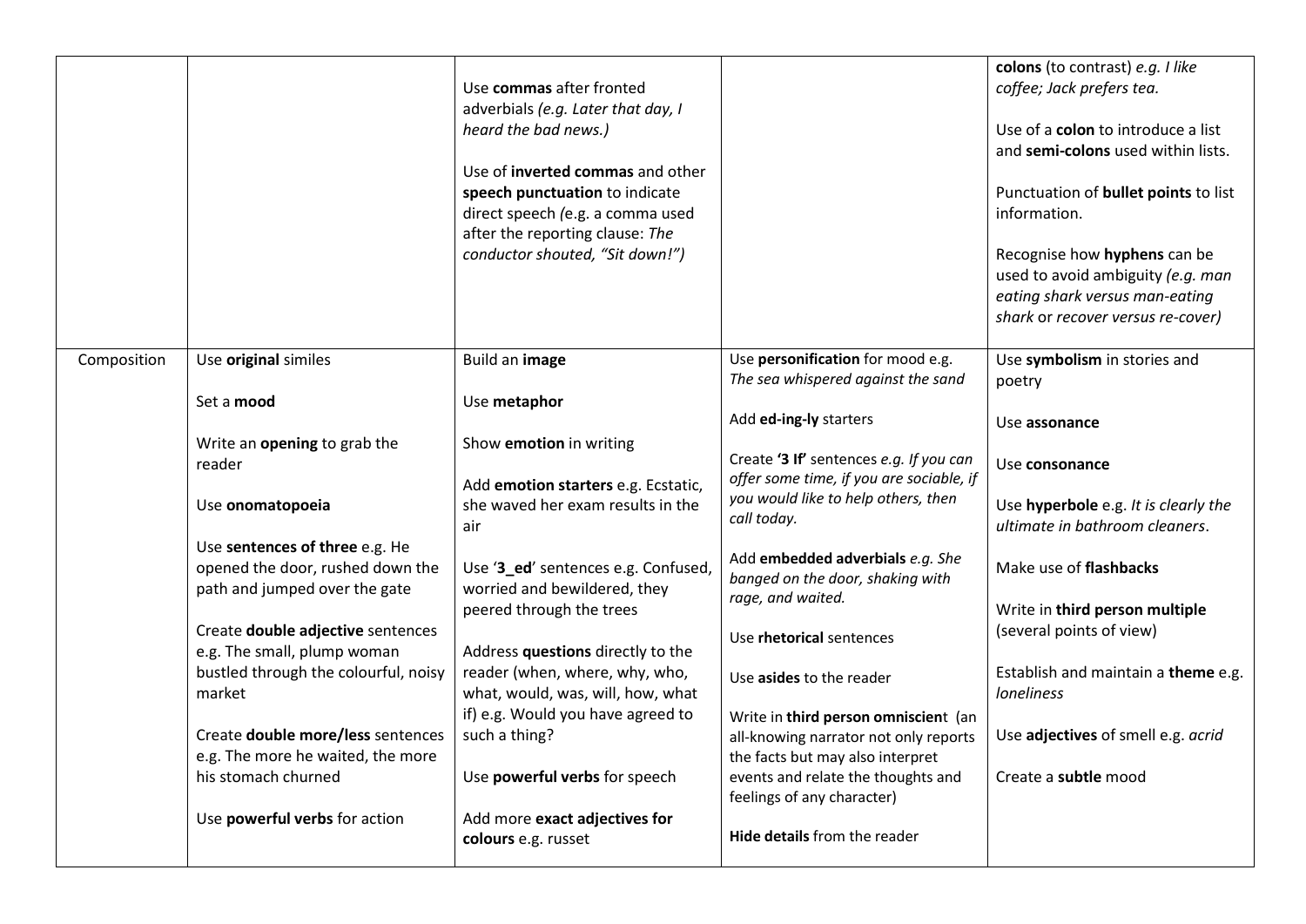| | | | | |
|---|---|---|---|---|
| | | Use **commas** after fronted adverbials *(e.g. Later that day, I heard the bad news.)*<br><br>Use of **inverted commas** and other **speech punctuation** to indicate direct speech *(*e.g. a comma used after the reporting clause: *The conductor shouted, "Sit down!")* | | **colons** (to contrast) *e.g. I like coffee; Jack prefers tea.*<br><br>Use of a **colon** to introduce a list and **semi-colons** used within lists.<br><br>Punctuation of **bullet points** to list information.<br><br>Recognise how **hyphens** can be used to avoid ambiguity *(e.g. man eating shark versus man-eating shark* or *recover versus re-cover)* |
| Composition | Use **original** similes<br><br>Set a **mood**<br><br>Write an **opening** to grab the reader<br><br>Use **onomatopoeia**<br><br>Use **sentences of three** e.g. He opened the door, rushed down the path and jumped over the gate<br><br>Create **double adjective** sentences e.g. The small, plump woman bustled through the colourful, noisy market<br><br>Create **double more/less** sentences e.g. The more he waited, the more his stomach churned<br><br>Use **powerful verbs** for action | Build an **image**<br><br>Use **metaphor**<br><br>Show **emotion** in writing<br><br>Add **emotion starters** e.g. Ecstatic, she waved her exam results in the air<br><br>Use '**3_ed**' sentences e.g. Confused, worried and bewildered, they peered through the trees<br><br>Address **questions** directly to the reader (when, where, why, who, what, would, was, will, how, what if) e.g. Would you have agreed to such a thing?<br><br>Use **powerful verbs** for speech<br><br>Add more **exact adjectives for colours** e.g. russet | Use **personification** for mood e.g. *The sea whispered against the sand*<br><br>Add **ed-ing-ly** starters<br><br>Create **'3 If'** sentences *e.g. If you can offer some time, if you are sociable, if you would like to help others, then call today.*<br><br>Add **embedded adverbials** *e.g. She banged on the door, shaking with rage, and waited.*<br><br>Use **rhetorical** sentences<br><br>Use **asides** to the reader<br><br>Write in **third person omniscien**t (an all-knowing narrator not only reports the facts but may also interpret events and relate the thoughts and feelings of any character)<br><br>**Hide details** from the reader | Use **symbolism** in stories and poetry<br><br>Use **assonance**<br><br>Use **consonance**<br><br>Use **hyperbole** e.g. *It is clearly the ultimate in bathroom cleaners*.<br><br>Make use of **flashbacks**<br><br>Write in **third person multiple** (several points of view)<br><br>Establish and maintain a **theme** e.g. *loneliness*<br><br>Use **adjectives** of smell e.g. *acrid*<br><br>Create a **subtle** mood |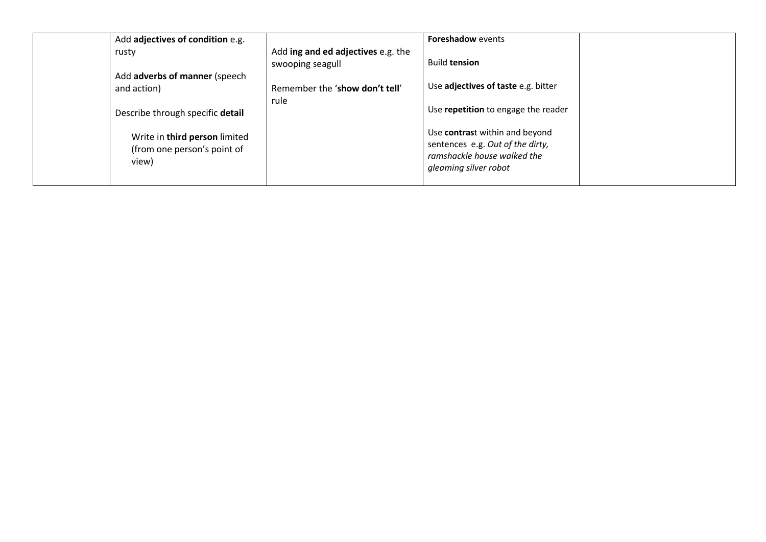|  | Add **adjectives of condition** e.g. rusty<br><br>Add **adverbs of manner** (speech and action)<br><br>Describe through specific **detail**<br><br>Write in **third person** limited (from one person's point of view) | Add **ing and ed adjectives** e.g. the swooping seagull<br><br>Remember the '**show don't tell**' rule | **Foreshadow** events<br><br>Build **tension**<br><br>Use **adjectives of taste** e.g. bitter<br><br>Use **repetition** to engage the reader<br><br>Use **contras**t within and beyond sentences e.g. *Out of the dirty, ramshackle house walked the gleaming silver robot* |  |
|---|---|---|---|---|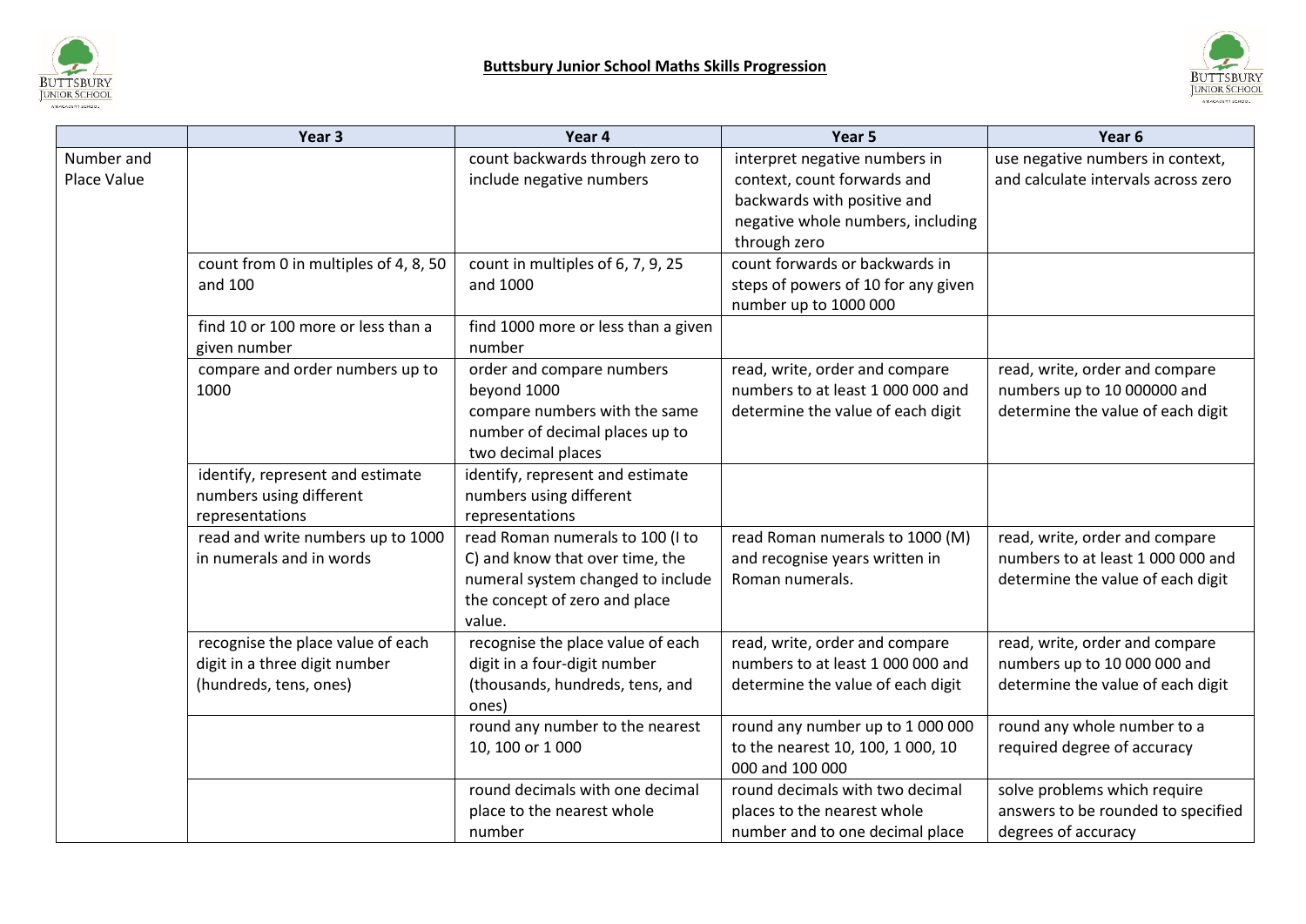**Buttsbury Junior School Maths Skills Progression**

| | Year 3 | Year 4 | Year 5 | Year 6 |
|---|---|---|---|---|
| Number and Place Value | | count backwards through zero to include negative numbers | interpret negative numbers in context, count forwards and backwards with positive and negative whole numbers, including through zero | use negative numbers in context, and calculate intervals across zero |
| | count from 0 in multiples of 4, 8, 50 and 100 | count in multiples of 6, 7, 9, 25 and 1000 | count forwards or backwards in steps of powers of 10 for any given number up to 1000 000 | |
| | find 10 or 100 more or less than a given number | find 1000 more or less than a given number | | |
| | compare and order numbers up to 1000 | order and compare numbers beyond 1000<br>compare numbers with the same number of decimal places up to two decimal places | read, write, order and compare numbers to at least 1 000 000 and determine the value of each digit | read, write, order and compare numbers up to 10 000000 and determine the value of each digit |
| | identify, represent and estimate numbers using different representations | identify, represent and estimate numbers using different representations | | |
| | read and write numbers up to 1000 in numerals and in words | read Roman numerals to 100 (I to C) and know that over time, the numeral system changed to include the concept of zero and place value. | read Roman numerals to 1000 (M) and recognise years written in Roman numerals. | read, write, order and compare numbers to at least 1 000 000 and determine the value of each digit |
| | recognise the place value of each digit in a three digit number (hundreds, tens, ones) | recognise the place value of each digit in a four-digit number (thousands, hundreds, tens, and ones) | read, write, order and compare numbers to at least 1 000 000 and determine the value of each digit | read, write, order and compare numbers up to 10 000 000 and determine the value of each digit |
| | | round any number to the nearest 10, 100 or 1 000 | round any number up to 1 000 000 to the nearest 10, 100, 1 000, 10 000 and 100 000 | round any whole number to a required degree of accuracy |
| | | round decimals with one decimal place to the nearest whole number | round decimals with two decimal places to the nearest whole number and to one decimal place | solve problems which require answers to be rounded to specified degrees of accuracy |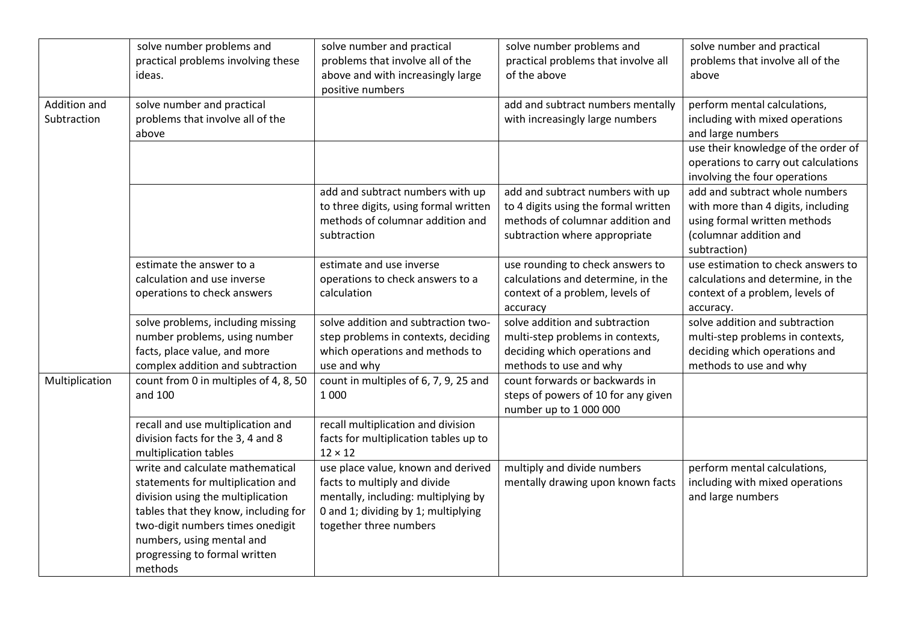| | | | | |
|---|---|---|---|---|
| | solve number problems and practical problems involving these ideas. | solve number and practical problems that involve all of the above and with increasingly large positive numbers | solve number problems and practical problems that involve all of the above | solve number and practical problems that involve all of the above |
| Addition and Subtraction | solve number and practical problems that involve all of the above | | add and subtract numbers mentally with increasingly large numbers | perform mental calculations, including with mixed operations and large numbers |
| | | | | use their knowledge of the order of operations to carry out calculations involving the four operations |
| | | add and subtract numbers with up to three digits, using formal written methods of columnar addition and subtraction | add and subtract numbers with up to 4 digits using the formal written methods of columnar addition and subtraction where appropriate | add and subtract whole numbers with more than 4 digits, including using formal written methods (columnar addition and subtraction) |
| | estimate the answer to a calculation and use inverse operations to check answers | estimate and use inverse operations to check answers to a calculation | use rounding to check answers to calculations and determine, in the context of a problem, levels of accuracy | use estimation to check answers to calculations and determine, in the context of a problem, levels of accuracy. |
| | solve problems, including missing number problems, using number facts, place value, and more complex addition and subtraction | solve addition and subtraction two-step problems in contexts, deciding which operations and methods to use and why | solve addition and subtraction multi-step problems in contexts, deciding which operations and methods to use and why | solve addition and subtraction multi-step problems in contexts, deciding which operations and methods to use and why |
| Multiplication | count from 0 in multiples of 4, 8, 50 and 100 | count in multiples of 6, 7, 9, 25 and 1 000 | count forwards or backwards in steps of powers of 10 for any given number up to 1 000 000 | |
| | recall and use multiplication and division facts for the 3, 4 and 8 multiplication tables | recall multiplication and division facts for multiplication tables up to $12 \times 12$ | | |
| | write and calculate mathematical statements for multiplication and division using the multiplication tables that they know, including for two-digit numbers times onedigit numbers, using mental and progressing to formal written methods | use place value, known and derived facts to multiply and divide mentally, including: multiplying by 0 and 1; dividing by 1; multiplying together three numbers | multiply and divide numbers mentally drawing upon known facts | perform mental calculations, including with mixed operations and large numbers |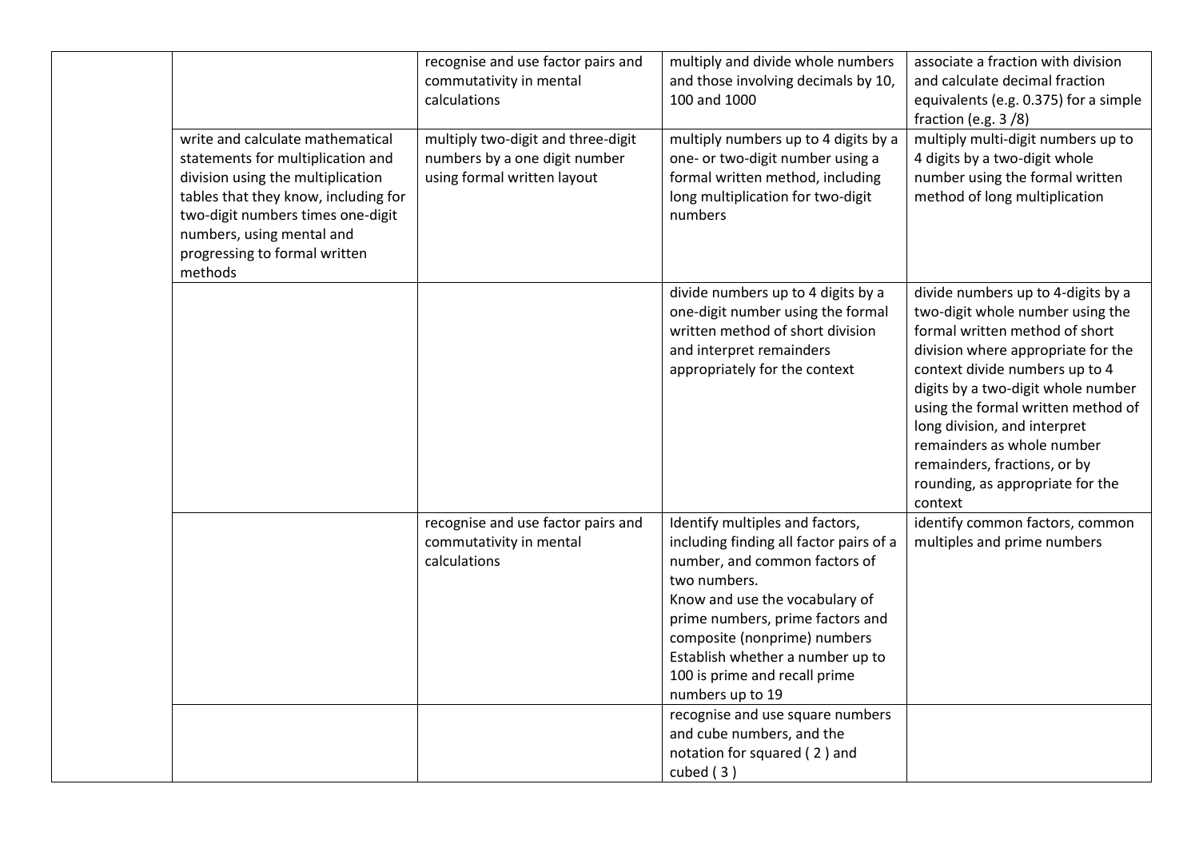| | | | | |
|---|---|---|---|---|
| | | recognise and use factor pairs and commutativity in mental calculations | multiply and divide whole numbers and those involving decimals by 10, 100 and 1000 | associate a fraction with division and calculate decimal fraction equivalents (e.g. 0.375) for a simple fraction (e.g. 3 /8) |
| | write and calculate mathematical statements for multiplication and division using the multiplication tables that they know, including for two-digit numbers times one-digit numbers, using mental and progressing to formal written methods | multiply two-digit and three-digit numbers by a one digit number using formal written layout | multiply numbers up to 4 digits by a one- or two-digit number using a formal written method, including long multiplication for two-digit numbers | multiply multi-digit numbers up to 4 digits by a two-digit whole number using the formal written method of long multiplication |
| | | | divide numbers up to 4 digits by a one-digit number using the formal written method of short division and interpret remainders appropriately for the context | divide numbers up to 4-digits by a two-digit whole number using the formal written method of short division where appropriate for the context divide numbers up to 4 digits by a two-digit whole number using the formal written method of long division, and interpret remainders as whole number remainders, fractions, or by rounding, as appropriate for the context |
| | | recognise and use factor pairs and commutativity in mental calculations | Identify multiples and factors, including finding all factor pairs of a number, and common factors of two numbers.<br>Know and use the vocabulary of prime numbers, prime factors and composite (nonprime) numbers<br>Establish whether a number up to 100 is prime and recall prime numbers up to 19 | identify common factors, common multiples and prime numbers |
| | | | recognise and use square numbers and cube numbers, and the notation for squared ( 2 ) and cubed ( 3 ) | |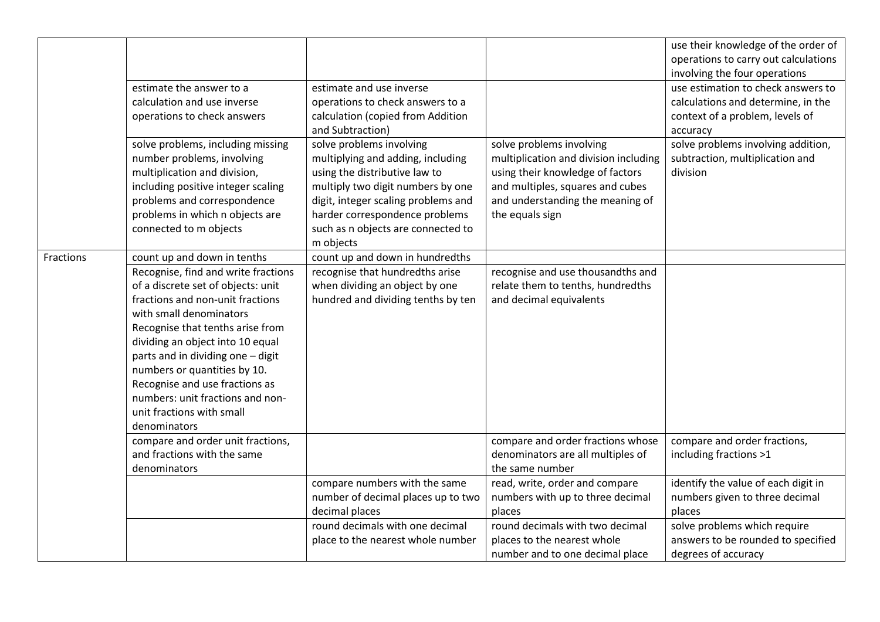| | | | | |
|---|---|---|---|---|
| | | | | use their knowledge of the order of operations to carry out calculations involving the four operations |
| | estimate the answer to a calculation and use inverse operations to check answers | estimate and use inverse operations to check answers to a calculation (copied from Addition and Subtraction) | | use estimation to check answers to calculations and determine, in the context of a problem, levels of accuracy |
| | solve problems, including missing number problems, involving multiplication and division, including positive integer scaling problems and correspondence problems in which n objects are connected to m objects | solve problems involving multiplying and adding, including using the distributive law to multiply two digit numbers by one digit, integer scaling problems and harder correspondence problems such as n objects are connected to m objects | solve problems involving multiplication and division including using their knowledge of factors and multiples, squares and cubes and understanding the meaning of the equals sign | solve problems involving addition, subtraction, multiplication and division |
| Fractions | count up and down in tenths | count up and down in hundredths | | |
| | Recognise, find and write fractions of a discrete set of objects: unit fractions and non-unit fractions with small denominators<br>Recognise that tenths arise from dividing an object into 10 equal parts and in dividing one – digit numbers or quantities by 10.<br>Recognise and use fractions as numbers: unit fractions and non-unit fractions with small denominators | recognise that hundredths arise when dividing an object by one hundred and dividing tenths by ten | recognise and use thousandths and relate them to tenths, hundredths and decimal equivalents | |
| | compare and order unit fractions, and fractions with the same denominators | | compare and order fractions whose denominators are all multiples of the same number | compare and order fractions, including fractions >1 |
| | | compare numbers with the same number of decimal places up to two decimal places | read, write, order and compare numbers with up to three decimal places | identify the value of each digit in numbers given to three decimal places |
| | | round decimals with one decimal place to the nearest whole number | round decimals with two decimal places to the nearest whole number and to one decimal place | solve problems which require answers to be rounded to specified degrees of accuracy |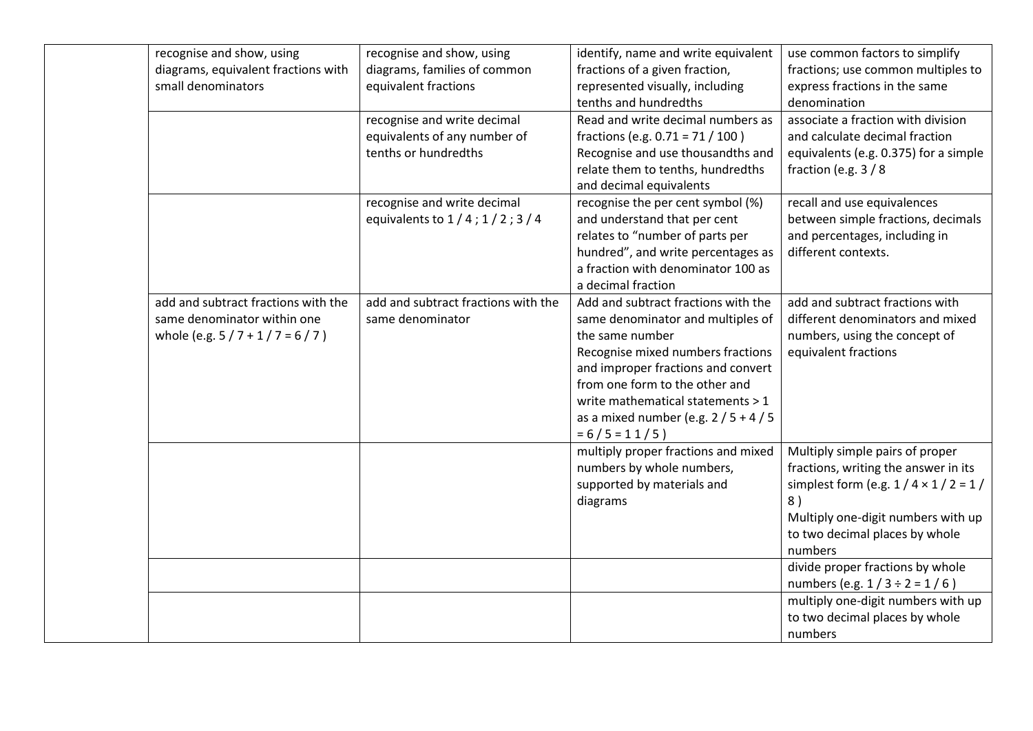| | | | | |
|---|---|---|---|---|
| | recognise and show, using diagrams, equivalent fractions with small denominators | recognise and show, using diagrams, families of common equivalent fractions | identify, name and write equivalent fractions of a given fraction, represented visually, including tenths and hundredths | use common factors to simplify fractions; use common multiples to express fractions in the same denomination |
| | | recognise and write decimal equivalents of any number of tenths or hundredths | Read and write decimal numbers as fractions (e.g. $0.71 = 71 / 100$ ) Recognise and use thousandths and relate them to tenths, hundredths and decimal equivalents | associate a fraction with division and calculate decimal fraction equivalents (e.g. 0.375) for a simple fraction (e.g. $3 / 8$ |
| | | recognise and write decimal equivalents to $1 / 4$ ; $1 / 2$ ; $3 / 4$ | recognise the per cent symbol (%) and understand that per cent relates to "number of parts per hundred", and write percentages as a fraction with denominator 100 as a decimal fraction | recall and use equivalences between simple fractions, decimals and percentages, including in different contexts. |
| | add and subtract fractions with the same denominator within one whole (e.g. $5 / 7 + 1 / 7 = 6 / 7$ ) | add and subtract fractions with the same denominator | Add and subtract fractions with the same denominator and multiples of the same number Recognise mixed numbers fractions and improper fractions and convert from one form to the other and write mathematical statements > 1 as a mixed number (e.g. $2 / 5 + 4 / 5 = 6 / 5 = 1\,1 / 5$ ) | add and subtract fractions with different denominators and mixed numbers, using the concept of equivalent fractions |
| | | | multiply proper fractions and mixed numbers by whole numbers, supported by materials and diagrams | Multiply simple pairs of proper fractions, writing the answer in its simplest form (e.g. $1 / 4 \times 1 / 2 = 1 / 8$ ) Multiply one-digit numbers with up to two decimal places by whole numbers |
| | | | | divide proper fractions by whole numbers (e.g. $1 / 3 \div 2 = 1 / 6$ ) |
| | | | | multiply one-digit numbers with up to two decimal places by whole numbers |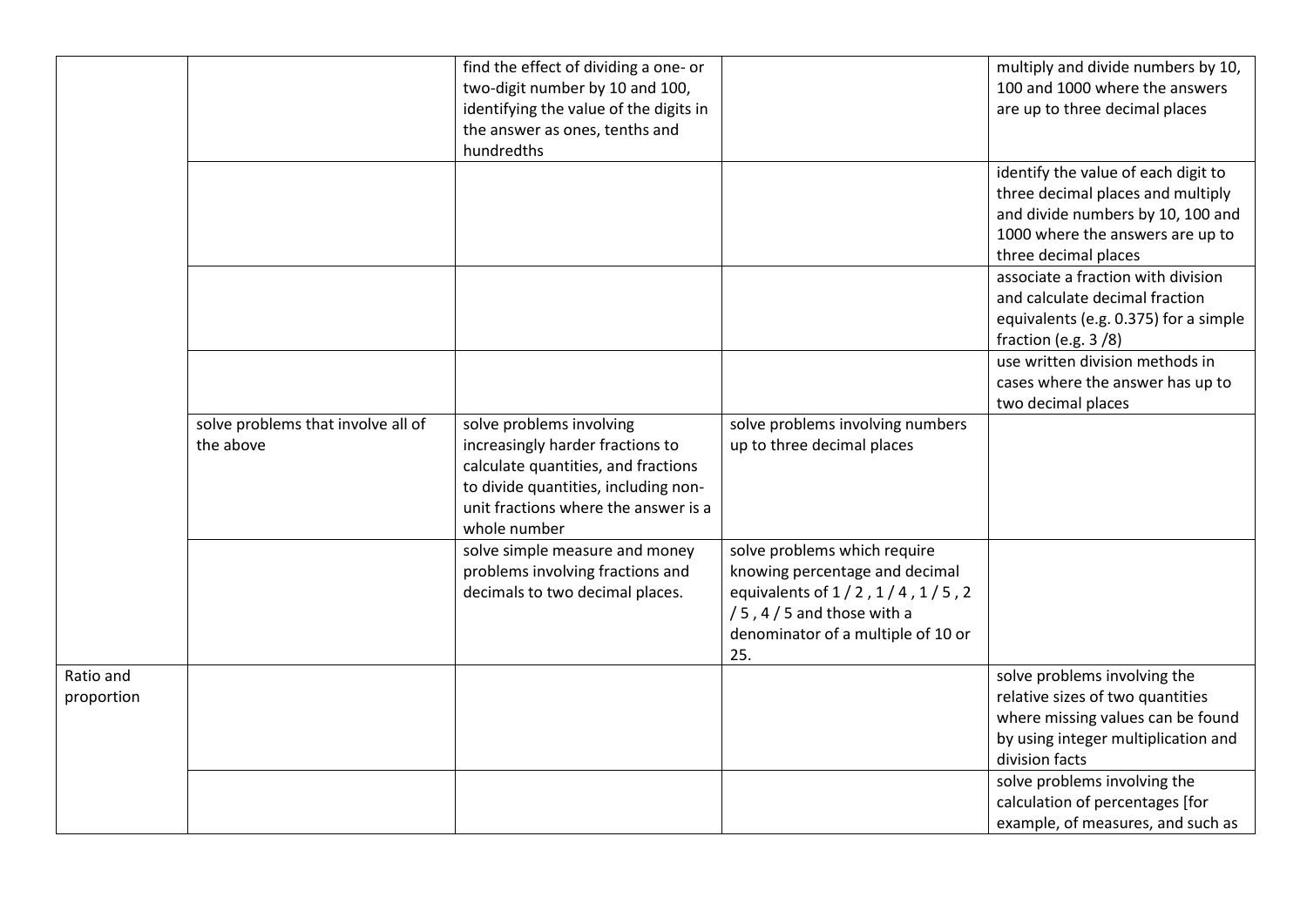| | | | | |
|---|---|---|---|---|
| | | find the effect of dividing a one- or two-digit number by 10 and 100, identifying the value of the digits in the answer as ones, tenths and hundredths | | multiply and divide numbers by 10, 100 and 1000 where the answers are up to three decimal places |
| | | | | identify the value of each digit to three decimal places and multiply and divide numbers by 10, 100 and 1000 where the answers are up to three decimal places |
| | | | | associate a fraction with division and calculate decimal fraction equivalents (e.g. 0.375) for a simple fraction (e.g. 3 /8) |
| | | | | use written division methods in cases where the answer has up to two decimal places |
| | solve problems that involve all of the above | solve problems involving increasingly harder fractions to calculate quantities, and fractions to divide quantities, including non-unit fractions where the answer is a whole number | solve problems involving numbers up to three decimal places | |
| | | solve simple measure and money problems involving fractions and decimals to two decimal places. | solve problems which require knowing percentage and decimal equivalents of 1 / 2 , 1 / 4 , 1 / 5 , 2 / 5 , 4 / 5 and those with a denominator of a multiple of 10 or 25. | |
| Ratio and proportion | | | | solve problems involving the relative sizes of two quantities where missing values can be found by using integer multiplication and division facts |
| | | | | solve problems involving the calculation of percentages [for example, of measures, and such as |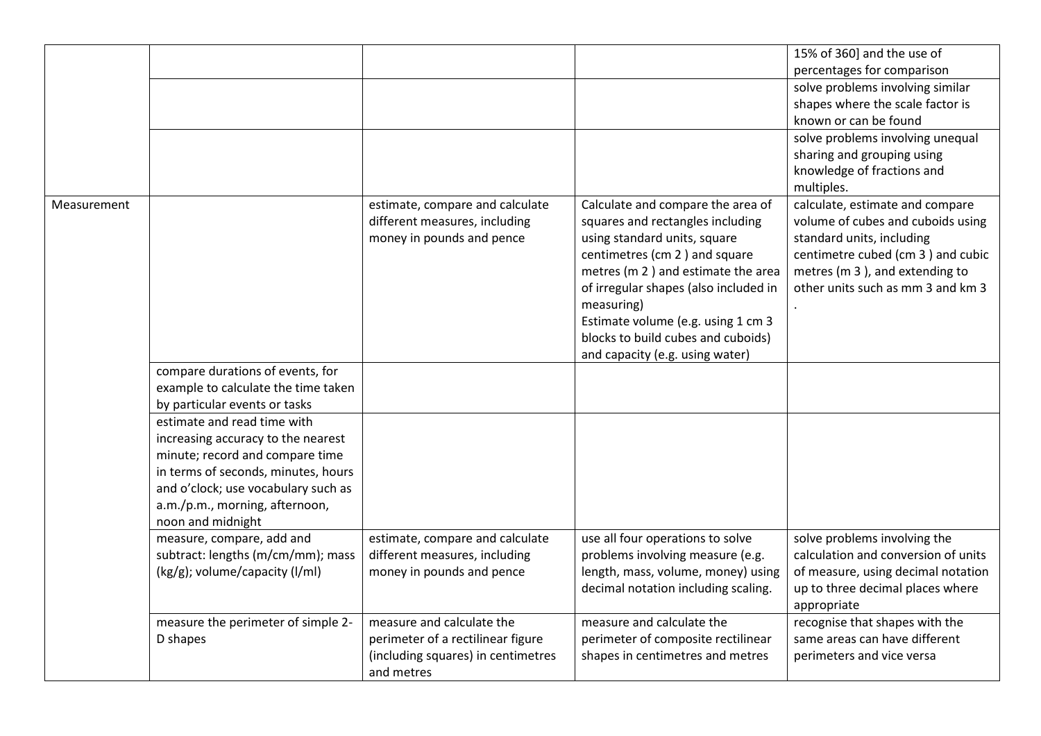| | | | | |
|---|---|---|---|---|
| | | | | 15% of 360] and the use of percentages for comparison |
| | | | | solve problems involving similar shapes where the scale factor is known or can be found |
| | | | | solve problems involving unequal sharing and grouping using knowledge of fractions and multiples. |
| Measurement | | estimate, compare and calculate different measures, including money in pounds and pence | Calculate and compare the area of squares and rectangles including using standard units, square centimetres ($cm^2$) and square metres ($m^2$) and estimate the area of irregular shapes (also included in measuring)<br>Estimate volume (e.g. using 1 $cm^3$ blocks to build cubes and cuboids) and capacity (e.g. using water) | calculate, estimate and compare volume of cubes and cuboids using standard units, including centimetre cubed ($cm^3$) and cubic metres ($m^3$), and extending to other units such as $mm^3$ and $km^3$. |
| | compare durations of events, for example to calculate the time taken by particular events or tasks | | | |
| | estimate and read time with increasing accuracy to the nearest minute; record and compare time in terms of seconds, minutes, hours and o'clock; use vocabulary such as a.m./p.m., morning, afternoon, noon and midnight | | | |
| | measure, compare, add and subtract: lengths (m/cm/mm); mass (kg/g); volume/capacity (l/ml) | estimate, compare and calculate different measures, including money in pounds and pence | use all four operations to solve problems involving measure (e.g. length, mass, volume, money) using decimal notation including scaling. | solve problems involving the calculation and conversion of units of measure, using decimal notation up to three decimal places where appropriate |
| | measure the perimeter of simple 2-D shapes | measure and calculate the perimeter of a rectilinear figure (including squares) in centimetres and metres | measure and calculate the perimeter of composite rectilinear shapes in centimetres and metres | recognise that shapes with the same areas can have different perimeters and vice versa |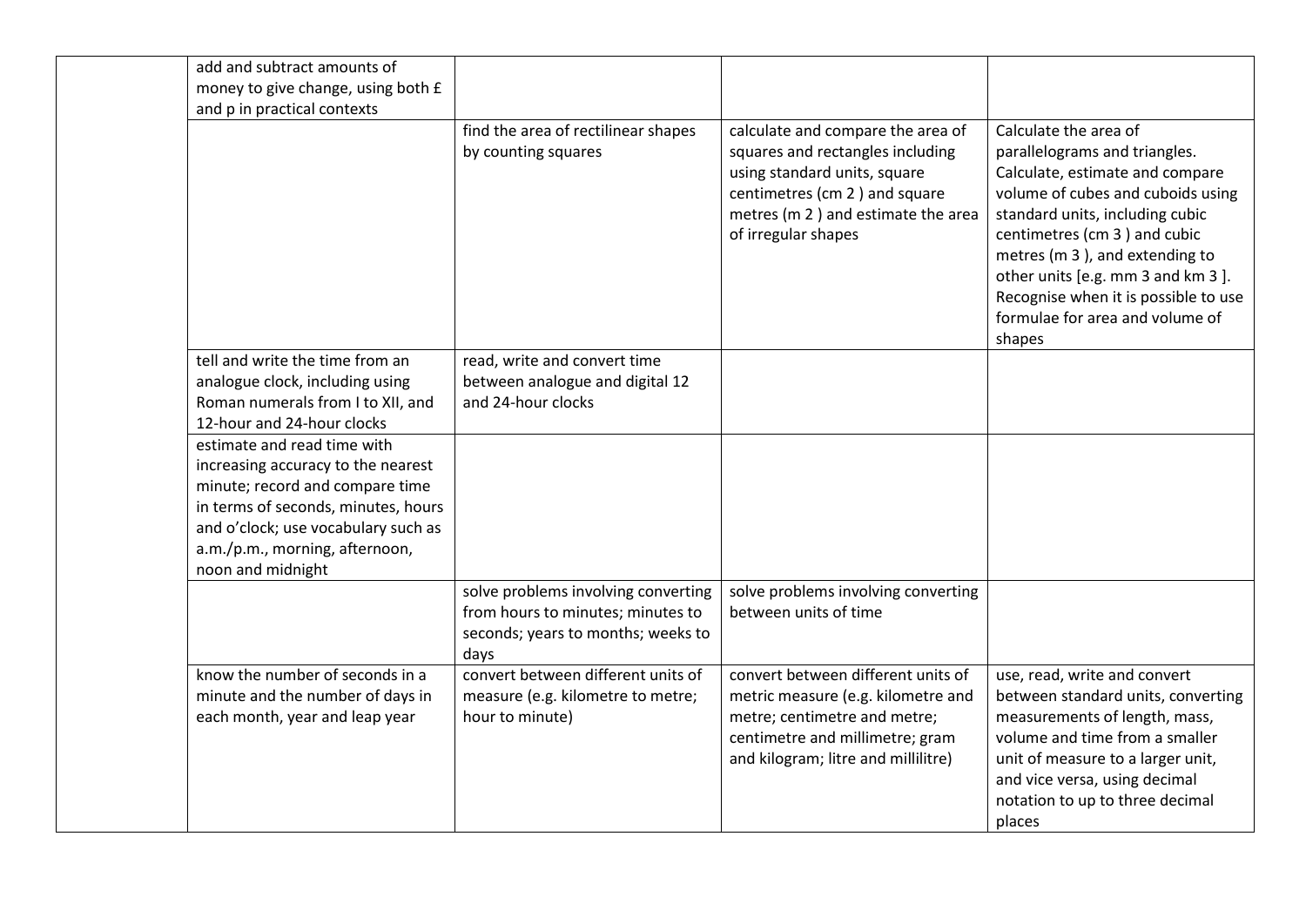| | | | | |
|---|---|---|---|---|
| | add and subtract amounts of money to give change, using both £ and p in practical contexts | | | |
| | | find the area of rectilinear shapes by counting squares | calculate and compare the area of squares and rectangles including using standard units, square centimetres ($cm^2$) and square metres ($m^2$) and estimate the area of irregular shapes | Calculate the area of parallelograms and triangles. Calculate, estimate and compare volume of cubes and cuboids using standard units, including cubic centimetres ($cm^3$) and cubic metres ($m^3$), and extending to other units [e.g. $mm^3$ and $km^3$]. Recognise when it is possible to use formulae for area and volume of shapes |
| | tell and write the time from an analogue clock, including using Roman numerals from I to XII, and 12-hour and 24-hour clocks | read, write and convert time between analogue and digital 12 and 24-hour clocks | | |
| | estimate and read time with increasing accuracy to the nearest minute; record and compare time in terms of seconds, minutes, hours and o'clock; use vocabulary such as a.m./p.m., morning, afternoon, noon and midnight | | | |
| | | solve problems involving converting from hours to minutes; minutes to seconds; years to months; weeks to days | solve problems involving converting between units of time | |
| | know the number of seconds in a minute and the number of days in each month, year and leap year | convert between different units of measure (e.g. kilometre to metre; hour to minute) | convert between different units of metric measure (e.g. kilometre and metre; centimetre and metre; centimetre and millimetre; gram and kilogram; litre and millilitre) | use, read, write and convert between standard units, converting measurements of length, mass, volume and time from a smaller unit of measure to a larger unit, and vice versa, using decimal notation to up to three decimal places |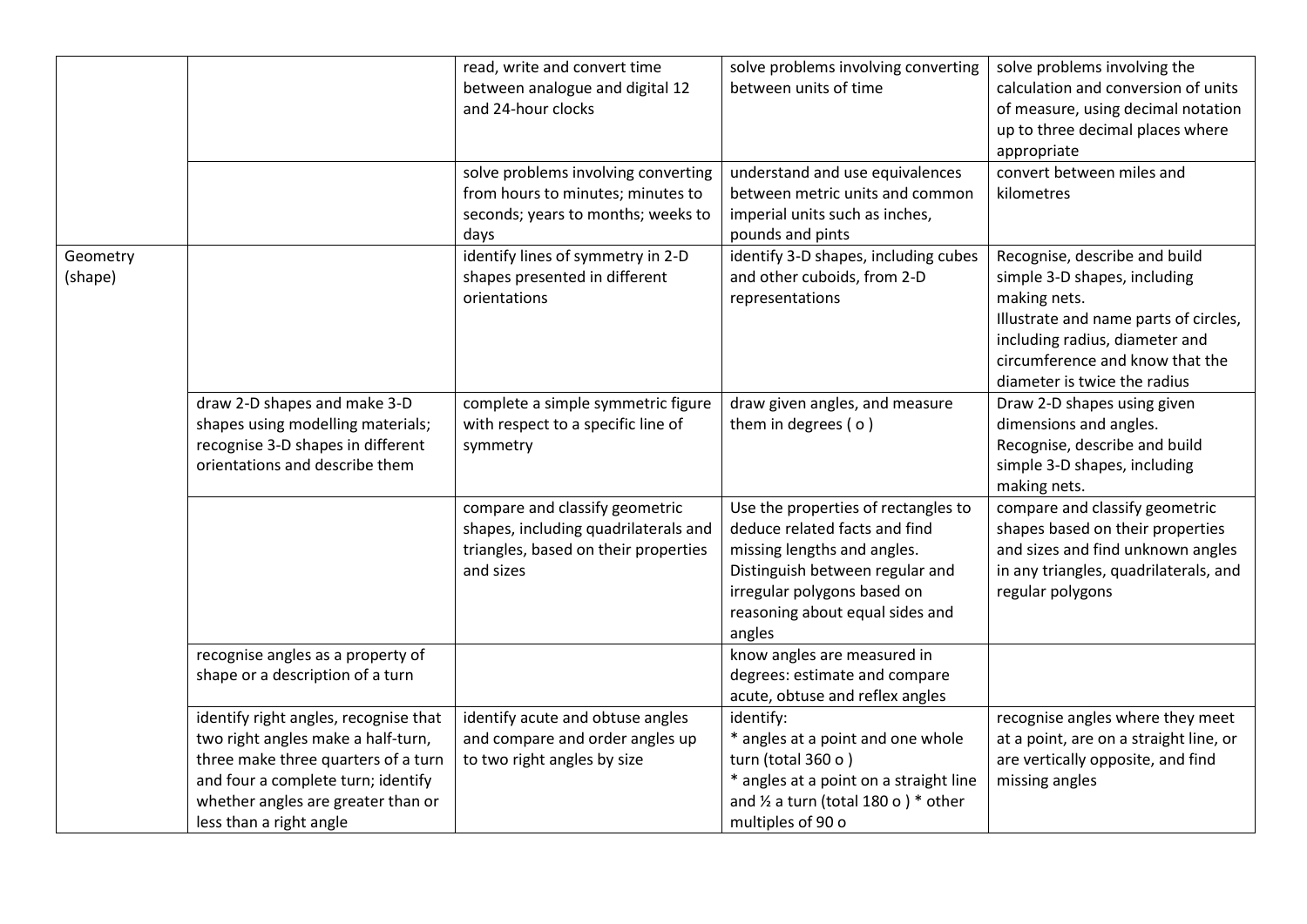|  |  |  |  |  |
|---|---|---|---|---|
|  |  | read, write and convert time between analogue and digital 12 and 24-hour clocks | solve problems involving converting between units of time | solve problems involving the calculation and conversion of units of measure, using decimal notation up to three decimal places where appropriate |
|  |  | solve problems involving converting from hours to minutes; minutes to seconds; years to months; weeks to days | understand and use equivalences between metric units and common imperial units such as inches, pounds and pints | convert between miles and kilometres |
| Geometry (shape) |  | identify lines of symmetry in 2-D shapes presented in different orientations | identify 3-D shapes, including cubes and other cuboids, from 2-D representations | Recognise, describe and build simple 3-D shapes, including making nets. Illustrate and name parts of circles, including radius, diameter and circumference and know that the diameter is twice the radius |
|  | draw 2-D shapes and make 3-D shapes using modelling materials; recognise 3-D shapes in different orientations and describe them | complete a simple symmetric figure with respect to a specific line of symmetry | draw given angles, and measure them in degrees ( o ) | Draw 2-D shapes using given dimensions and angles. Recognise, describe and build simple 3-D shapes, including making nets. |
|  |  | compare and classify geometric shapes, including quadrilaterals and triangles, based on their properties and sizes | Use the properties of rectangles to deduce related facts and find missing lengths and angles. Distinguish between regular and irregular polygons based on reasoning about equal sides and angles | compare and classify geometric shapes based on their properties and sizes and find unknown angles in any triangles, quadrilaterals, and regular polygons |
|  | recognise angles as a property of shape or a description of a turn |  | know angles are measured in degrees: estimate and compare acute, obtuse and reflex angles |  |
|  | identify right angles, recognise that two right angles make a half-turn, three make three quarters of a turn and four a complete turn; identify whether angles are greater than or less than a right angle | identify acute and obtuse angles and compare and order angles up to two right angles by size | identify: * angles at a point and one whole turn (total 360 o ) * angles at a point on a straight line and ½ a turn (total 180 o ) * other multiples of 90 o | recognise angles where they meet at a point, are on a straight line, or are vertically opposite, and find missing angles |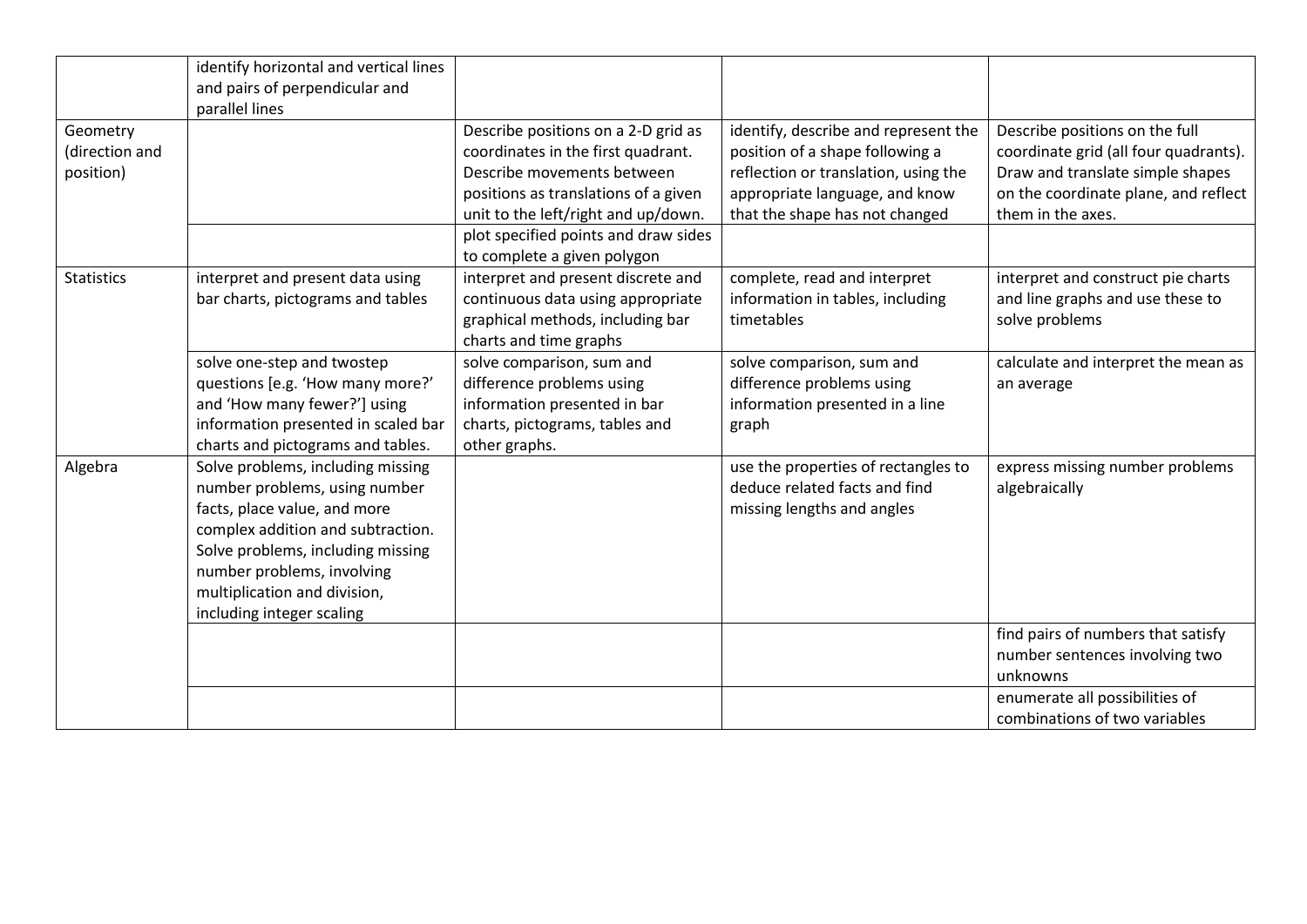|  |  |  |  |  |
|---|---|---|---|---|
|  | identify horizontal and vertical lines and pairs of perpendicular and parallel lines |  |  |  |
| Geometry (direction and position) |  | Describe positions on a 2-D grid as coordinates in the first quadrant. Describe movements between positions as translations of a given unit to the left/right and up/down. | identify, describe and represent the position of a shape following a reflection or translation, using the appropriate language, and know that the shape has not changed | Describe positions on the full coordinate grid (all four quadrants). Draw and translate simple shapes on the coordinate plane, and reflect them in the axes. |
|  |  | plot specified points and draw sides to complete a given polygon |  |  |
| Statistics | interpret and present data using bar charts, pictograms and tables | interpret and present discrete and continuous data using appropriate graphical methods, including bar charts and time graphs | complete, read and interpret information in tables, including timetables | interpret and construct pie charts and line graphs and use these to solve problems |
|  | solve one-step and twostep questions [e.g. 'How many more?' and 'How many fewer?'] using information presented in scaled bar charts and pictograms and tables. | solve comparison, sum and difference problems using information presented in bar charts, pictograms, tables and other graphs. | solve comparison, sum and difference problems using information presented in a line graph | calculate and interpret the mean as an average |
| Algebra | Solve problems, including missing number problems, using number facts, place value, and more complex addition and subtraction. Solve problems, including missing number problems, involving multiplication and division, including integer scaling |  | use the properties of rectangles to deduce related facts and find missing lengths and angles | express missing number problems algebraically |
|  |  |  |  | find pairs of numbers that satisfy number sentences involving two unknowns |
|  |  |  |  | enumerate all possibilities of combinations of two variables |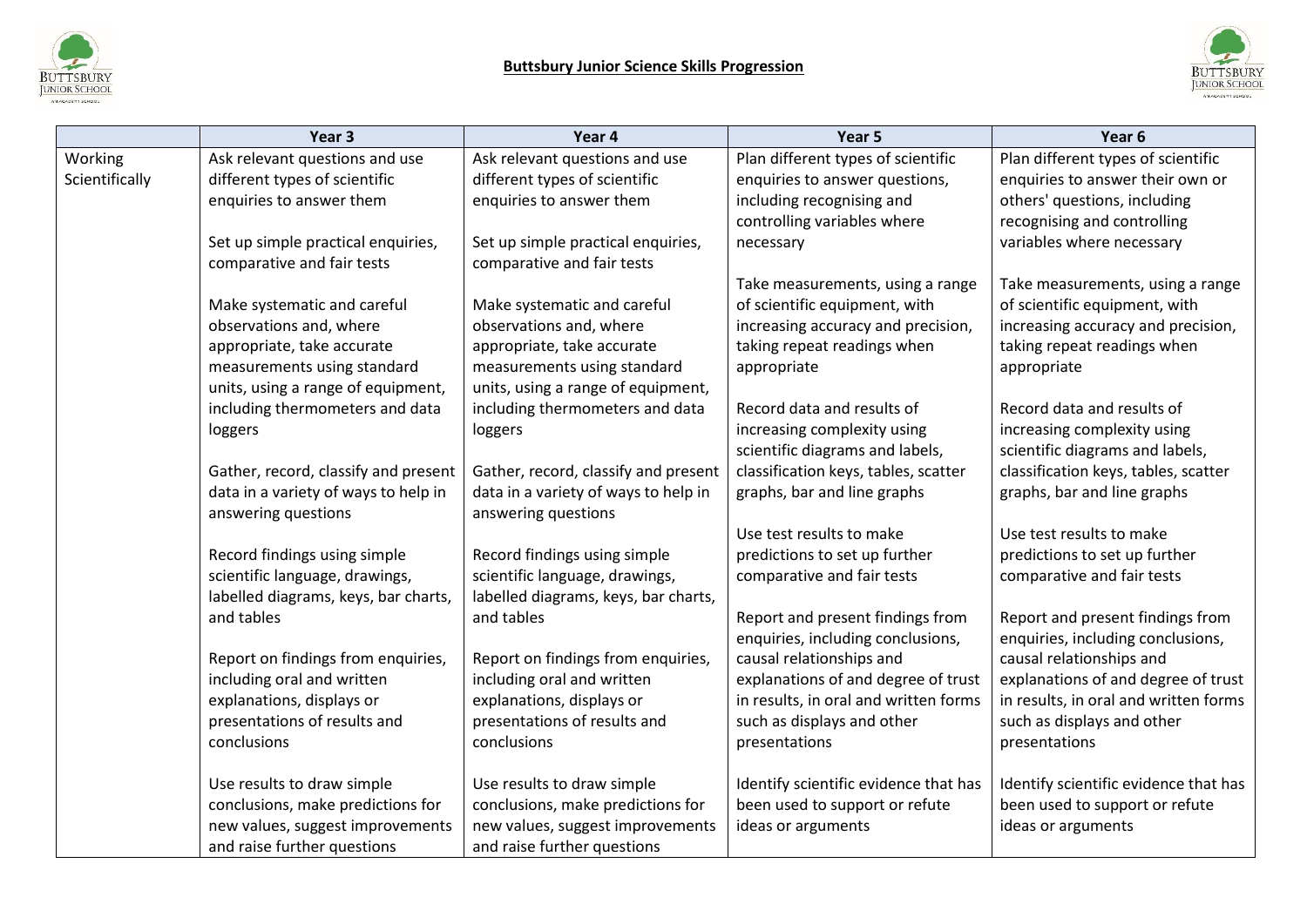**Buttsbury Junior Science Skills Progression**

| | Year 3 | Year 4 | Year 5 | Year 6 |
|---|---|---|---|---|
| Working Scientifically | Ask relevant questions and use different types of scientific enquiries to answer them<br><br>Set up simple practical enquiries, comparative and fair tests<br><br>Make systematic and careful observations and, where appropriate, take accurate measurements using standard units, using a range of equipment, including thermometers and data loggers<br><br>Gather, record, classify and present data in a variety of ways to help in answering questions<br><br>Record findings using simple scientific language, drawings, labelled diagrams, keys, bar charts, and tables<br><br>Report on findings from enquiries, including oral and written explanations, displays or presentations of results and conclusions<br><br>Use results to draw simple conclusions, make predictions for new values, suggest improvements and raise further questions | Ask relevant questions and use different types of scientific enquiries to answer them<br><br>Set up simple practical enquiries, comparative and fair tests<br><br>Make systematic and careful observations and, where appropriate, take accurate measurements using standard units, using a range of equipment, including thermometers and data loggers<br><br>Gather, record, classify and present data in a variety of ways to help in answering questions<br><br>Record findings using simple scientific language, drawings, labelled diagrams, keys, bar charts, and tables<br><br>Report on findings from enquiries, including oral and written explanations, displays or presentations of results and conclusions<br><br>Use results to draw simple conclusions, make predictions for new values, suggest improvements and raise further questions | Plan different types of scientific enquiries to answer questions, including recognising and controlling variables where necessary<br><br>Take measurements, using a range of scientific equipment, with increasing accuracy and precision, taking repeat readings when appropriate<br><br>Record data and results of increasing complexity using scientific diagrams and labels, classification keys, tables, scatter graphs, bar and line graphs<br><br>Use test results to make predictions to set up further comparative and fair tests<br><br>Report and present findings from enquiries, including conclusions, causal relationships and explanations of and degree of trust in results, in oral and written forms such as displays and other presentations<br><br>Identify scientific evidence that has been used to support or refute ideas or arguments | Plan different types of scientific enquiries to answer their own or others' questions, including recognising and controlling variables where necessary<br><br>Take measurements, using a range of scientific equipment, with increasing accuracy and precision, taking repeat readings when appropriate<br><br>Record data and results of increasing complexity using scientific diagrams and labels, classification keys, tables, scatter graphs, bar and line graphs<br><br>Use test results to make predictions to set up further comparative and fair tests<br><br>Report and present findings from enquiries, including conclusions, causal relationships and explanations of and degree of trust in results, in oral and written forms such as displays and other presentations<br><br>Identify scientific evidence that has been used to support or refute ideas or arguments |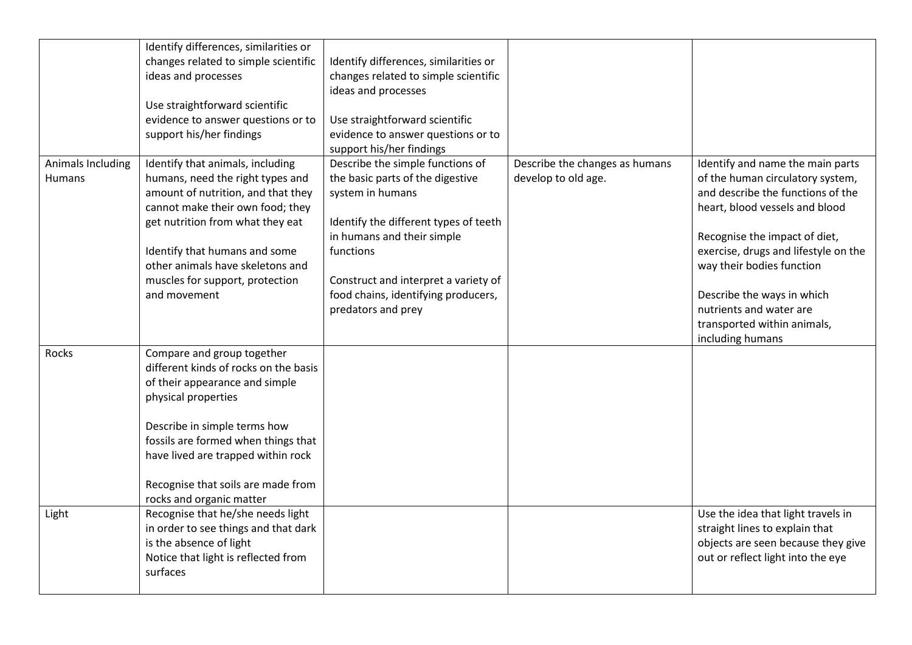| | | | | |
|---|---|---|---|---|
| | Identify differences, similarities or changes related to simple scientific ideas and processes<br><br>Use straightforward scientific evidence to answer questions or to support his/her findings | Identify differences, similarities or changes related to simple scientific ideas and processes<br><br>Use straightforward scientific evidence to answer questions or to support his/her findings | | |
| Animals Including Humans | Identify that animals, including humans, need the right types and amount of nutrition, and that they cannot make their own food; they get nutrition from what they eat<br><br>Identify that humans and some other animals have skeletons and muscles for support, protection and movement | Describe the simple functions of the basic parts of the digestive system in humans<br><br>Identify the different types of teeth in humans and their simple functions<br><br>Construct and interpret a variety of food chains, identifying producers, predators and prey | Describe the changes as humans develop to old age. | Identify and name the main parts of the human circulatory system, and describe the functions of the heart, blood vessels and blood<br><br>Recognise the impact of diet, exercise, drugs and lifestyle on the way their bodies function<br><br>Describe the ways in which nutrients and water are transported within animals, including humans |
| Rocks | Compare and group together different kinds of rocks on the basis of their appearance and simple physical properties<br><br>Describe in simple terms how fossils are formed when things that have lived are trapped within rock<br><br>Recognise that soils are made from rocks and organic matter | | | |
| Light | Recognise that he/she needs light in order to see things and that dark is the absence of light<br>Notice that light is reflected from surfaces | | | Use the idea that light travels in straight lines to explain that objects are seen because they give out or reflect light into the eye |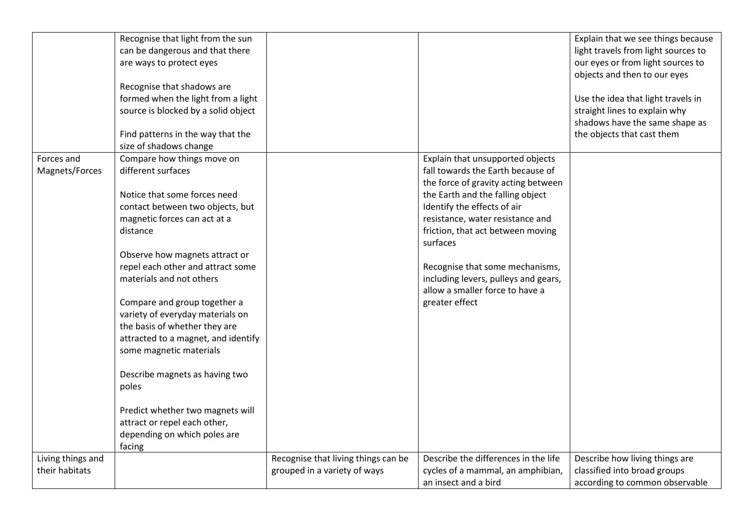| | | | | |
|---|---|---|---|---|
| | Recognise that light from the sun can be dangerous and that there are ways to protect eyes<br><br>Recognise that shadows are formed when the light from a light source is blocked by a solid object<br><br>Find patterns in the way that the size of shadows change | | | Explain that we see things because light travels from light sources to our eyes or from light sources to objects and then to our eyes<br><br>Use the idea that light travels in straight lines to explain why shadows have the same shape as the objects that cast them |
| Forces and Magnets/Forces | Compare how things move on different surfaces<br><br>Notice that some forces need contact between two objects, but magnetic forces can act at a distance<br><br>Observe how magnets attract or repel each other and attract some materials and not others<br><br>Compare and group together a variety of everyday materials on the basis of whether they are attracted to a magnet, and identify some magnetic materials<br><br>Describe magnets as having two poles<br><br>Predict whether two magnets will attract or repel each other, depending on which poles are facing | | Explain that unsupported objects fall towards the Earth because of the force of gravity acting between the Earth and the falling object<br>Identify the effects of air resistance, water resistance and friction, that act between moving surfaces<br><br>Recognise that some mechanisms, including levers, pulleys and gears, allow a smaller force to have a greater effect | |
| Living things and their habitats | | Recognise that living things can be grouped in a variety of ways | Describe the differences in the life cycles of a mammal, an amphibian, an insect and a bird | Describe how living things are classified into broad groups according to common observable |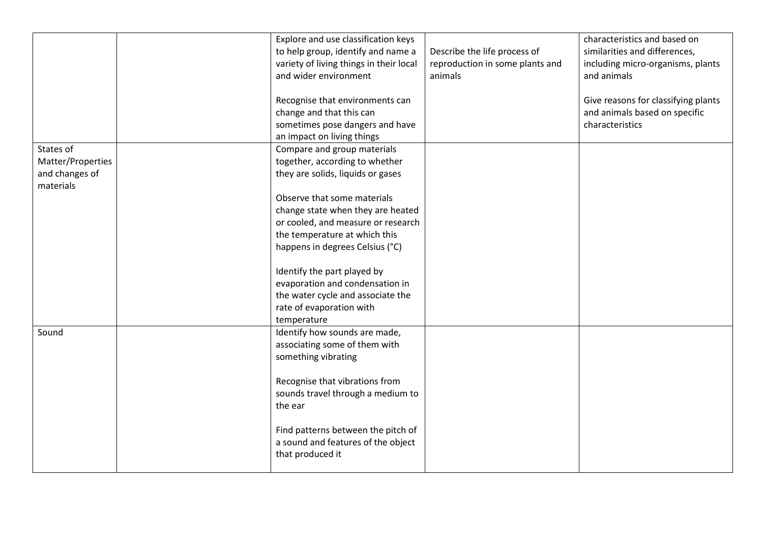| | | | | |
|---|---|---|---|---|
| | | Explore and use classification keys to help group, identify and name a variety of living things in their local and wider environment<br><br>Recognise that environments can change and that this can sometimes pose dangers and have an impact on living things | Describe the life process of reproduction in some plants and animals | characteristics and based on similarities and differences, including micro-organisms, plants and animals<br><br>Give reasons for classifying plants and animals based on specific characteristics |
| States of Matter/Properties and changes of materials | | Compare and group materials together, according to whether they are solids, liquids or gases<br><br>Observe that some materials change state when they are heated or cooled, and measure or research the temperature at which this happens in degrees Celsius (°C)<br><br>Identify the part played by evaporation and condensation in the water cycle and associate the rate of evaporation with temperature | | |
| Sound | | Identify how sounds are made, associating some of them with something vibrating<br><br>Recognise that vibrations from sounds travel through a medium to the ear<br><br>Find patterns between the pitch of a sound and features of the object that produced it | | |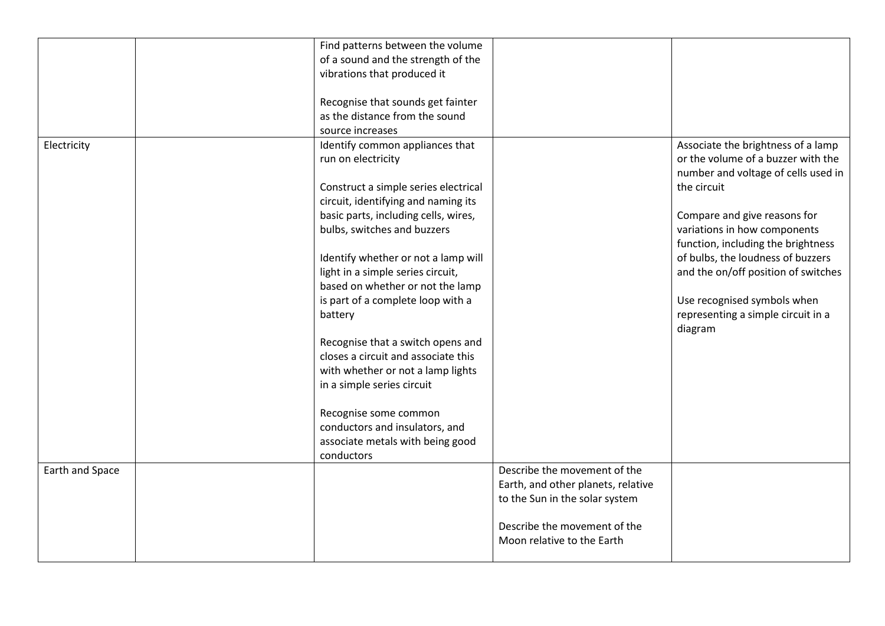|  |  |  |  |  |
|---|---|---|---|---|
|  |  | Find patterns between the volume of a sound and the strength of the vibrations that produced it<br><br>Recognise that sounds get fainter as the distance from the sound source increases |  |  |
| Electricity |  | Identify common appliances that run on electricity<br><br>Construct a simple series electrical circuit, identifying and naming its basic parts, including cells, wires, bulbs, switches and buzzers<br><br>Identify whether or not a lamp will light in a simple series circuit, based on whether or not the lamp is part of a complete loop with a battery<br><br>Recognise that a switch opens and closes a circuit and associate this with whether or not a lamp lights in a simple series circuit<br><br>Recognise some common conductors and insulators, and associate metals with being good conductors |  | Associate the brightness of a lamp or the volume of a buzzer with the number and voltage of cells used in the circuit<br><br>Compare and give reasons for variations in how components function, including the brightness of bulbs, the loudness of buzzers and the on/off position of switches<br><br>Use recognised symbols when representing a simple circuit in a diagram |
| Earth and Space |  |  | Describe the movement of the Earth, and other planets, relative to the Sun in the solar system<br><br>Describe the movement of the Moon relative to the Earth |  |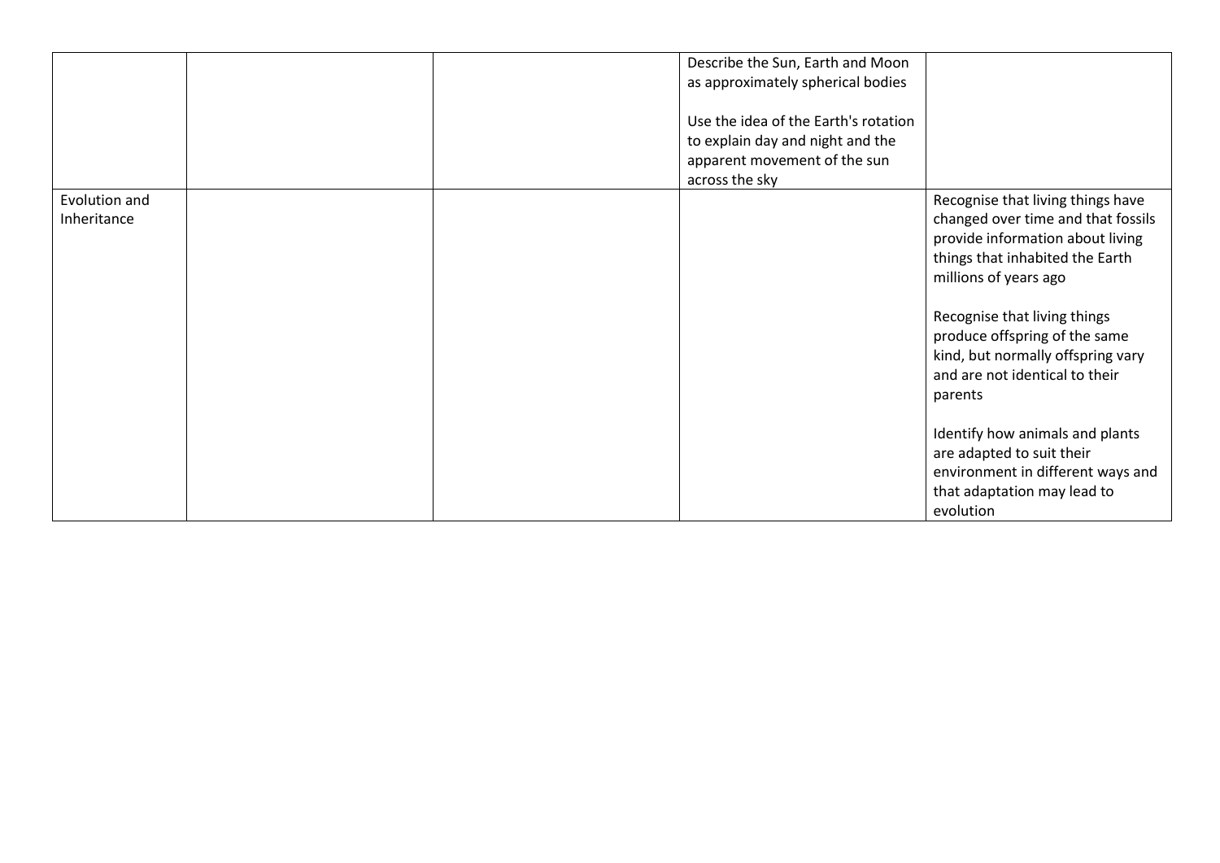|  |  |  | Describe the Sun, Earth and Moon as approximately spherical bodies<br><br>Use the idea of the Earth's rotation to explain day and night and the apparent movement of the sun across the sky |  |
|---|---|---|---|---|
| Evolution and Inheritance |  |  |  | Recognise that living things have changed over time and that fossils provide information about living things that inhabited the Earth millions of years ago<br><br>Recognise that living things produce offspring of the same kind, but normally offspring vary and are not identical to their parents<br><br>Identify how animals and plants are adapted to suit their environment in different ways and that adaptation may lead to evolution |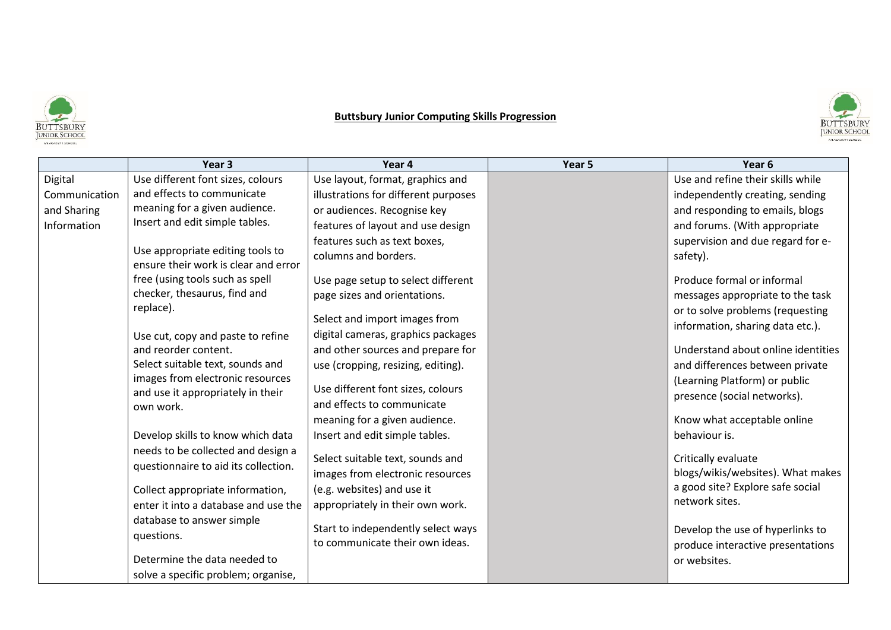**Buttsbury Junior Computing Skills Progression**

| | Year 3 | Year 4 | Year 5 | Year 6 |
|---|---|---|---|---|
| Digital Communication and Sharing Information | Use different font sizes, colours and effects to communicate meaning for a given audience. Insert and edit simple tables.<br><br>Use appropriate editing tools to ensure their work is clear and error free (using tools such as spell checker, thesaurus, find and replace).<br><br>Use cut, copy and paste to refine and reorder content.<br>Select suitable text, sounds and images from electronic resources and use it appropriately in their own work.<br><br>Develop skills to know which data needs to be collected and design a questionnaire to aid its collection.<br><br>Collect appropriate information, enter it into a database and use the database to answer simple questions.<br><br>Determine the data needed to solve a specific problem; organise, | Use layout, format, graphics and illustrations for different purposes or audiences. Recognise key features of layout and use design features such as text boxes, columns and borders.<br><br>Use page setup to select different page sizes and orientations.<br><br>Select and import images from digital cameras, graphics packages and other sources and prepare for use (cropping, resizing, editing).<br><br>Use different font sizes, colours and effects to communicate meaning for a given audience. Insert and edit simple tables.<br><br>Select suitable text, sounds and images from electronic resources (e.g. websites) and use it appropriately in their own work.<br><br>Start to independently select ways to communicate their own ideas. | | Use and refine their skills while independently creating, sending and responding to emails, blogs and forums. (With appropriate supervision and due regard for e-safety).<br><br>Produce formal or informal messages appropriate to the task or to solve problems (requesting information, sharing data etc.).<br><br>Understand about online identities and differences between private (Learning Platform) or public presence (social networks).<br><br>Know what acceptable online behaviour is.<br><br>Critically evaluate blogs/wikis/websites). What makes a good site? Explore safe social network sites.<br><br>Develop the use of hyperlinks to produce interactive presentations or websites. |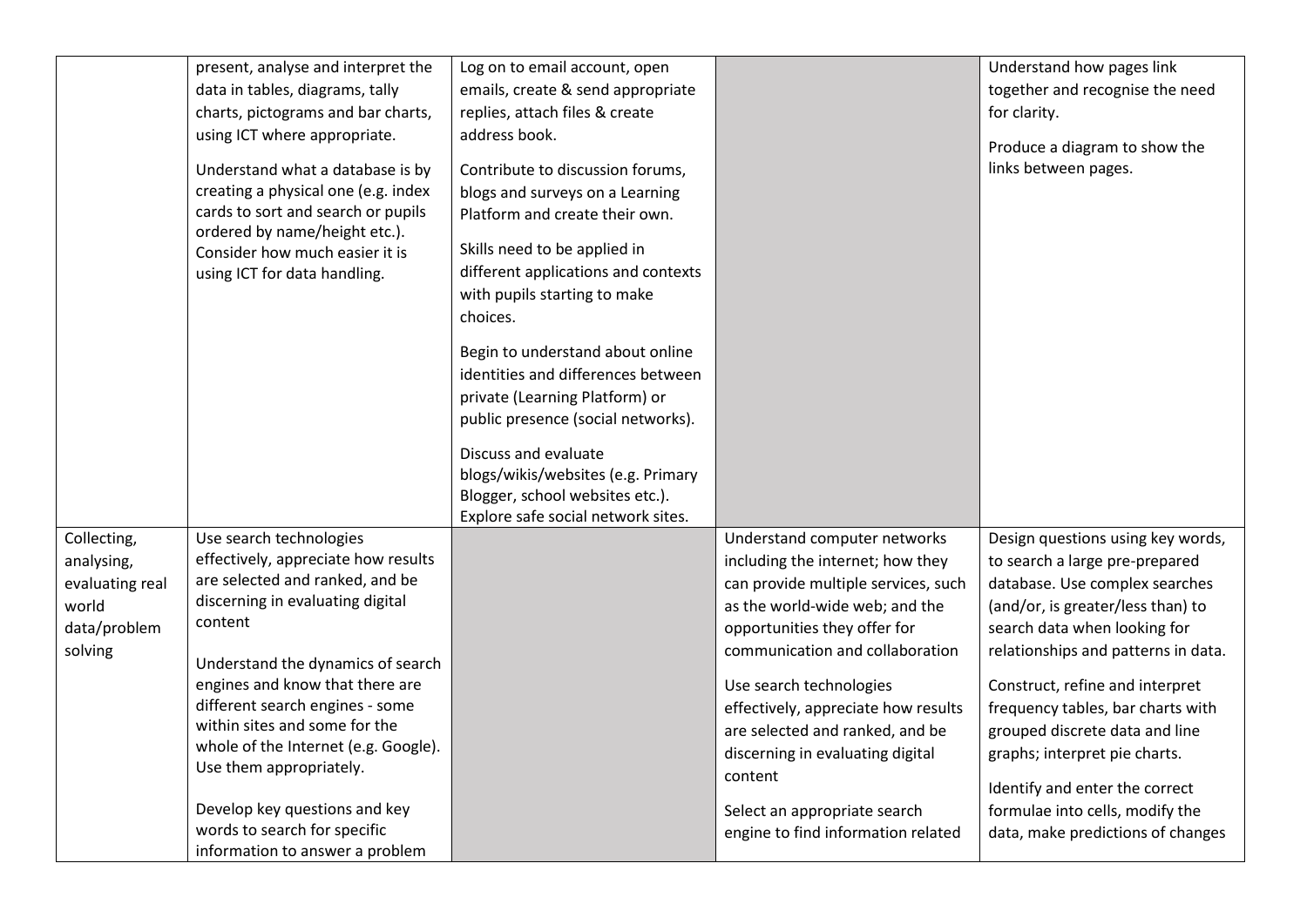| | | | | |
|---|---|---|---|---|
| | present, analyse and interpret the data in tables, diagrams, tally charts, pictograms and bar charts, using ICT where appropriate.<br><br>Understand what a database is by creating a physical one (e.g. index cards to sort and search or pupils ordered by name/height etc.). Consider how much easier it is using ICT for data handling. | Log on to email account, open emails, create & send appropriate replies, attach files & create address book.<br><br>Contribute to discussion forums, blogs and surveys on a Learning Platform and create their own.<br><br>Skills need to be applied in different applications and contexts with pupils starting to make choices.<br><br>Begin to understand about online identities and differences between private (Learning Platform) or public presence (social networks).<br><br>Discuss and evaluate blogs/wikis/websites (e.g. Primary Blogger, school websites etc.). Explore safe social network sites. | | Understand how pages link together and recognise the need for clarity.<br><br>Produce a diagram to show the links between pages. |
| Collecting, analysing, evaluating real world data/problem solving | Use search technologies effectively, appreciate how results are selected and ranked, and be discerning in evaluating digital content<br><br>Understand the dynamics of search engines and know that there are different search engines - some within sites and some for the whole of the Internet (e.g. Google). Use them appropriately.<br><br>Develop key questions and key words to search for specific information to answer a problem | | Understand computer networks including the internet; how they can provide multiple services, such as the world-wide web; and the opportunities they offer for communication and collaboration<br><br>Use search technologies effectively, appreciate how results are selected and ranked, and be discerning in evaluating digital content<br><br>Select an appropriate search engine to find information related | Design questions using key words, to search a large pre-prepared database. Use complex searches (and/or, is greater/less than) to search data when looking for relationships and patterns in data.<br><br>Construct, refine and interpret frequency tables, bar charts with grouped discrete data and line graphs; interpret pie charts.<br><br>Identify and enter the correct formulae into cells, modify the data, make predictions of changes |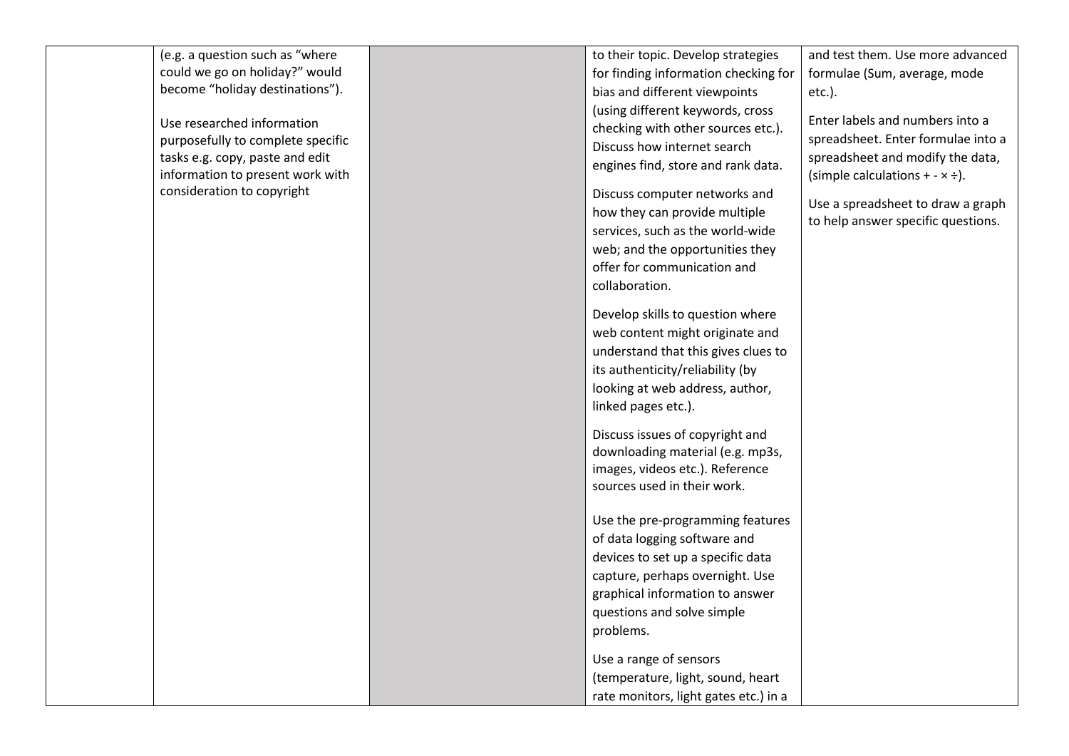| | | | | |
|---|---|---|---|---|
| | (e.g. a question such as "where could we go on holiday?" would become "holiday destinations").<br><br>Use researched information purposefully to complete specific tasks e.g. copy, paste and edit information to present work with consideration to copyright | | to their topic. Develop strategies for finding information checking for bias and different viewpoints (using different keywords, cross checking with other sources etc.). Discuss how internet search engines find, store and rank data.<br><br>Discuss computer networks and how they can provide multiple services, such as the world-wide web; and the opportunities they offer for communication and collaboration.<br><br>Develop skills to question where web content might originate and understand that this gives clues to its authenticity/reliability (by looking at web address, author, linked pages etc.).<br><br>Discuss issues of copyright and downloading material (e.g. mp3s, images, videos etc.). Reference sources used in their work.<br><br>Use the pre-programming features of data logging software and devices to set up a specific data capture, perhaps overnight. Use graphical information to answer questions and solve simple problems.<br><br>Use a range of sensors (temperature, light, sound, heart rate monitors, light gates etc.) in a | and test them. Use more advanced formulae (Sum, average, mode etc.).<br><br>Enter labels and numbers into a spreadsheet. Enter formulae into a spreadsheet and modify the data, (simple calculations + - × ÷).<br><br>Use a spreadsheet to draw a graph to help answer specific questions. |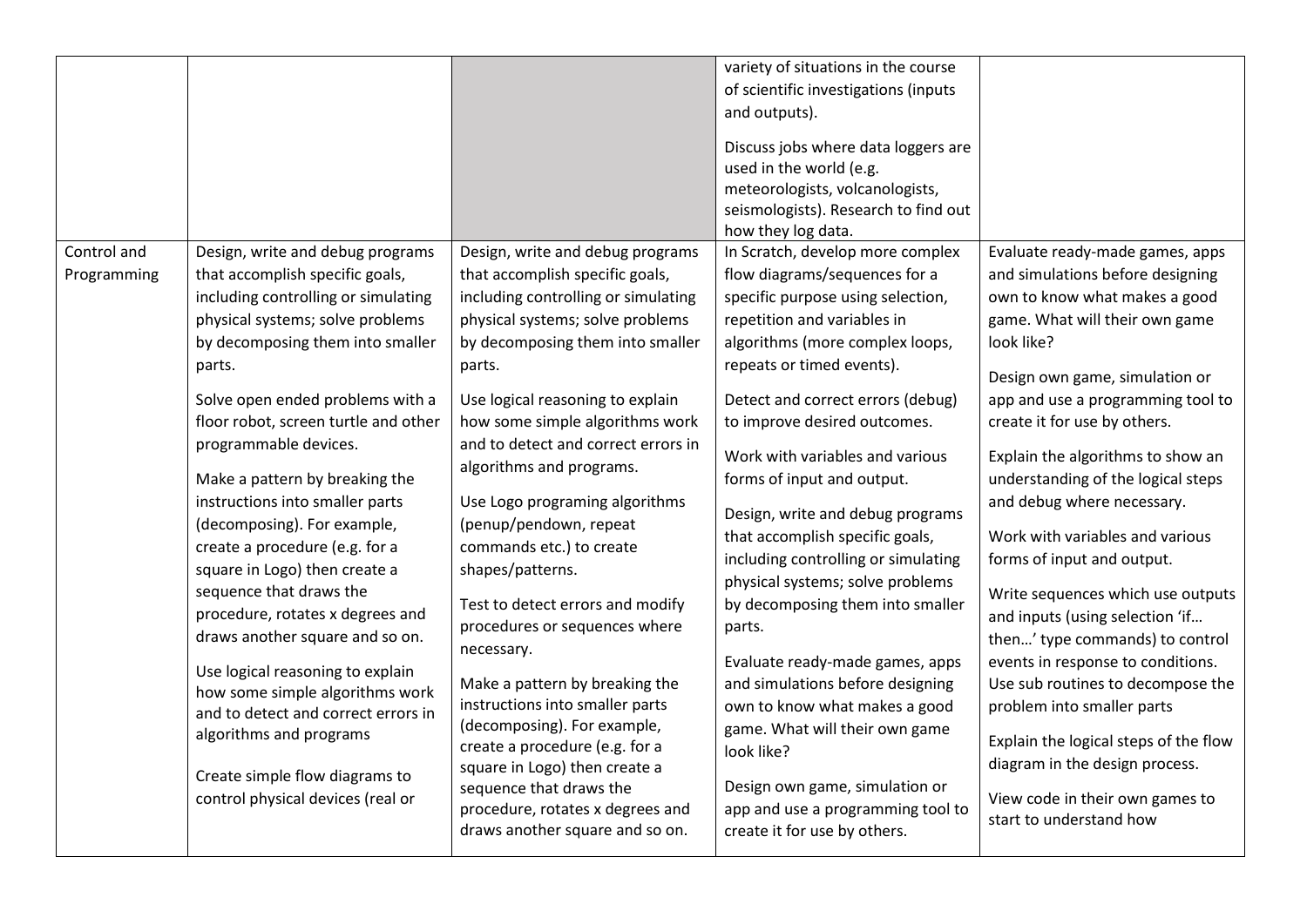| | | | | |
|---|---|---|---|---|
| | | | variety of situations in the course of scientific investigations (inputs and outputs).<br><br>Discuss jobs where data loggers are used in the world (e.g. meteorologists, volcanologists, seismologists). Research to find out how they log data. | |
| Control and Programming | Design, write and debug programs that accomplish specific goals, including controlling or simulating physical systems; solve problems by decomposing them into smaller parts.<br><br>Solve open ended problems with a floor robot, screen turtle and other programmable devices.<br><br>Make a pattern by breaking the instructions into smaller parts (decomposing). For example, create a procedure (e.g. for a square in Logo) then create a sequence that draws the procedure, rotates x degrees and draws another square and so on.<br><br>Use logical reasoning to explain how some simple algorithms work and to detect and correct errors in algorithms and programs<br><br>Create simple flow diagrams to control physical devices (real or | Design, write and debug programs that accomplish specific goals, including controlling or simulating physical systems; solve problems by decomposing them into smaller parts.<br><br>Use logical reasoning to explain how some simple algorithms work and to detect and correct errors in algorithms and programs.<br><br>Use Logo programing algorithms (penup/pendown, repeat commands etc.) to create shapes/patterns.<br><br>Test to detect errors and modify procedures or sequences where necessary.<br><br>Make a pattern by breaking the instructions into smaller parts (decomposing). For example, create a procedure (e.g. for a square in Logo) then create a sequence that draws the procedure, rotates x degrees and draws another square and so on. | In Scratch, develop more complex flow diagrams/sequences for a specific purpose using selection, repetition and variables in algorithms (more complex loops, repeats or timed events).<br><br>Detect and correct errors (debug) to improve desired outcomes.<br><br>Work with variables and various forms of input and output.<br><br>Design, write and debug programs that accomplish specific goals, including controlling or simulating physical systems; solve problems by decomposing them into smaller parts.<br><br>Evaluate ready-made games, apps and simulations before designing own to know what makes a good game. What will their own game look like?<br><br>Design own game, simulation or app and use a programming tool to create it for use by others. | Evaluate ready-made games, apps and simulations before designing own to know what makes a good game. What will their own game look like?<br><br>Design own game, simulation or app and use a programming tool to create it for use by others.<br><br>Explain the algorithms to show an understanding of the logical steps and debug where necessary.<br><br>Work with variables and various forms of input and output.<br><br>Write sequences which use outputs and inputs (using selection 'if… then…' type commands) to control events in response to conditions. Use sub routines to decompose the problem into smaller parts<br><br>Explain the logical steps of the flow diagram in the design process.<br><br>View code in their own games to start to understand how |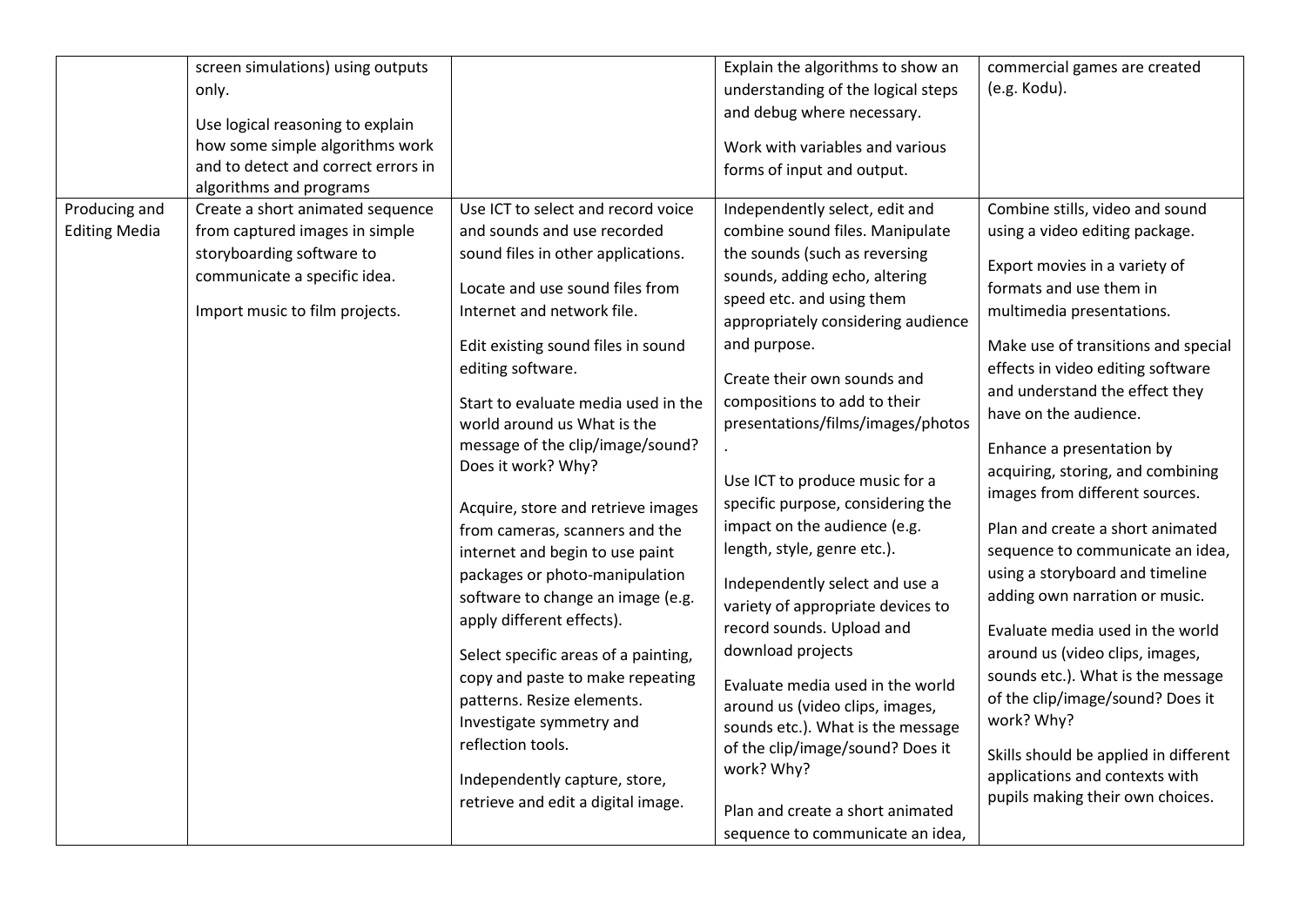| | | | | |
|---|---|---|---|---|
| | screen simulations) using outputs only.<br><br>Use logical reasoning to explain how some simple algorithms work and to detect and correct errors in algorithms and programs | | Explain the algorithms to show an understanding of the logical steps and debug where necessary.<br><br>Work with variables and various forms of input and output. | commercial games are created (e.g. Kodu). |
| Producing and Editing Media | Create a short animated sequence from captured images in simple storyboarding software to communicate a specific idea.<br><br>Import music to film projects. | Use ICT to select and record voice and sounds and use recorded sound files in other applications.<br><br>Locate and use sound files from Internet and network file.<br><br>Edit existing sound files in sound editing software.<br><br>Start to evaluate media used in the world around us What is the message of the clip/image/sound? Does it work? Why?<br><br>Acquire, store and retrieve images from cameras, scanners and the internet and begin to use paint packages or photo-manipulation software to change an image (e.g. apply different effects).<br><br>Select specific areas of a painting, copy and paste to make repeating patterns. Resize elements. Investigate symmetry and reflection tools.<br><br>Independently capture, store, retrieve and edit a digital image. | Independently select, edit and combine sound files. Manipulate the sounds (such as reversing sounds, adding echo, altering speed etc. and using them appropriately considering audience and purpose.<br><br>Create their own sounds and compositions to add to their presentations/films/images/photos.<br><br>Use ICT to produce music for a specific purpose, considering the impact on the audience (e.g. length, style, genre etc.).<br><br>Independently select and use a variety of appropriate devices to record sounds. Upload and download projects<br><br>Evaluate media used in the world around us (video clips, images, sounds etc.). What is the message of the clip/image/sound? Does it work? Why?<br><br>Plan and create a short animated sequence to communicate an idea, | Combine stills, video and sound using a video editing package.<br><br>Export movies in a variety of formats and use them in multimedia presentations.<br><br>Make use of transitions and special effects in video editing software and understand the effect they have on the audience.<br><br>Enhance a presentation by acquiring, storing, and combining images from different sources.<br><br>Plan and create a short animated sequence to communicate an idea, using a storyboard and timeline adding own narration or music.<br><br>Evaluate media used in the world around us (video clips, images, sounds etc.). What is the message of the clip/image/sound? Does it work? Why?<br><br>Skills should be applied in different applications and contexts with pupils making their own choices. |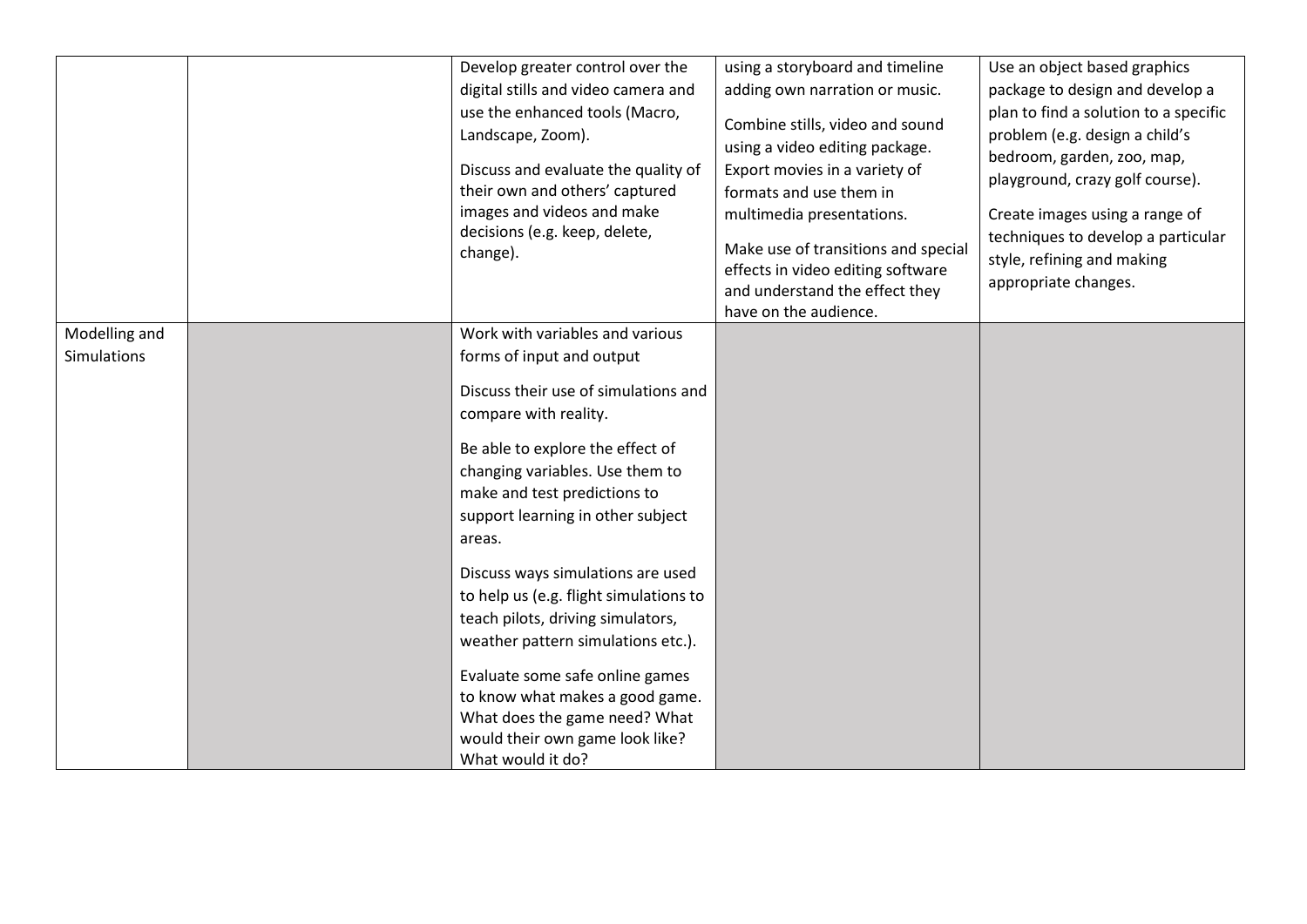|  |  |  |  |  |
|---|---|---|---|---|
|  |  | Develop greater control over the digital stills and video camera and use the enhanced tools (Macro, Landscape, Zoom).<br><br>Discuss and evaluate the quality of their own and others' captured images and videos and make decisions (e.g. keep, delete, change). | using a storyboard and timeline adding own narration or music.<br><br>Combine stills, video and sound using a video editing package. Export movies in a variety of formats and use them in multimedia presentations.<br><br>Make use of transitions and special effects in video editing software and understand the effect they have on the audience. | Use an object based graphics package to design and develop a plan to find a solution to a specific problem (e.g. design a child's bedroom, garden, zoo, map, playground, crazy golf course).<br><br>Create images using a range of techniques to develop a particular style, refining and making appropriate changes. |
| Modelling and Simulations |  | Work with variables and various forms of input and output<br><br>Discuss their use of simulations and compare with reality.<br><br>Be able to explore the effect of changing variables. Use them to make and test predictions to support learning in other subject areas.<br><br>Discuss ways simulations are used to help us (e.g. flight simulations to teach pilots, driving simulators, weather pattern simulations etc.).<br><br>Evaluate some safe online games to know what makes a good game. What does the game need? What would their own game look like? What would it do? |  |  |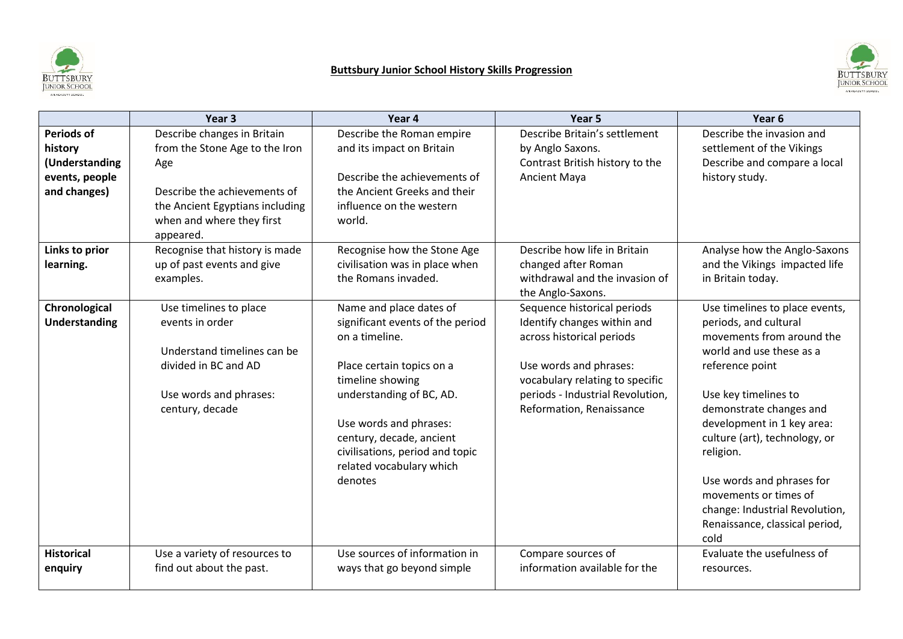**Buttsbury Junior School History Skills Progression**

| | Year 3 | Year 4 | Year 5 | Year 6 |
|---|---|---|---|---|
| **Periods of history (Understanding events, people and changes)** | Describe changes in Britain from the Stone Age to the Iron Age<br><br>Describe the achievements of the Ancient Egyptians including when and where they first appeared. | Describe the Roman empire and its impact on Britain<br><br>Describe the achievements of the Ancient Greeks and their influence on the western world. | Describe Britain's settlement by Anglo Saxons.<br>Contrast British history to the Ancient Maya | Describe the invasion and settlement of the Vikings<br>Describe and compare a local history study. |
| **Links to prior learning.** | Recognise that history is made up of past events and give examples. | Recognise how the Stone Age civilisation was in place when the Romans invaded. | Describe how life in Britain changed after Roman withdrawal and the invasion of the Anglo-Saxons. | Analyse how the Anglo-Saxons and the Vikings impacted life in Britain today. |
| **Chronological Understanding** | Use timelines to place events in order<br><br>Understand timelines can be divided in BC and AD<br><br>Use words and phrases: century, decade | Name and place dates of significant events of the period on a timeline.<br><br>Place certain topics on a timeline showing understanding of BC, AD.<br><br>Use words and phrases: century, decade, ancient civilisations, period and topic related vocabulary which denotes | Sequence historical periods<br>Identify changes within and across historical periods<br><br>Use words and phrases: vocabulary relating to specific periods - Industrial Revolution, Reformation, Renaissance | Use timelines to place events, periods, and cultural movements from around the world and use these as a reference point<br><br>Use key timelines to demonstrate changes and development in 1 key area: culture (art), technology, or religion.<br><br>Use words and phrases for movements or times of change: Industrial Revolution, Renaissance, classical period, cold |
| **Historical enquiry** | Use a variety of resources to find out about the past. | Use sources of information in ways that go beyond simple | Compare sources of information available for the | Evaluate the usefulness of resources. |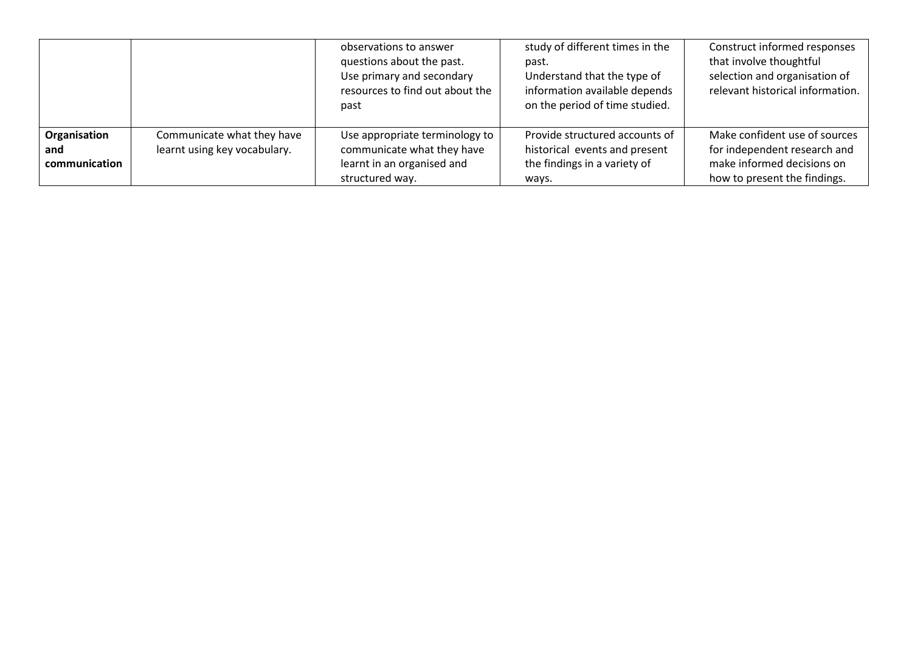|  |  |  |  |  |
| --- | --- | --- | --- | --- |
|  |  | observations to answer questions about the past. Use primary and secondary resources to find out about the past | study of different times in the past. Understand that the type of information available depends on the period of time studied. | Construct informed responses that involve thoughtful selection and organisation of relevant historical information. |
| **Organisation and communication** | Communicate what they have learnt using key vocabulary. | Use appropriate terminology to communicate what they have learnt in an organised and structured way. | Provide structured accounts of historical events and present the findings in a variety of ways. | Make confident use of sources for independent research and make informed decisions on how to present the findings. |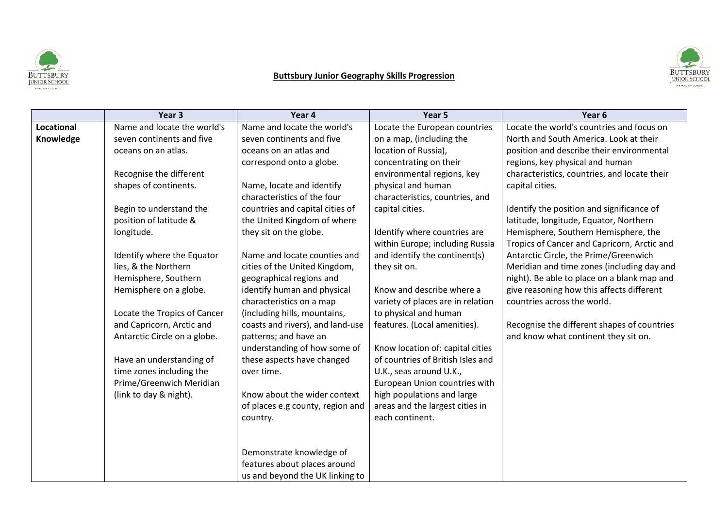**Buttsbury Junior Geography Skills Progression**

| | Year 3 | Year 4 | Year 5 | Year 6 |
|---|---|---|---|---|
| **Locational Knowledge** | Name and locate the world's seven continents and five oceans on an atlas.<br><br>Recognise the different shapes of continents.<br><br>Begin to understand the position of latitude & longitude.<br><br>Identify where the Equator lies, & the Northern Hemisphere, Southern Hemisphere on a globe.<br><br>Locate the Tropics of Cancer and Capricorn, Arctic and Antarctic Circle on a globe.<br><br>Have an understanding of time zones including the Prime/Greenwich Meridian (link to day & night). | Name and locate the world's seven continents and five oceans on an atlas and correspond onto a globe.<br><br>Name, locate and identify characteristics of the four countries and capital cities of the United Kingdom of where they sit on the globe.<br><br>Name and locate counties and cities of the United Kingdom, geographical regions and identify human and physical characteristics on a map (including hills, mountains, coasts and rivers), and land-use patterns; and have an understanding of how some of these aspects have changed over time.<br><br>Know about the wider context of places e.g county, region and country.<br><br>Demonstrate knowledge of features about places around us and beyond the UK linking to | Locate the European countries on a map, (including the location of Russia), concentrating on their environmental regions, key physical and human characteristics, countries, and capital cities.<br><br>Identify where countries are within Europe; including Russia and identify the continent(s) they sit on.<br><br>Know and describe where a variety of places are in relation to physical and human features. (Local amenities).<br><br>Know location of: capital cities of countries of British Isles and U.K., seas around U.K., European Union countries with high populations and large areas and the largest cities in each continent. | Locate the world's countries and focus on North and South America. Look at their position and describe their environmental regions, key physical and human characteristics, countries, and locate their capital cities.<br><br>Identify the position and significance of latitude, longitude, Equator, Northern Hemisphere, Southern Hemisphere, the Tropics of Cancer and Capricorn, Arctic and Antarctic Circle, the Prime/Greenwich Meridian and time zones (including day and night). Be able to place on a blank map and give reasoning how this affects different countries across the world.<br><br>Recognise the different shapes of countries and know what continent they sit on. |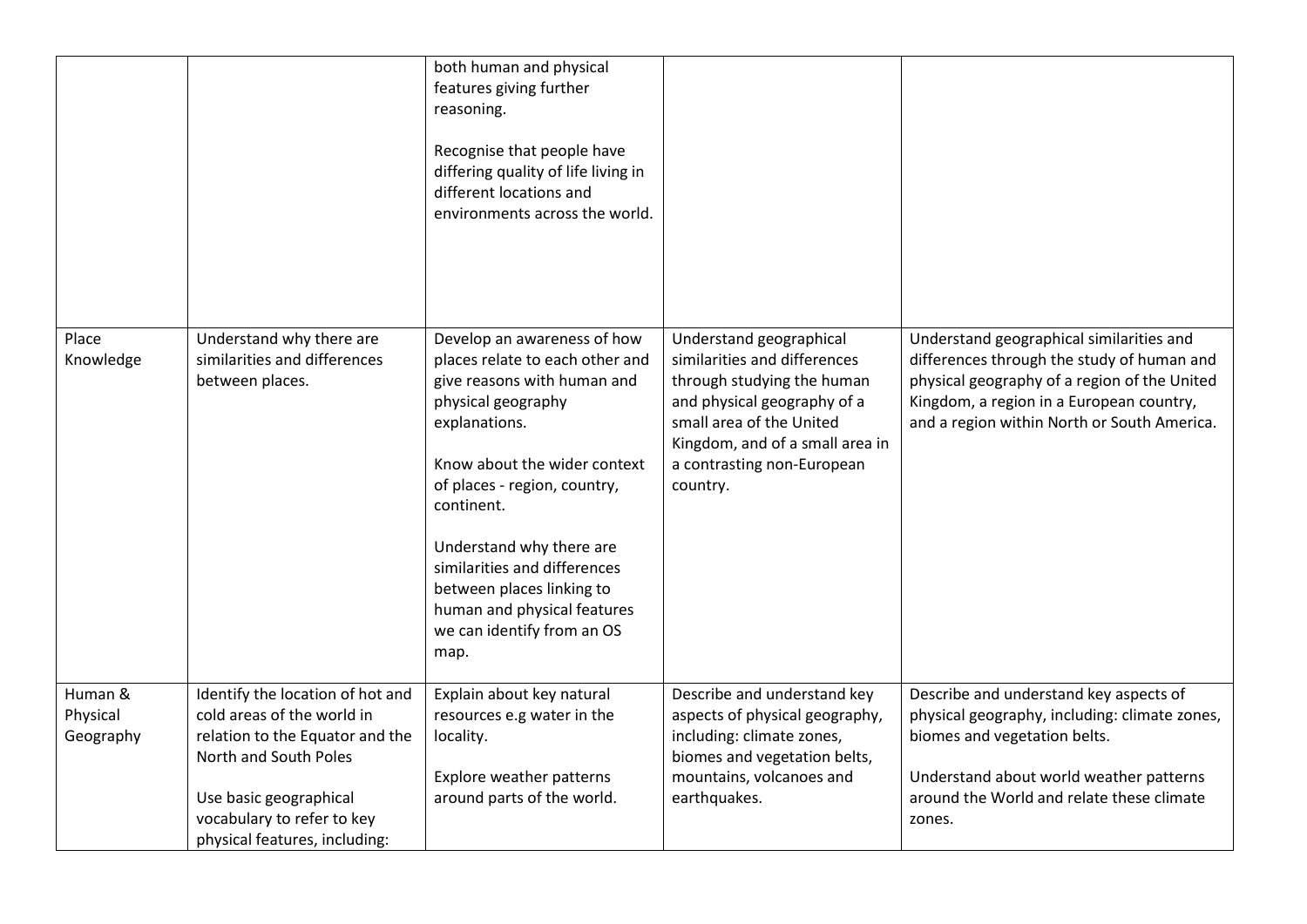| | | | | |
|---|---|---|---|---|
| | | both human and physical features giving further reasoning.<br><br>Recognise that people have differing quality of life living in different locations and environments across the world. | | |
| Place Knowledge | Understand why there are similarities and differences between places. | Develop an awareness of how places relate to each other and give reasons with human and physical geography explanations.<br><br>Know about the wider context of places - region, country, continent.<br><br>Understand why there are similarities and differences between places linking to human and physical features we can identify from an OS map. | Understand geographical similarities and differences through studying the human and physical geography of a small area of the United Kingdom, and of a small area in a contrasting non-European country. | Understand geographical similarities and differences through the study of human and physical geography of a region of the United Kingdom, a region in a European country, and a region within North or South America. |
| Human & Physical Geography | Identify the location of hot and cold areas of the world in relation to the Equator and the North and South Poles<br><br>Use basic geographical vocabulary to refer to key physical features, including: | Explain about key natural resources e.g water in the locality.<br><br>Explore weather patterns around parts of the world. | Describe and understand key aspects of physical geography, including: climate zones, biomes and vegetation belts, mountains, volcanoes and earthquakes. | Describe and understand key aspects of physical geography, including: climate zones, biomes and vegetation belts.<br><br>Understand about world weather patterns around the World and relate these climate zones. |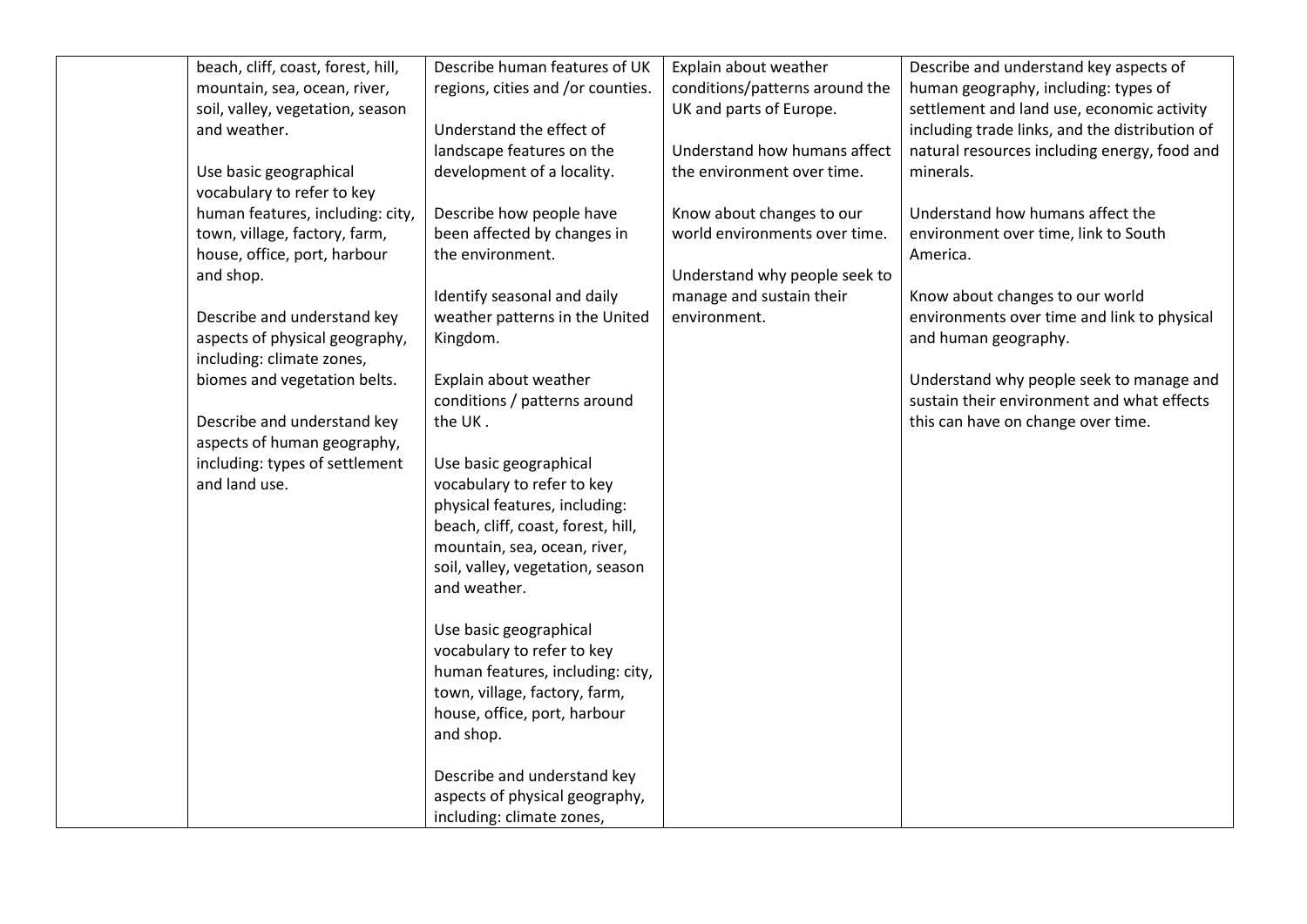|  |  |  |  |  |
|---|---|---|---|---|
|  | beach, cliff, coast, forest, hill, mountain, sea, ocean, river, soil, valley, vegetation, season and weather.<br><br>Use basic geographical vocabulary to refer to key human features, including: city, town, village, factory, farm, house, office, port, harbour and shop.<br><br>Describe and understand key aspects of physical geography, including: climate zones, biomes and vegetation belts.<br><br>Describe and understand key aspects of human geography, including: types of settlement and land use. | Describe human features of UK regions, cities and /or counties.<br><br>Understand the effect of landscape features on the development of a locality.<br><br>Describe how people have been affected by changes in the environment.<br><br>Identify seasonal and daily weather patterns in the United Kingdom.<br><br>Explain about weather conditions / patterns around the UK .<br><br>Use basic geographical vocabulary to refer to key physical features, including: beach, cliff, coast, forest, hill, mountain, sea, ocean, river, soil, valley, vegetation, season and weather.<br><br>Use basic geographical vocabulary to refer to key human features, including: city, town, village, factory, farm, house, office, port, harbour and shop.<br><br>Describe and understand key aspects of physical geography, including: climate zones, | Explain about weather conditions/patterns around the UK and parts of Europe.<br><br>Understand how humans affect the environment over time.<br><br>Know about changes to our world environments over time.<br><br>Understand why people seek to manage and sustain their environment. | Describe and understand key aspects of human geography, including: types of settlement and land use, economic activity including trade links, and the distribution of natural resources including energy, food and minerals.<br><br>Understand how humans affect the environment over time, link to South America.<br><br>Know about changes to our world environments over time and link to physical and human geography.<br><br>Understand why people seek to manage and sustain their environment and what effects this can have on change over time. |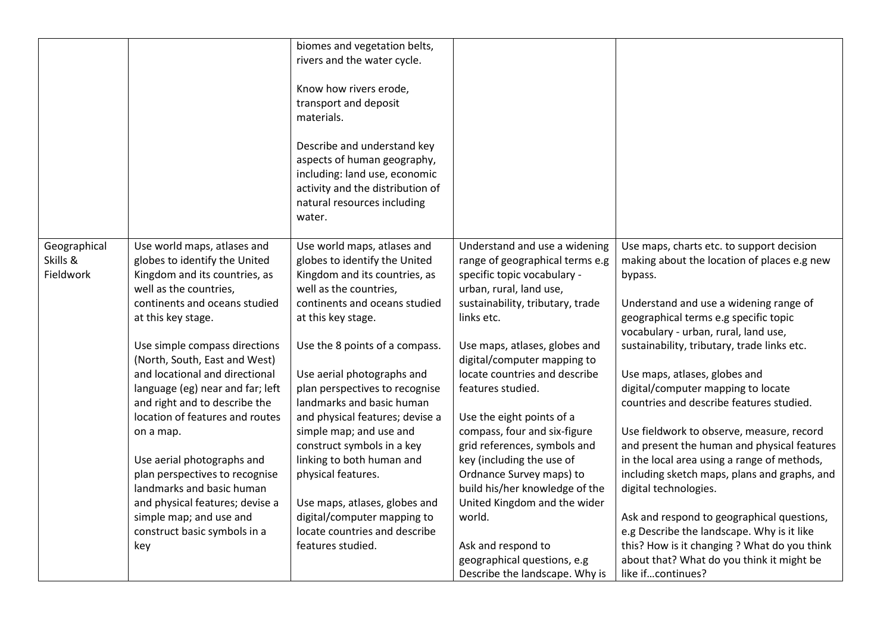| | | | | |
|---|---|---|---|---|
| | | biomes and vegetation belts, rivers and the water cycle.<br><br>Know how rivers erode, transport and deposit materials.<br><br>Describe and understand key aspects of human geography, including: land use, economic activity and the distribution of natural resources including water. | | |
| Geographical Skills & Fieldwork | Use world maps, atlases and globes to identify the United Kingdom and its countries, as well as the countries, continents and oceans studied at this key stage.<br><br>Use simple compass directions (North, South, East and West) and locational and directional language (eg) near and far; left and right and to describe the location of features and routes on a map.<br><br>Use aerial photographs and plan perspectives to recognise landmarks and basic human and physical features; devise a simple map; and use and construct basic symbols in a key | Use world maps, atlases and globes to identify the United Kingdom and its countries, as well as the countries, continents and oceans studied at this key stage.<br><br>Use the 8 points of a compass.<br><br>Use aerial photographs and plan perspectives to recognise landmarks and basic human and physical features; devise a simple map; and use and construct symbols in a key linking to both human and physical features.<br><br>Use maps, atlases, globes and digital/computer mapping to locate countries and describe features studied. | Understand and use a widening range of geographical terms e.g specific topic vocabulary - urban, rural, land use, sustainability, tributary, trade links etc.<br><br>Use maps, atlases, globes and digital/computer mapping to locate countries and describe features studied.<br><br>Use the eight points of a compass, four and six-figure grid references, symbols and key (including the use of Ordnance Survey maps) to build his/her knowledge of the United Kingdom and the wider world.<br><br>Ask and respond to geographical questions, e.g Describe the landscape. Why is | Use maps, charts etc. to support decision making about the location of places e.g new bypass.<br><br>Understand and use a widening range of geographical terms e.g specific topic vocabulary - urban, rural, land use, sustainability, tributary, trade links etc.<br><br>Use maps, atlases, globes and digital/computer mapping to locate countries and describe features studied.<br><br>Use fieldwork to observe, measure, record and present the human and physical features in the local area using a range of methods, including sketch maps, plans and graphs, and digital technologies.<br><br>Ask and respond to geographical questions, e.g Describe the landscape. Why is it like this? How is it changing ? What do you think about that? What do you think it might be like if…continues? |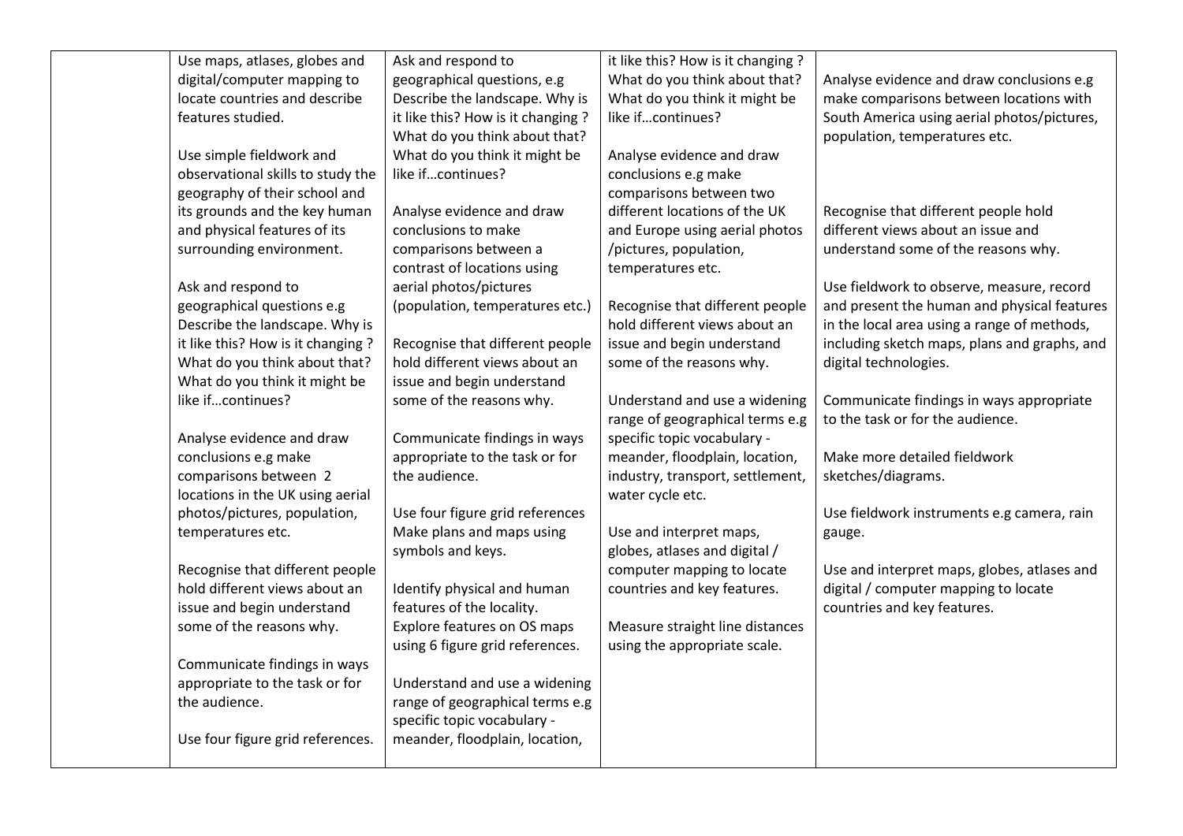| | | | | |
|---|---|---|---|---|
| | Use maps, atlases, globes and digital/computer mapping to locate countries and describe features studied.<br><br>Use simple fieldwork and observational skills to study the geography of their school and its grounds and the key human and physical features of its surrounding environment.<br><br>Ask and respond to geographical questions e.g Describe the landscape. Why is it like this? How is it changing ? What do you think about that? What do you think it might be like if…continues?<br><br>Analyse evidence and draw conclusions e.g make comparisons between 2 locations in the UK using aerial photos/pictures, population, temperatures etc.<br><br>Recognise that different people hold different views about an issue and begin understand some of the reasons why.<br><br>Communicate findings in ways appropriate to the task or for the audience.<br><br>Use four figure grid references. | Ask and respond to geographical questions, e.g Describe the landscape. Why is it like this? How is it changing ? What do you think about that? What do you think it might be like if…continues?<br><br>Analyse evidence and draw conclusions to make comparisons between a contrast of locations using aerial photos/pictures (population, temperatures etc.)<br><br>Recognise that different people hold different views about an issue and begin understand some of the reasons why.<br><br>Communicate findings in ways appropriate to the task or for the audience.<br><br>Use four figure grid references Make plans and maps using symbols and keys.<br><br>Identify physical and human features of the locality. Explore features on OS maps using 6 figure grid references.<br><br>Understand and use a widening range of geographical terms e.g specific topic vocabulary - meander, floodplain, location, | it like this? How is it changing ? What do you think about that? What do you think it might be like if…continues?<br><br>Analyse evidence and draw conclusions e.g make comparisons between two different locations of the UK and Europe using aerial photos /pictures, population, temperatures etc.<br><br>Recognise that different people hold different views about an issue and begin understand some of the reasons why.<br><br>Understand and use a widening range of geographical terms e.g specific topic vocabulary - meander, floodplain, location, industry, transport, settlement, water cycle etc.<br><br>Use and interpret maps, globes, atlases and digital / computer mapping to locate countries and key features.<br><br>Measure straight line distances using the appropriate scale. | Analyse evidence and draw conclusions e.g make comparisons between locations with South America using aerial photos/pictures, population, temperatures etc.<br><br>Recognise that different people hold different views about an issue and understand some of the reasons why.<br><br>Use fieldwork to observe, measure, record and present the human and physical features in the local area using a range of methods, including sketch maps, plans and graphs, and digital technologies.<br><br>Communicate findings in ways appropriate to the task or for the audience.<br><br>Make more detailed fieldwork sketches/diagrams.<br><br>Use fieldwork instruments e.g camera, rain gauge.<br><br>Use and interpret maps, globes, atlases and digital / computer mapping to locate countries and key features. |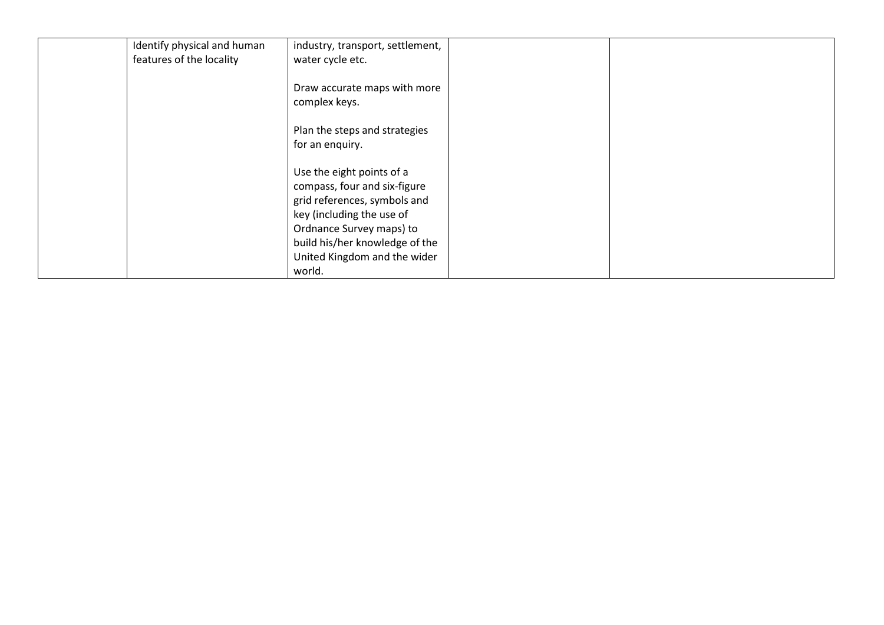| | | | | |
|---|---|---|---|---|
| | Identify physical and human features of the locality | industry, transport, settlement, water cycle etc.<br><br>Draw accurate maps with more complex keys.<br><br>Plan the steps and strategies for an enquiry.<br><br>Use the eight points of a compass, four and six-figure grid references, symbols and key (including the use of Ordnance Survey maps) to build his/her knowledge of the United Kingdom and the wider world. | | |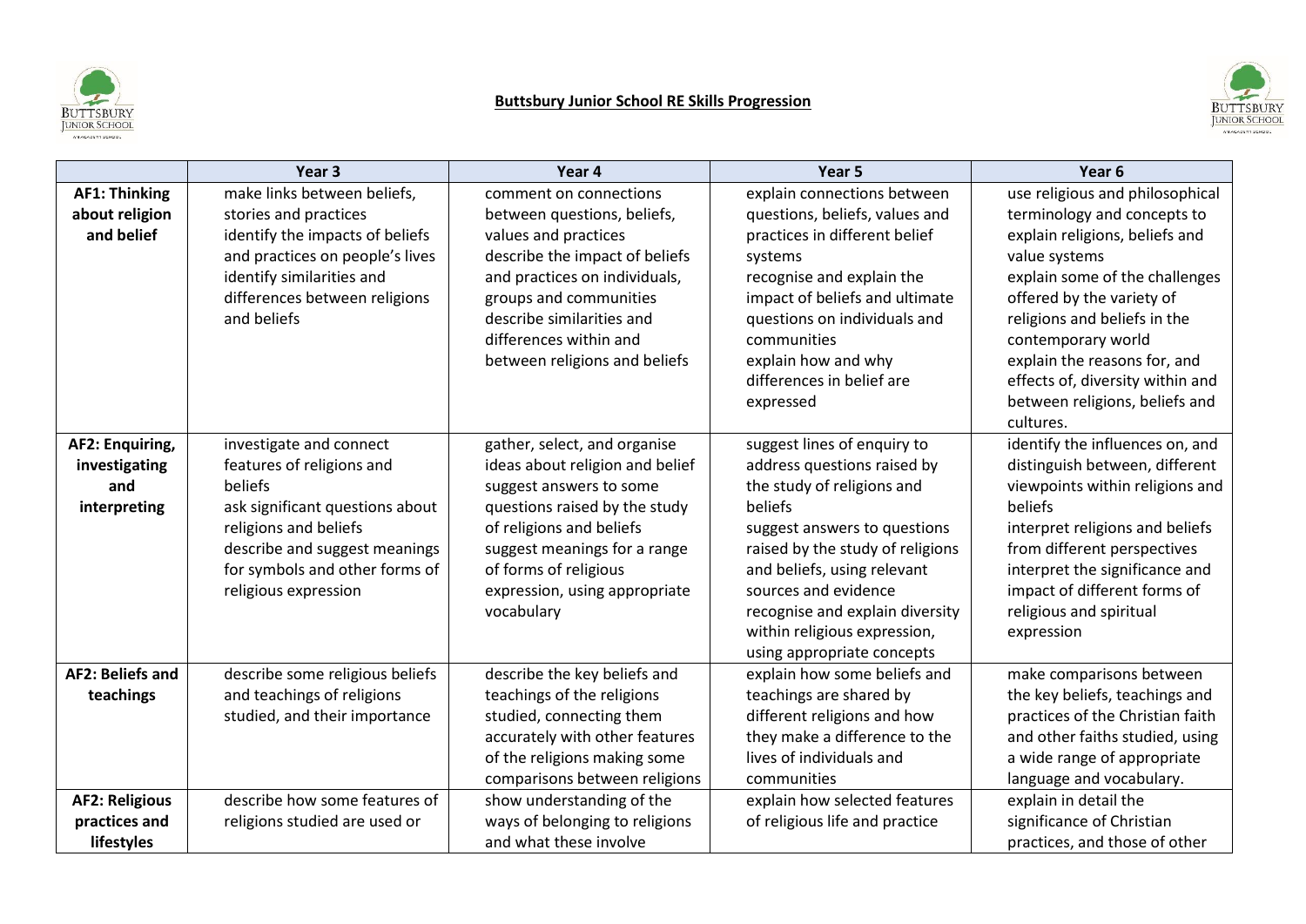**Buttsbury Junior School RE Skills Progression**

| | Year 3 | Year 4 | Year 5 | Year 6 |
|---|---|---|---|---|
| **AF1: Thinking about religion and belief** | make links between beliefs, stories and practices<br>identify the impacts of beliefs and practices on people's lives<br>identify similarities and differences between religions and beliefs | comment on connections between questions, beliefs, values and practices<br>describe the impact of beliefs and practices on individuals, groups and communities<br>describe similarities and differences within and between religions and beliefs | explain connections between questions, beliefs, values and practices in different belief systems<br>recognise and explain the impact of beliefs and ultimate questions on individuals and communities<br>explain how and why differences in belief are expressed | use religious and philosophical terminology and concepts to explain religions, beliefs and value systems<br>explain some of the challenges offered by the variety of religions and beliefs in the contemporary world<br>explain the reasons for, and effects of, diversity within and between religions, beliefs and cultures. |
| **AF2: Enquiring, investigating and interpreting** | investigate and connect features of religions and beliefs<br>ask significant questions about religions and beliefs<br>describe and suggest meanings for symbols and other forms of religious expression | gather, select, and organise ideas about religion and belief<br>suggest answers to some questions raised by the study of religions and beliefs<br>suggest meanings for a range of forms of religious expression, using appropriate vocabulary | suggest lines of enquiry to address questions raised by the study of religions and beliefs<br>suggest answers to questions raised by the study of religions and beliefs, using relevant sources and evidence<br>recognise and explain diversity within religious expression, using appropriate concepts | identify the influences on, and distinguish between, different viewpoints within religions and beliefs<br>interpret religions and beliefs from different perspectives<br>interpret the significance and impact of different forms of religious and spiritual expression |
| **AF2: Beliefs and teachings** | describe some religious beliefs and teachings of religions studied, and their importance | describe the key beliefs and teachings of the religions studied, connecting them accurately with other features of the religions making some comparisons between religions | explain how some beliefs and teachings are shared by different religions and how they make a difference to the lives of individuals and communities | make comparisons between the key beliefs, teachings and practices of the Christian faith and other faiths studied, using a wide range of appropriate language and vocabulary. |
| **AF2: Religious practices and lifestyles** | describe how some features of religions studied are used or | show understanding of the ways of belonging to religions and what these involve | explain how selected features of religious life and practice | explain in detail the significance of Christian practices, and those of other |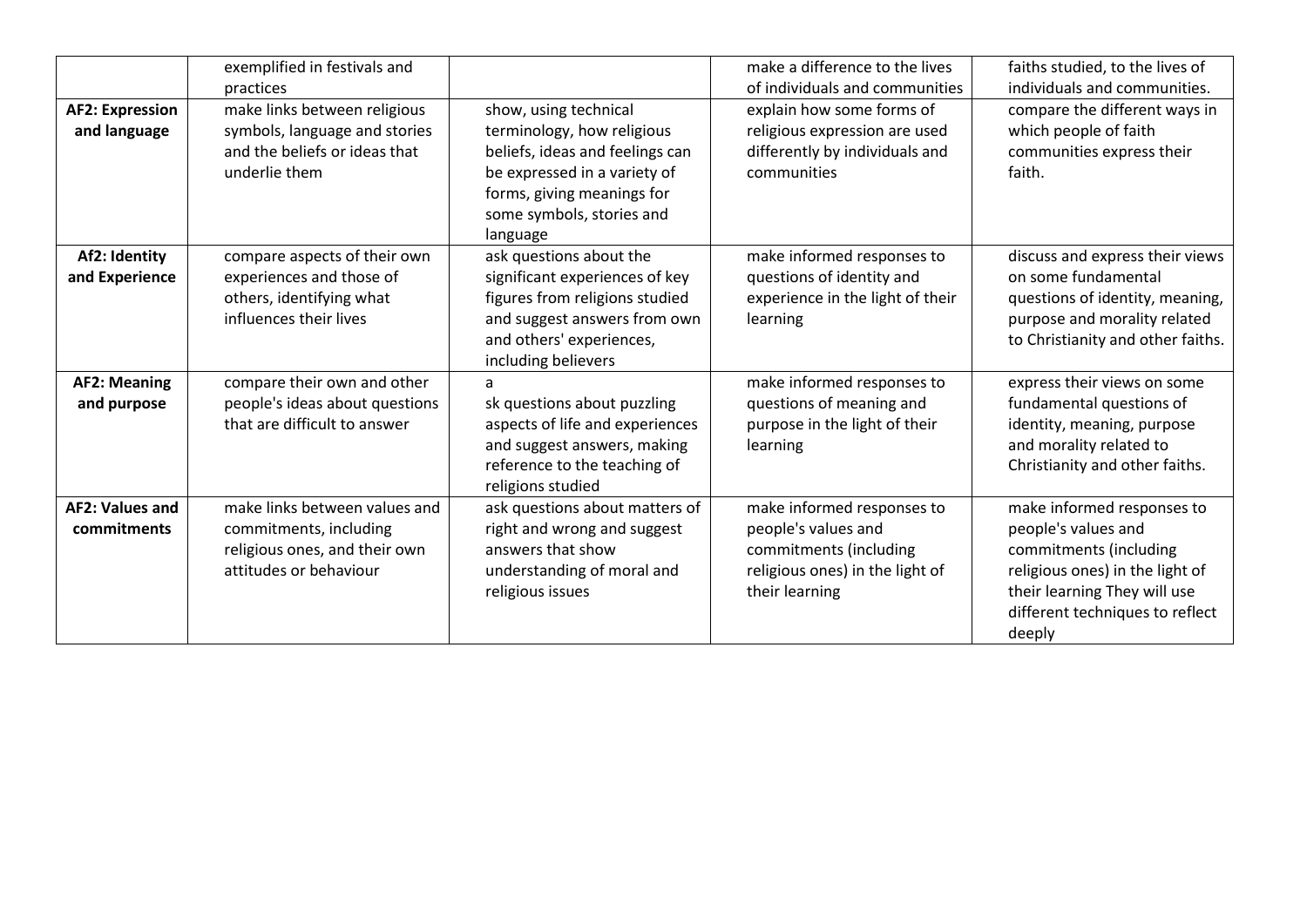| | | | | |
|---|---|---|---|---|
| | exemplified in festivals and practices | | make a difference to the lives of individuals and communities | faiths studied, to the lives of individuals and communities. |
| **AF2: Expression and language** | make links between religious symbols, language and stories and the beliefs or ideas that underlie them | show, using technical terminology, how religious beliefs, ideas and feelings can be expressed in a variety of forms, giving meanings for some symbols, stories and language | explain how some forms of religious expression are used differently by individuals and communities | compare the different ways in which people of faith communities express their faith. |
| **Af2: Identity and Experience** | compare aspects of their own experiences and those of others, identifying what influences their lives | ask questions about the significant experiences of key figures from religions studied and suggest answers from own and others' experiences, including believers | make informed responses to questions of identity and experience in the light of their learning | discuss and express their views on some fundamental questions of identity, meaning, purpose and morality related to Christianity and other faiths. |
| **AF2: Meaning and purpose** | compare their own and other people's ideas about questions that are difficult to answer | a sk questions about puzzling aspects of life and experiences and suggest answers, making reference to the teaching of religions studied | make informed responses to questions of meaning and purpose in the light of their learning | express their views on some fundamental questions of identity, meaning, purpose and morality related to Christianity and other faiths. |
| **AF2: Values and commitments** | make links between values and commitments, including religious ones, and their own attitudes or behaviour | ask questions about matters of right and wrong and suggest answers that show understanding of moral and religious issues | make informed responses to people's values and commitments (including religious ones) in the light of their learning | make informed responses to people's values and commitments (including religious ones) in the light of their learning They will use different techniques to reflect deeply |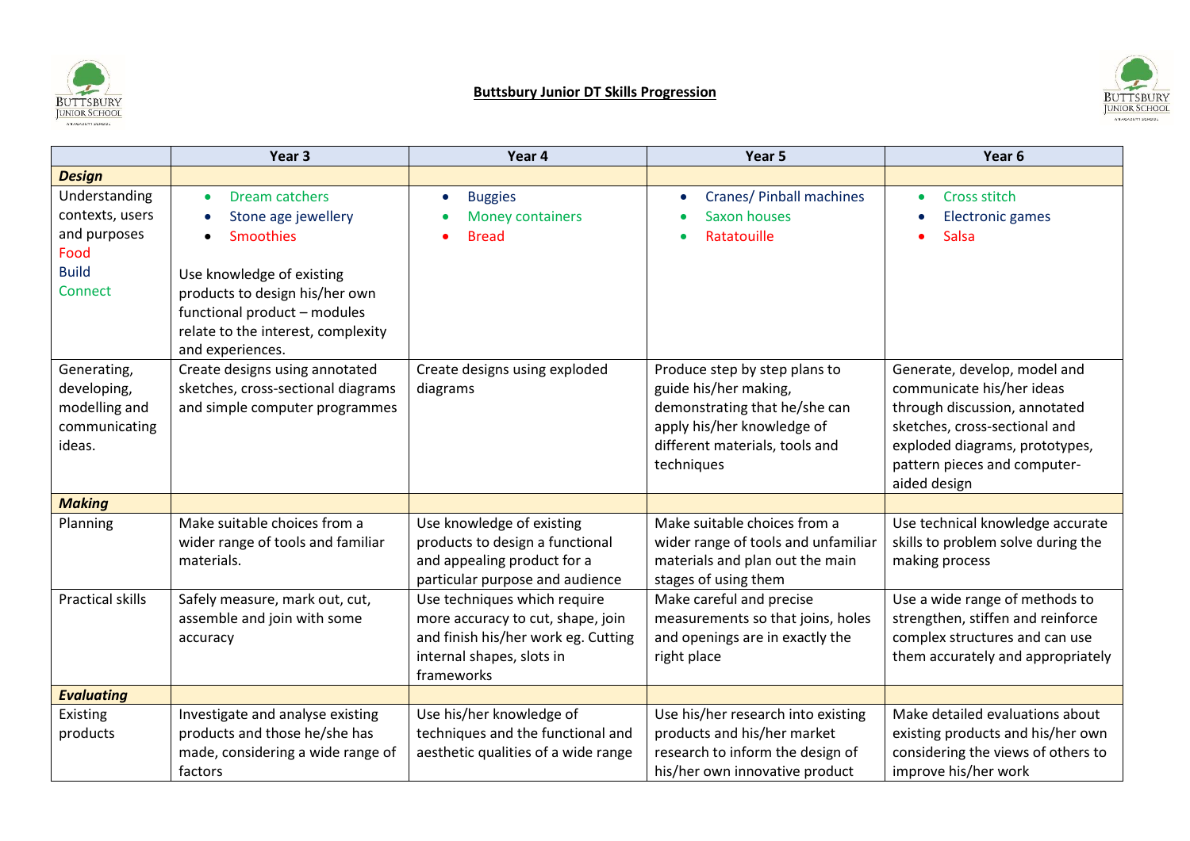# Buttsbury Junior DT Skills Progression

| | Year 3 | Year 4 | Year 5 | Year 6 |
|---|---|---|---|---|
| ***Design*** | | | | |
| Understanding contexts, users and purposes<br>Food<br>Build<br>Connect | • Dream catchers<br>• Stone age jewellery<br>• Smoothies<br><br>Use knowledge of existing products to design his/her own functional product – modules relate to the interest, complexity and experiences. | • Buggies<br>• Money containers<br>• Bread | • Cranes/ Pinball machines<br>• Saxon houses<br>• Ratatouille | • Cross stitch<br>• Electronic games<br>• Salsa |
| Generating, developing, modelling and communicating ideas. | Create designs using annotated sketches, cross-sectional diagrams and simple computer programmes | Create designs using exploded diagrams | Produce step by step plans to guide his/her making, demonstrating that he/she can apply his/her knowledge of different materials, tools and techniques | Generate, develop, model and communicate his/her ideas through discussion, annotated sketches, cross-sectional and exploded diagrams, prototypes, pattern pieces and computer-aided design |
| ***Making*** | | | | |
| Planning | Make suitable choices from a wider range of tools and familiar materials. | Use knowledge of existing products to design a functional and appealing product for a particular purpose and audience | Make suitable choices from a wider range of tools and unfamiliar materials and plan out the main stages of using them | Use technical knowledge accurate skills to problem solve during the making process |
| Practical skills | Safely measure, mark out, cut, assemble and join with some accuracy | Use techniques which require more accuracy to cut, shape, join and finish his/her work eg. Cutting internal shapes, slots in frameworks | Make careful and precise measurements so that joins, holes and openings are in exactly the right place | Use a wide range of methods to strengthen, stiffen and reinforce complex structures and can use them accurately and appropriately |
| ***Evaluating*** | | | | |
| Existing products | Investigate and analyse existing products and those he/she has made, considering a wide range of factors | Use his/her knowledge of techniques and the functional and aesthetic qualities of a wide range | Use his/her research into existing products and his/her market research to inform the design of his/her own innovative product | Make detailed evaluations about existing products and his/her own considering the views of others to improve his/her work |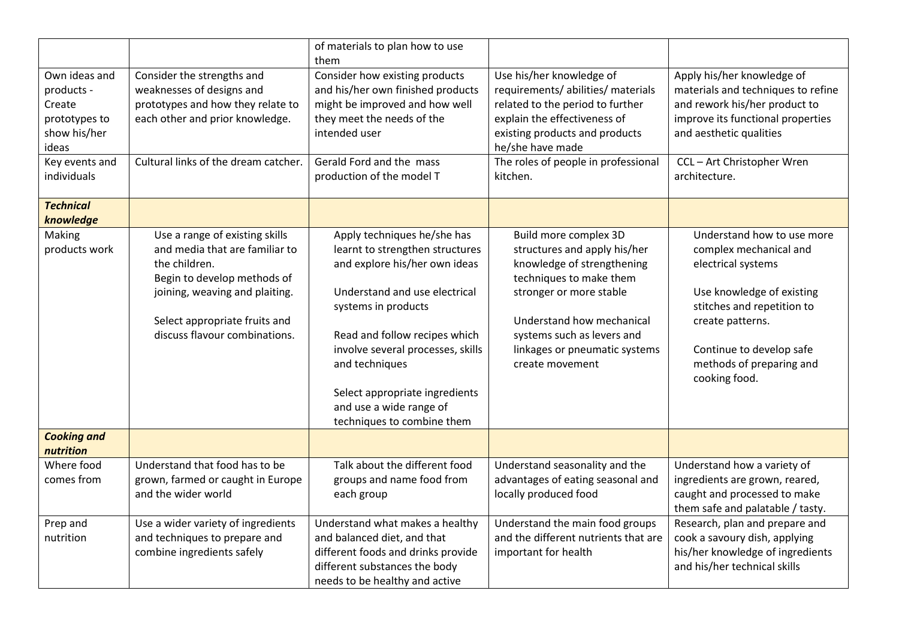| | | | | |
|---|---|---|---|---|
| | | of materials to plan how to use them | | |
| Own ideas and products - Create prototypes to show his/her ideas | Consider the strengths and weaknesses of designs and prototypes and how they relate to each other and prior knowledge. | Consider how existing products and his/her own finished products might be improved and how well they meet the needs of the intended user | Use his/her knowledge of requirements/ abilities/ materials related to the period to further explain the effectiveness of existing products and products he/she have made | Apply his/her knowledge of materials and techniques to refine and rework his/her product to improve its functional properties and aesthetic qualities |
| Key events and individuals | Cultural links of the dream catcher. | Gerald Ford and the mass production of the model T | The roles of people in professional kitchen. | CCL – Art Christopher Wren architecture. |
| ***Technical knowledge*** | | | | |
| Making products work | Use a range of existing skills and media that are familiar to the children.<br>Begin to develop methods of joining, weaving and plaiting.<br><br>Select appropriate fruits and discuss flavour combinations. | Apply techniques he/she has learnt to strengthen structures and explore his/her own ideas<br><br>Understand and use electrical systems in products<br><br>Read and follow recipes which involve several processes, skills and techniques<br><br>Select appropriate ingredients and use a wide range of techniques to combine them | Build more complex 3D structures and apply his/her knowledge of strengthening techniques to make them stronger or more stable<br><br>Understand how mechanical systems such as levers and linkages or pneumatic systems create movement | Understand how to use more complex mechanical and electrical systems<br><br>Use knowledge of existing stitches and repetition to create patterns.<br><br>Continue to develop safe methods of preparing and cooking food. |
| ***Cooking and nutrition*** | | | | |
| Where food comes from | Understand that food has to be grown, farmed or caught in Europe and the wider world | Talk about the different food groups and name food from each group | Understand seasonality and the advantages of eating seasonal and locally produced food | Understand how a variety of ingredients are grown, reared, caught and processed to make them safe and palatable / tasty. |
| Prep and nutrition | Use a wider variety of ingredients and techniques to prepare and combine ingredients safely | Understand what makes a healthy and balanced diet, and that different foods and drinks provide different substances the body needs to be healthy and active | Understand the main food groups and the different nutrients that are important for health | Research, plan and prepare and cook a savoury dish, applying his/her knowledge of ingredients and his/her technical skills |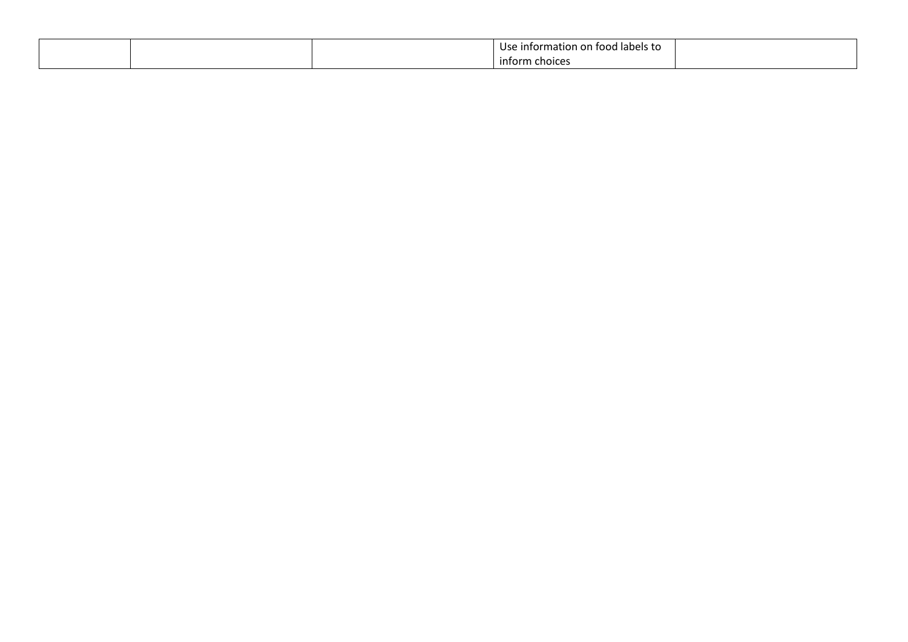| | | | | |
|---|---|---|---|---|
| | | | Use information on food labels to inform choices | |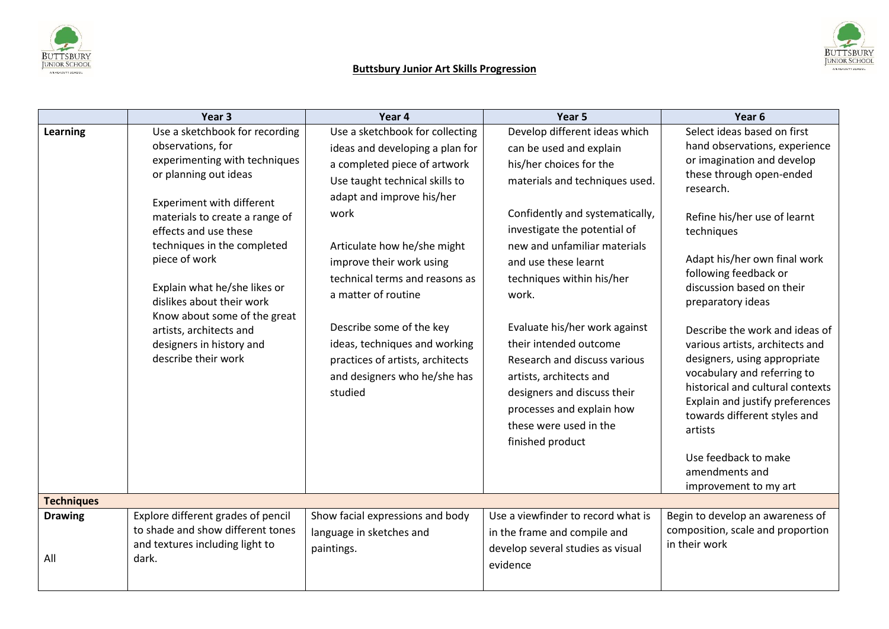**Buttsbury Junior Art Skills Progression**

| | Year 3 | Year 4 | Year 5 | Year 6 |
|---|---|---|---|---|
| **Learning** | Use a sketchbook for recording observations, for experimenting with techniques or planning out ideas<br><br>Experiment with different materials to create a range of effects and use these techniques in the completed piece of work<br><br>Explain what he/she likes or dislikes about their work<br>Know about some of the great artists, architects and designers in history and describe their work | Use a sketchbook for collecting ideas and developing a plan for a completed piece of artwork<br>Use taught technical skills to adapt and improve his/her work<br><br>Articulate how he/she might improve their work using technical terms and reasons as a matter of routine<br><br>Describe some of the key ideas, techniques and working practices of artists, architects and designers who he/she has studied | Develop different ideas which can be used and explain his/her choices for the materials and techniques used.<br><br>Confidently and systematically, investigate the potential of new and unfamiliar materials and use these learnt techniques within his/her work.<br><br>Evaluate his/her work against their intended outcome<br>Research and discuss various artists, architects and designers and discuss their processes and explain how these were used in the finished product | Select ideas based on first hand observations, experience or imagination and develop these through open-ended research.<br><br>Refine his/her use of learnt techniques<br><br>Adapt his/her own final work following feedback or discussion based on their preparatory ideas<br><br>Describe the work and ideas of various artists, architects and designers, using appropriate vocabulary and referring to historical and cultural contexts<br>Explain and justify preferences towards different styles and artists<br><br>Use feedback to make amendments and improvement to my art |
| **Techniques** | | | | |
| **Drawing**<br><br>All | Explore different grades of pencil to shade and show different tones and textures including light to dark. | Show facial expressions and body language in sketches and paintings. | Use a viewfinder to record what is in the frame and compile and develop several studies as visual evidence | Begin to develop an awareness of composition, scale and proportion in their work |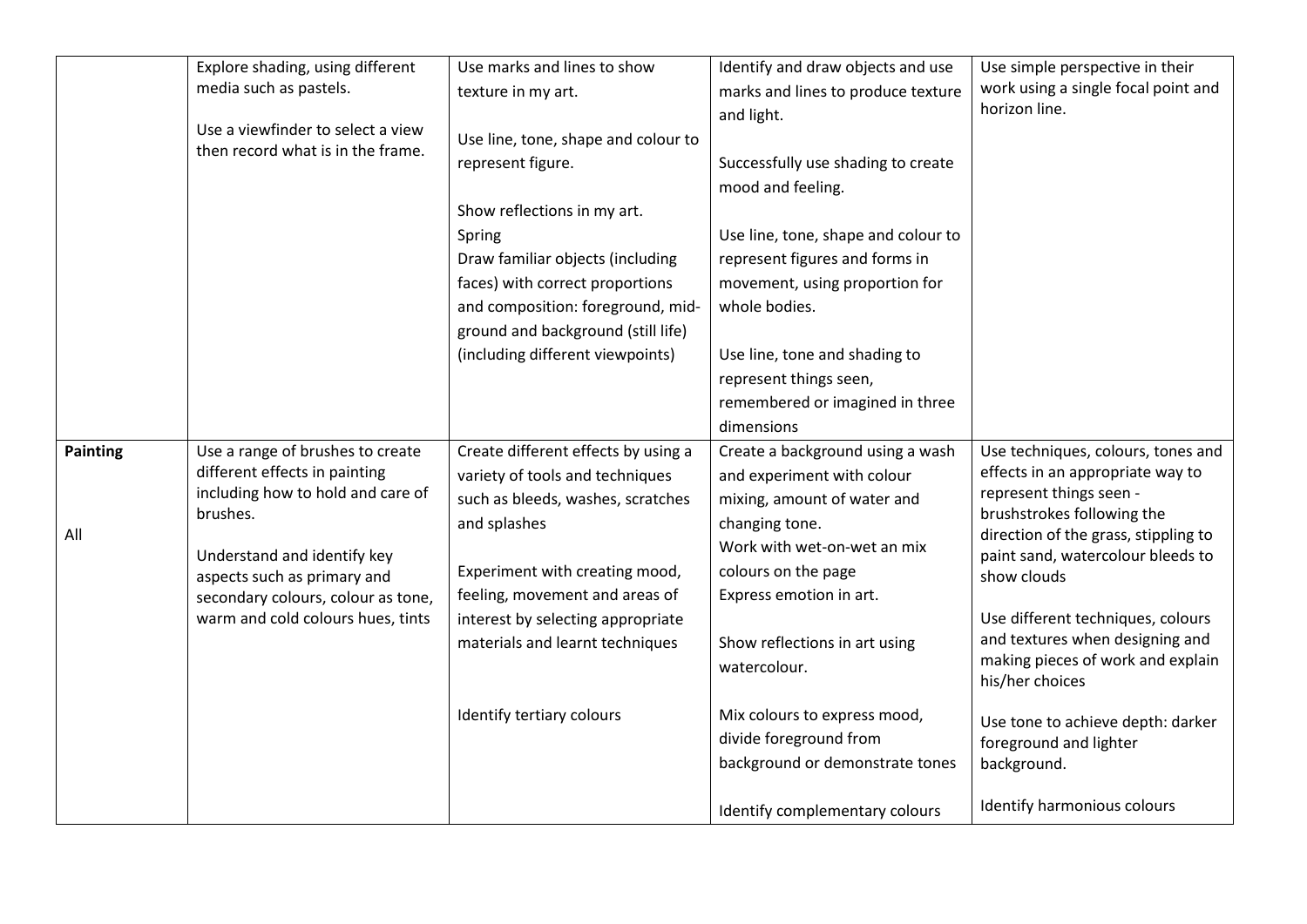| | | | | |
|---|---|---|---|---|
| | Explore shading, using different media such as pastels.<br><br>Use a viewfinder to select a view then record what is in the frame. | Use marks and lines to show texture in my art.<br><br>Use line, tone, shape and colour to represent figure.<br><br>Show reflections in my art.<br>Spring<br>Draw familiar objects (including faces) with correct proportions and composition: foreground, mid-ground and background (still life) (including different viewpoints) | Identify and draw objects and use marks and lines to produce texture and light.<br><br>Successfully use shading to create mood and feeling.<br><br>Use line, tone, shape and colour to represent figures and forms in movement, using proportion for whole bodies.<br><br>Use line, tone and shading to represent things seen, remembered or imagined in three dimensions | Use simple perspective in their work using a single focal point and horizon line. |
| **Painting**<br><br>All | Use a range of brushes to create different effects in painting including how to hold and care of brushes.<br><br>Understand and identify key aspects such as primary and secondary colours, colour as tone, warm and cold colours hues, tints | Create different effects by using a variety of tools and techniques such as bleeds, washes, scratches and splashes<br><br>Experiment with creating mood, feeling, movement and areas of interest by selecting appropriate materials and learnt techniques<br><br>Identify tertiary colours | Create a background using a wash and experiment with colour mixing, amount of water and changing tone.<br>Work with wet-on-wet an mix colours on the page<br>Express emotion in art.<br><br>Show reflections in art using watercolour.<br><br>Mix colours to express mood, divide foreground from background or demonstrate tones<br><br>Identify complementary colours | Use techniques, colours, tones and effects in an appropriate way to represent things seen - brushstrokes following the direction of the grass, stippling to paint sand, watercolour bleeds to show clouds<br><br>Use different techniques, colours and textures when designing and making pieces of work and explain his/her choices<br><br>Use tone to achieve depth: darker foreground and lighter background.<br><br>Identify harmonious colours |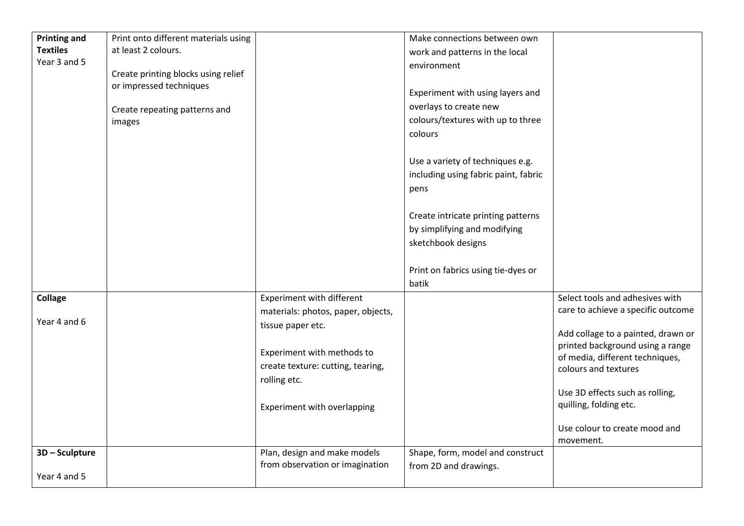| **Printing and Textiles** Year 3 and 5 | Print onto different materials using at least 2 colours.<br><br>Create printing blocks using relief or impressed techniques<br><br>Create repeating patterns and images | | Make connections between own work and patterns in the local environment<br><br>Experiment with using layers and overlays to create new colours/textures with up to three colours<br><br>Use a variety of techniques e.g. including using fabric paint, fabric pens<br><br>Create intricate printing patterns by simplifying and modifying sketchbook designs<br><br>Print on fabrics using tie-dyes or batik | |
|---|---|---|---|---|
| **Collage**<br><br>Year 4 and 6 | | Experiment with different materials: photos, paper, objects, tissue paper etc.<br><br>Experiment with methods to create texture: cutting, tearing, rolling etc.<br><br>Experiment with overlapping | | Select tools and adhesives with care to achieve a specific outcome<br><br>Add collage to a painted, drawn or printed background using a range of media, different techniques, colours and textures<br><br>Use 3D effects such as rolling, quilling, folding etc.<br><br>Use colour to create mood and movement. |
| **3D – Sculpture**<br><br>Year 4 and 5 | | Plan, design and make models from observation or imagination | Shape, form, model and construct from 2D and drawings. | |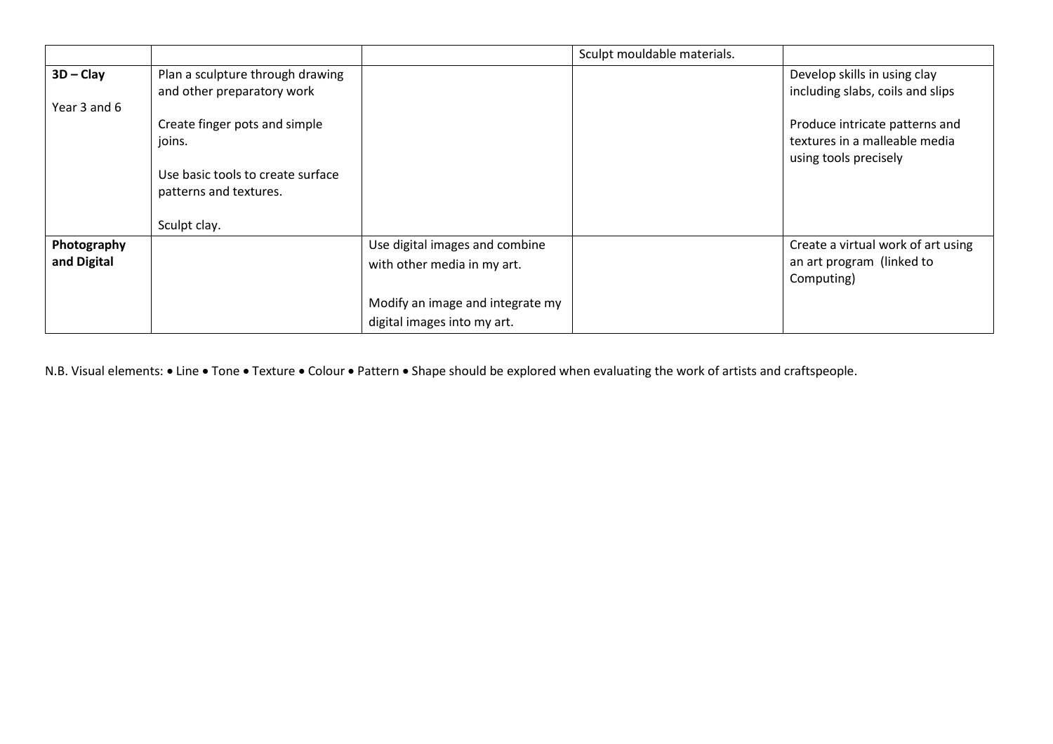| | | | | |
|---|---|---|---|---|
| | | | Sculpt mouldable materials. | |
| **3D – Clay**<br><br>Year 3 and 6 | Plan a sculpture through drawing and other preparatory work<br><br>Create finger pots and simple joins.<br><br>Use basic tools to create surface patterns and textures.<br><br>Sculpt clay. | | | Develop skills in using clay including slabs, coils and slips<br><br>Produce intricate patterns and textures in a malleable media using tools precisely |
| **Photography and Digital** | | Use digital images and combine with other media in my art.<br><br>Modify an image and integrate my digital images into my art. | | Create a virtual work of art using an art program (linked to Computing) |

N.B. Visual elements: • Line • Tone • Texture • Colour • Pattern • Shape should be explored when evaluating the work of artists and craftspeople.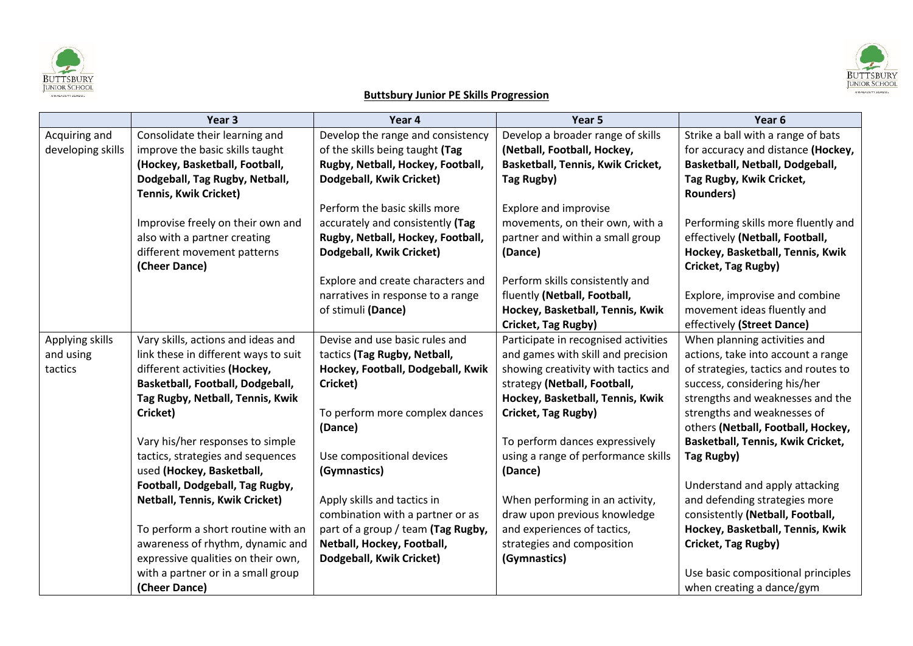**Buttsbury Junior PE Skills Progression**

| | Year 3 | Year 4 | Year 5 | Year 6 |
|---|---|---|---|---|
| Acquiring and developing skills | Consolidate their learning and improve the basic skills taught **(Hockey, Basketball, Football, Dodgeball, Tag Rugby, Netball, Tennis, Kwik Cricket)**<br><br>Improvise freely on their own and also with a partner creating different movement patterns **(Cheer Dance)** | Develop the range and consistency of the skills being taught **(Tag Rugby, Netball, Hockey, Football, Dodgeball, Kwik Cricket)**<br><br>Perform the basic skills more accurately and consistently **(Tag Rugby, Netball, Hockey, Football, Dodgeball, Kwik Cricket)**<br><br>Explore and create characters and narratives in response to a range of stimuli **(Dance)** | Develop a broader range of skills **(Netball, Football, Hockey, Basketball, Tennis, Kwik Cricket, Tag Rugby)**<br><br>Explore and improvise movements, on their own, with a partner and within a small group **(Dance)**<br><br>Perform skills consistently and fluently **(Netball, Football, Hockey, Basketball, Tennis, Kwik Cricket, Tag Rugby)** | Strike a ball with a range of bats for accuracy and distance **(Hockey, Basketball, Netball, Dodgeball, Tag Rugby, Kwik Cricket, Rounders)**<br><br>Performing skills more fluently and effectively **(Netball, Football, Hockey, Basketball, Tennis, Kwik Cricket, Tag Rugby)**<br><br>Explore, improvise and combine movement ideas fluently and effectively **(Street Dance)** |
| Applying skills and using tactics | Vary skills, actions and ideas and link these in different ways to suit different activities **(Hockey, Basketball, Football, Dodgeball, Tag Rugby, Netball, Tennis, Kwik Cricket)**<br><br>Vary his/her responses to simple tactics, strategies and sequences used **(Hockey, Basketball, Football, Dodgeball, Tag Rugby, Netball, Tennis, Kwik Cricket)**<br><br>To perform a short routine with an awareness of rhythm, dynamic and expressive qualities on their own, with a partner or in a small group **(Cheer Dance)** | Devise and use basic rules and tactics **(Tag Rugby, Netball, Hockey, Football, Dodgeball, Kwik Cricket)**<br><br>To perform more complex dances **(Dance)**<br><br>Use compositional devices **(Gymnastics)**<br><br>Apply skills and tactics in combination with a partner or as part of a group / team **(Tag Rugby, Netball, Hockey, Football, Dodgeball, Kwik Cricket)** | Participate in recognised activities and games with skill and precision showing creativity with tactics and strategy **(Netball, Football, Hockey, Basketball, Tennis, Kwik Cricket, Tag Rugby)**<br><br>To perform dances expressively using a range of performance skills **(Dance)**<br><br>When performing in an activity, draw upon previous knowledge and experiences of tactics, strategies and composition **(Gymnastics)** | When planning activities and actions, take into account a range of strategies, tactics and routes to success, considering his/her strengths and weaknesses and the strengths and weaknesses of others **(Netball, Football, Hockey, Basketball, Tennis, Kwik Cricket, Tag Rugby)**<br><br>Understand and apply attacking and defending strategies more consistently **(Netball, Football, Hockey, Basketball, Tennis, Kwik Cricket, Tag Rugby)**<br><br>Use basic compositional principles when creating a dance/gym |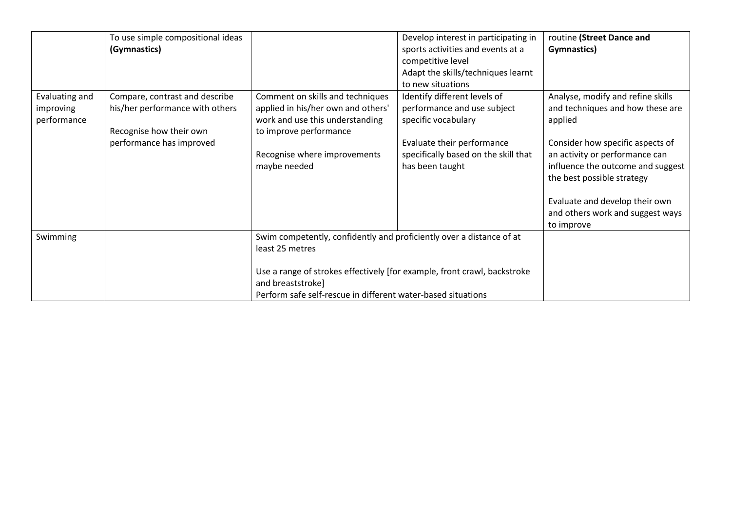| | | | | |
|---|---|---|---|---|
| | To use simple compositional ideas **(Gymnastics)** | | Develop interest in participating in sports activities and events at a competitive level<br>Adapt the skills/techniques learnt to new situations | routine **(Street Dance and Gymnastics)** |
| Evaluating and improving performance | Compare, contrast and describe his/her performance with others<br><br>Recognise how their own performance has improved | Comment on skills and techniques applied in his/her own and others' work and use this understanding to improve performance<br><br>Recognise where improvements maybe needed | Identify different levels of performance and use subject specific vocabulary<br><br>Evaluate their performance specifically based on the skill that has been taught | Analyse, modify and refine skills and techniques and how these are applied<br><br>Consider how specific aspects of an activity or performance can influence the outcome and suggest the best possible strategy<br><br>Evaluate and develop their own and others work and suggest ways to improve |
| Swimming | | Swim competently, confidently and proficiently over a distance of at least 25 metres<br><br>Use a range of strokes effectively [for example, front crawl, backstroke and breaststroke]<br>Perform safe self-rescue in different water-based situations | | |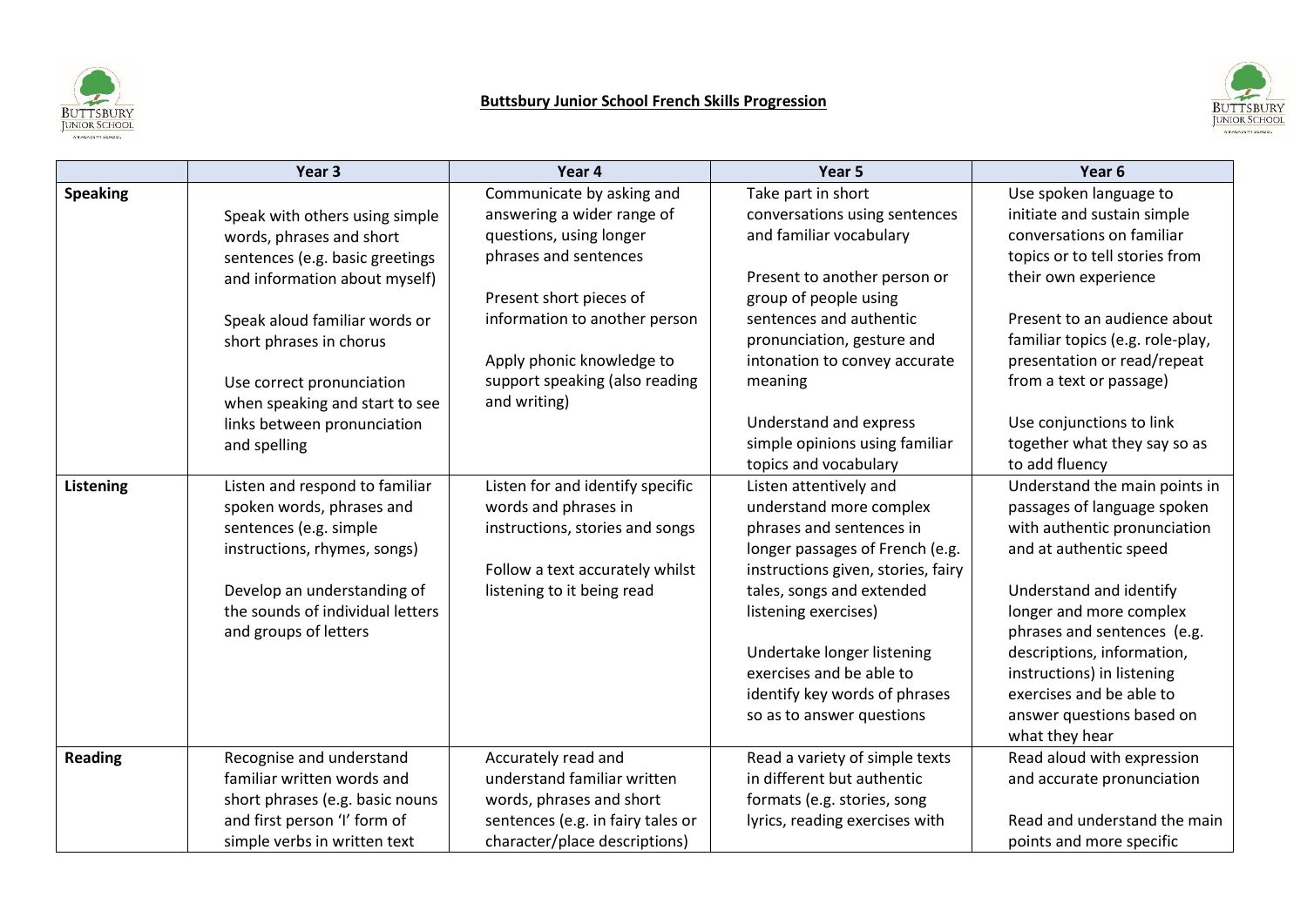**Buttsbury Junior School French Skills Progression**

| | Year 3 | Year 4 | Year 5 | Year 6 |
|---|---|---|---|---|
| **Speaking** | Speak with others using simple words, phrases and short sentences (e.g. basic greetings and information about myself)<br><br>Speak aloud familiar words or short phrases in chorus<br><br>Use correct pronunciation when speaking and start to see links between pronunciation and spelling | Communicate by asking and answering a wider range of questions, using longer phrases and sentences<br><br>Present short pieces of information to another person<br><br>Apply phonic knowledge to support speaking (also reading and writing) | Take part in short conversations using sentences and familiar vocabulary<br><br>Present to another person or group of people using sentences and authentic pronunciation, gesture and intonation to convey accurate meaning<br><br>Understand and express simple opinions using familiar topics and vocabulary | Use spoken language to initiate and sustain simple conversations on familiar topics or to tell stories from their own experience<br><br>Present to an audience about familiar topics (e.g. role-play, presentation or read/repeat from a text or passage)<br><br>Use conjunctions to link together what they say so as to add fluency |
| **Listening** | Listen and respond to familiar spoken words, phrases and sentences (e.g. simple instructions, rhymes, songs)<br><br>Develop an understanding of the sounds of individual letters and groups of letters | Listen for and identify specific words and phrases in instructions, stories and songs<br><br>Follow a text accurately whilst listening to it being read | Listen attentively and understand more complex phrases and sentences in longer passages of French (e.g. instructions given, stories, fairy tales, songs and extended listening exercises)<br><br>Undertake longer listening exercises and be able to identify key words of phrases so as to answer questions | Understand the main points in passages of language spoken with authentic pronunciation and at authentic speed<br><br>Understand and identify longer and more complex phrases and sentences (e.g. descriptions, information, instructions) in listening exercises and be able to answer questions based on what they hear |
| **Reading** | Recognise and understand familiar written words and short phrases (e.g. basic nouns and first person 'I' form of simple verbs in written text | Accurately read and understand familiar written words, phrases and short sentences (e.g. in fairy tales or character/place descriptions) | Read a variety of simple texts in different but authentic formats (e.g. stories, song lyrics, reading exercises with | Read aloud with expression and accurate pronunciation<br><br>Read and understand the main points and more specific |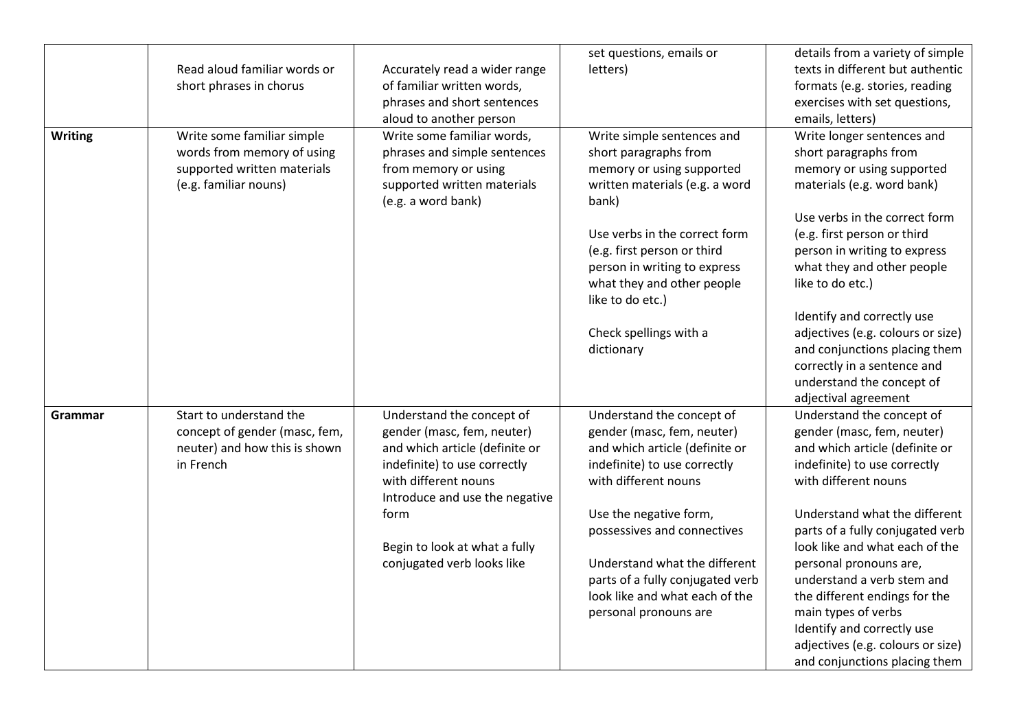| | | | | |
|---|---|---|---|---|
| | Read aloud familiar words or short phrases in chorus | Accurately read a wider range of familiar written words, phrases and short sentences aloud to another person | set questions, emails or letters) | details from a variety of simple texts in different but authentic formats (e.g. stories, reading exercises with set questions, emails, letters) |
| **Writing** | Write some familiar simple words from memory of using supported written materials (e.g. familiar nouns) | Write some familiar words, phrases and simple sentences from memory or using supported written materials (e.g. a word bank) | Write simple sentences and short paragraphs from memory or using supported written materials (e.g. a word bank)<br><br>Use verbs in the correct form (e.g. first person or third person in writing to express what they and other people like to do etc.)<br><br>Check spellings with a dictionary | Write longer sentences and short paragraphs from memory or using supported materials (e.g. word bank)<br><br>Use verbs in the correct form (e.g. first person or third person in writing to express what they and other people like to do etc.)<br><br>Identify and correctly use adjectives (e.g. colours or size) and conjunctions placing them correctly in a sentence and understand the concept of adjectival agreement |
| **Grammar** | Start to understand the concept of gender (masc, fem, neuter) and how this is shown in French | Understand the concept of gender (masc, fem, neuter) and which article (definite or indefinite) to use correctly with different nouns<br>Introduce and use the negative form<br><br>Begin to look at what a fully conjugated verb looks like | Understand the concept of gender (masc, fem, neuter) and which article (definite or indefinite) to use correctly with different nouns<br><br>Use the negative form, possessives and connectives<br><br>Understand what the different parts of a fully conjugated verb look like and what each of the personal pronouns are | Understand the concept of gender (masc, fem, neuter) and which article (definite or indefinite) to use correctly with different nouns<br><br>Understand what the different parts of a fully conjugated verb look like and what each of the personal pronouns are, understand a verb stem and the different endings for the main types of verbs<br>Identify and correctly use adjectives (e.g. colours or size) and conjunctions placing them |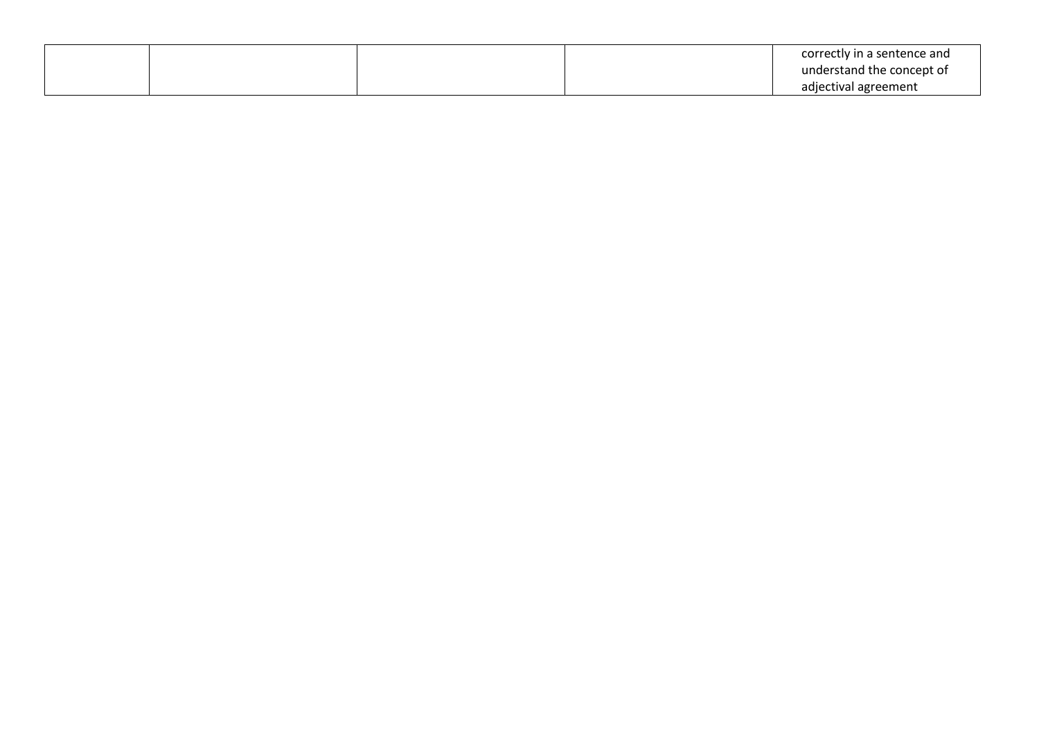|  |  |  |  |  |
|---|---|---|---|---|
|  |  |  |  | correctly in a sentence and understand the concept of adjectival agreement |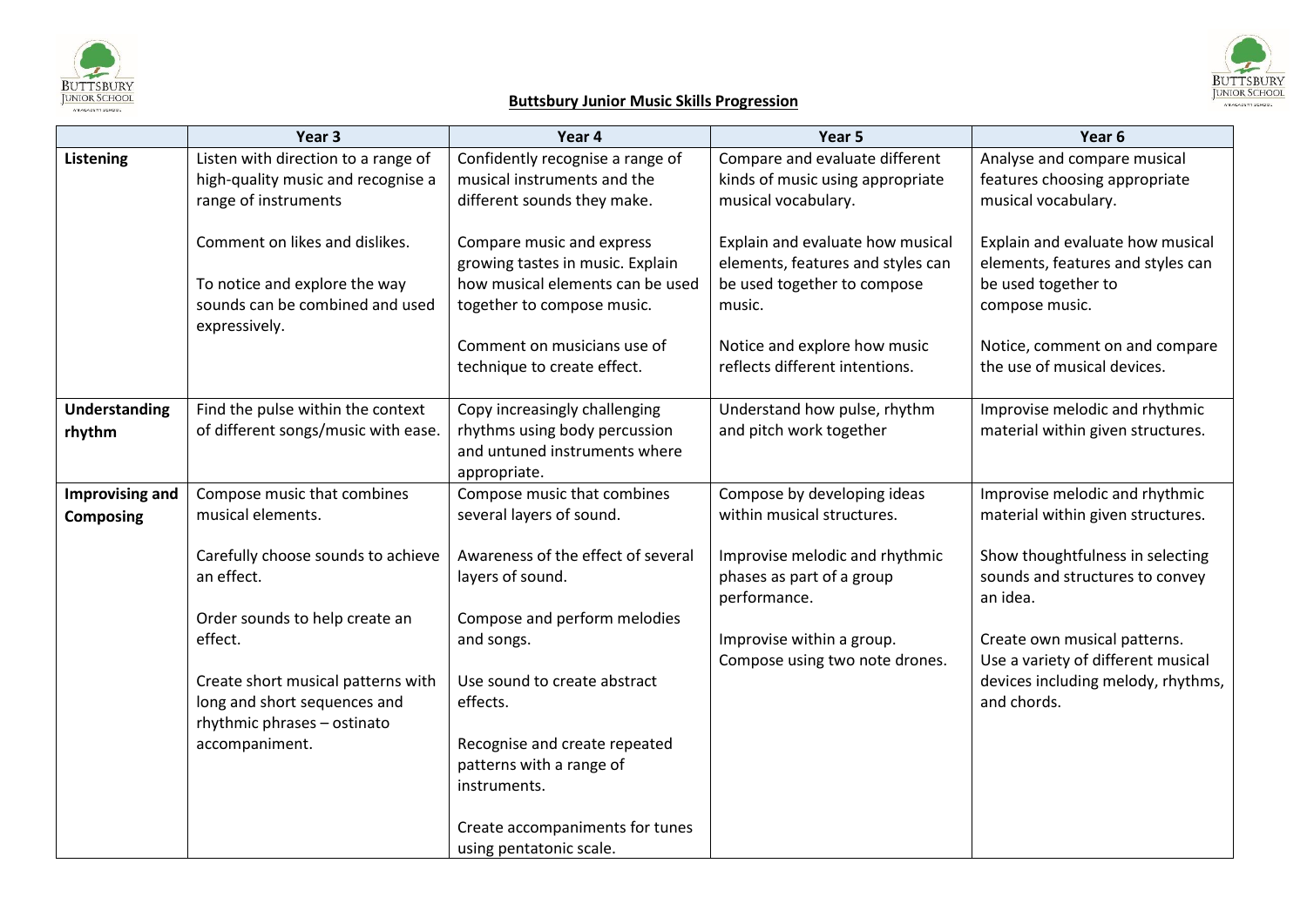## Buttsbury Junior Music Skills Progression

| | Year 3 | Year 4 | Year 5 | Year 6 |
|---|---|---|---|---|
| **Listening** | Listen with direction to a range of high-quality music and recognise a range of instruments<br><br>Comment on likes and dislikes.<br><br>To notice and explore the way sounds can be combined and used expressively. | Confidently recognise a range of musical instruments and the different sounds they make.<br><br>Compare music and express growing tastes in music. Explain how musical elements can be used together to compose music.<br><br>Comment on musicians use of technique to create effect. | Compare and evaluate different kinds of music using appropriate musical vocabulary.<br><br>Explain and evaluate how musical elements, features and styles can be used together to compose music.<br><br>Notice and explore how music reflects different intentions. | Analyse and compare musical features choosing appropriate musical vocabulary.<br><br>Explain and evaluate how musical elements, features and styles can be used together to compose music.<br><br>Notice, comment on and compare the use of musical devices. |
| **Understanding rhythm** | Find the pulse within the context of different songs/music with ease. | Copy increasingly challenging rhythms using body percussion and untuned instruments where appropriate. | Understand how pulse, rhythm and pitch work together | Improvise melodic and rhythmic material within given structures. |
| **Improvising and Composing** | Compose music that combines musical elements.<br><br>Carefully choose sounds to achieve an effect.<br><br>Order sounds to help create an effect.<br><br>Create short musical patterns with long and short sequences and rhythmic phrases – ostinato accompaniment. | Compose music that combines several layers of sound.<br><br>Awareness of the effect of several layers of sound.<br><br>Compose and perform melodies and songs.<br><br>Use sound to create abstract effects.<br><br>Recognise and create repeated patterns with a range of instruments.<br><br>Create accompaniments for tunes using pentatonic scale. | Compose by developing ideas within musical structures.<br><br>Improvise melodic and rhythmic phases as part of a group performance.<br><br>Improvise within a group.<br>Compose using two note drones. | Improvise melodic and rhythmic material within given structures.<br><br>Show thoughtfulness in selecting sounds and structures to convey an idea.<br><br>Create own musical patterns.<br>Use a variety of different musical devices including melody, rhythms, and chords. |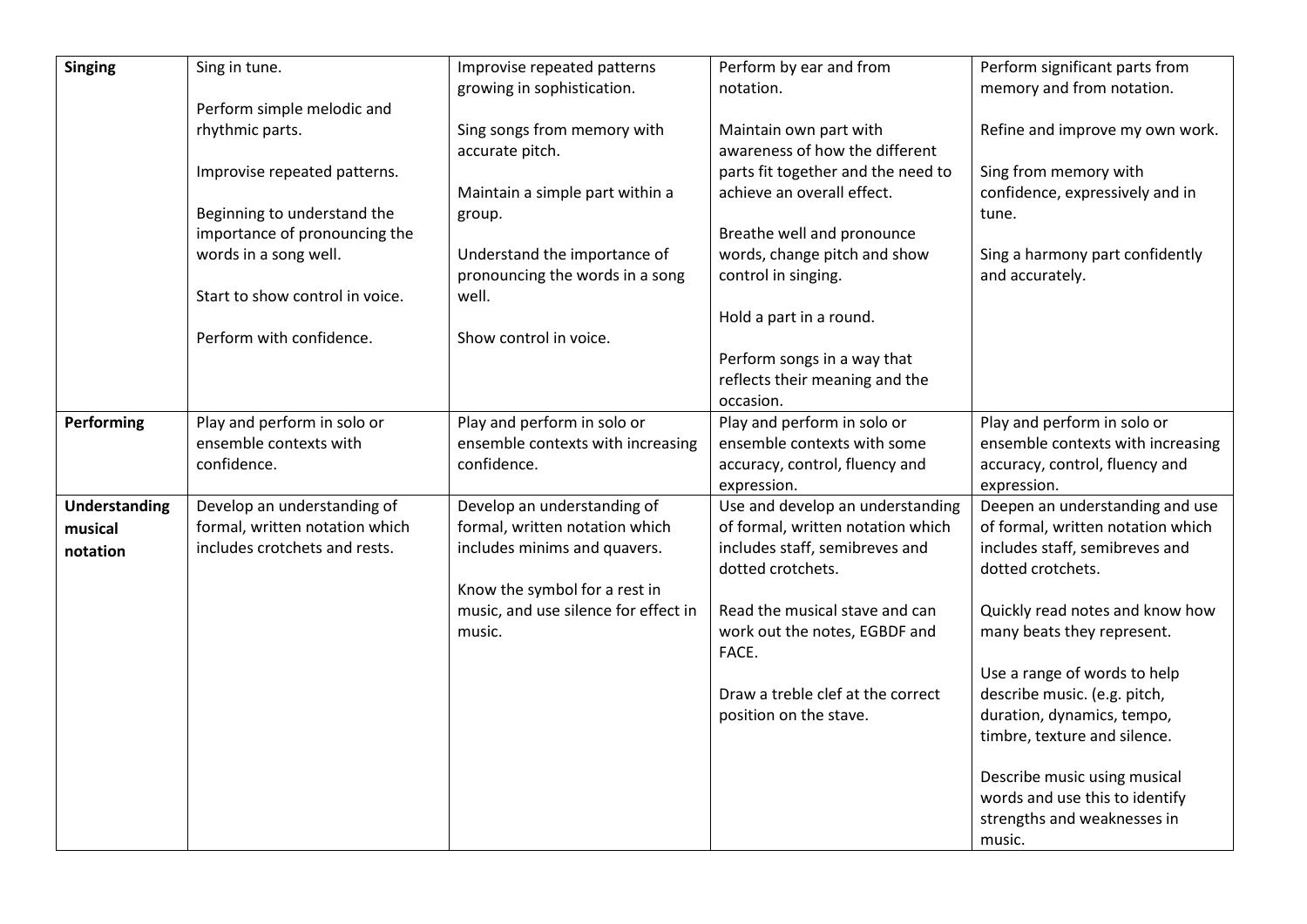| | | | | |
|---|---|---|---|---|
| **Singing** | Sing in tune.<br><br>Perform simple melodic and rhythmic parts.<br><br>Improvise repeated patterns.<br><br>Beginning to understand the importance of pronouncing the words in a song well.<br><br>Start to show control in voice.<br><br>Perform with confidence. | Improvise repeated patterns growing in sophistication.<br><br>Sing songs from memory with accurate pitch.<br><br>Maintain a simple part within a group.<br><br>Understand the importance of pronouncing the words in a song well.<br><br>Show control in voice. | Perform by ear and from notation.<br><br>Maintain own part with awareness of how the different parts fit together and the need to achieve an overall effect.<br><br>Breathe well and pronounce words, change pitch and show control in singing.<br><br>Hold a part in a round.<br><br>Perform songs in a way that reflects their meaning and the occasion. | Perform significant parts from memory and from notation.<br><br>Refine and improve my own work.<br><br>Sing from memory with confidence, expressively and in tune.<br><br>Sing a harmony part confidently and accurately. |
| **Performing** | Play and perform in solo or ensemble contexts with confidence. | Play and perform in solo or ensemble contexts with increasing confidence. | Play and perform in solo or ensemble contexts with some accuracy, control, fluency and expression. | Play and perform in solo or ensemble contexts with increasing accuracy, control, fluency and expression. |
| **Understanding musical notation** | Develop an understanding of formal, written notation which includes crotchets and rests. | Develop an understanding of formal, written notation which includes minims and quavers.<br><br>Know the symbol for a rest in music, and use silence for effect in music. | Use and develop an understanding of formal, written notation which includes staff, semibreves and dotted crotchets.<br><br>Read the musical stave and can work out the notes, EGBDF and FACE.<br><br>Draw a treble clef at the correct position on the stave. | Deepen an understanding and use of formal, written notation which includes staff, semibreves and dotted crotchets.<br><br>Quickly read notes and know how many beats they represent.<br><br>Use a range of words to help describe music. (e.g. pitch, duration, dynamics, tempo, timbre, texture and silence.<br><br>Describe music using musical words and use this to identify strengths and weaknesses in music. |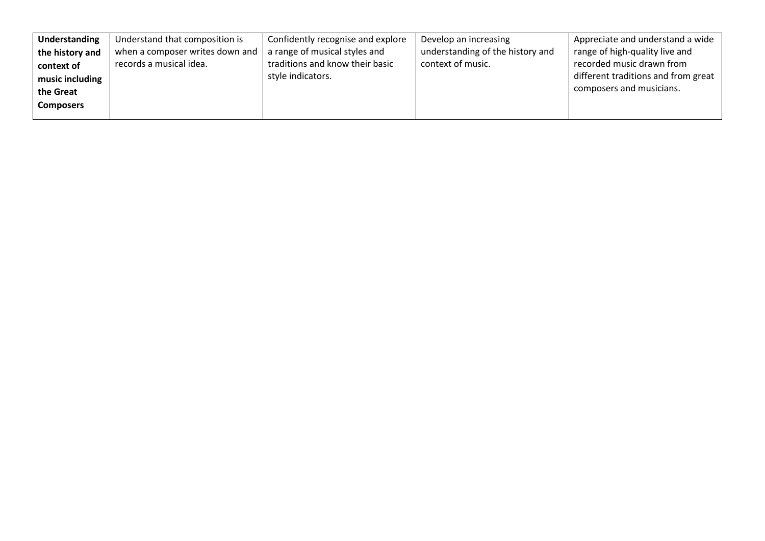| **Understanding the history and context of music including the Great Composers** | Understand that composition is when a composer writes down and records a musical idea. | Confidently recognise and explore a range of musical styles and traditions and know their basic style indicators. | Develop an increasing understanding of the history and context of music. | Appreciate and understand a wide range of high-quality live and recorded music drawn from different traditions and from great composers and musicians. |
|---|---|---|---|---|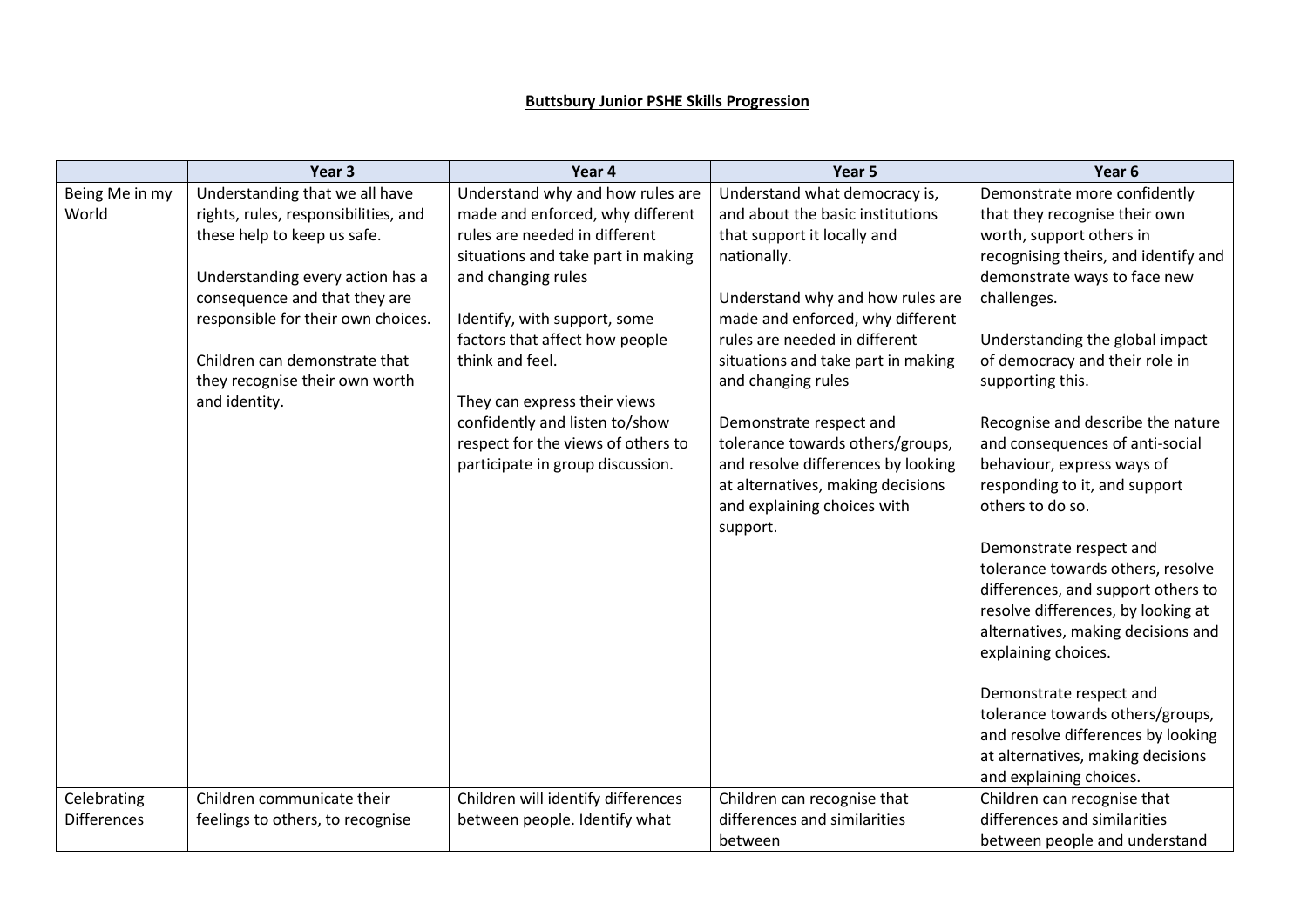**Buttsbury Junior PSHE Skills Progression**

| | Year 3 | Year 4 | Year 5 | Year 6 |
|---|---|---|---|---|
| Being Me in my World | Understanding that we all have rights, rules, responsibilities, and these help to keep us safe.<br><br>Understanding every action has a consequence and that they are responsible for their own choices.<br><br>Children can demonstrate that they recognise their own worth and identity. | Understand why and how rules are made and enforced, why different rules are needed in different situations and take part in making and changing rules<br><br>Identify, with support, some factors that affect how people think and feel.<br><br>They can express their views confidently and listen to/show respect for the views of others to participate in group discussion. | Understand what democracy is, and about the basic institutions that support it locally and nationally.<br><br>Understand why and how rules are made and enforced, why different rules are needed in different situations and take part in making and changing rules<br><br>Demonstrate respect and tolerance towards others/groups, and resolve differences by looking at alternatives, making decisions and explaining choices with support. | Demonstrate more confidently that they recognise their own worth, support others in recognising theirs, and identify and demonstrate ways to face new challenges.<br><br>Understanding the global impact of democracy and their role in supporting this.<br><br>Recognise and describe the nature and consequences of anti-social behaviour, express ways of responding to it, and support others to do so.<br><br>Demonstrate respect and tolerance towards others, resolve differences, and support others to resolve differences, by looking at alternatives, making decisions and explaining choices.<br><br>Demonstrate respect and tolerance towards others/groups, and resolve differences by looking at alternatives, making decisions and explaining choices. |
| Celebrating Differences | Children communicate their feelings to others, to recognise | Children will identify differences between people. Identify what | Children can recognise that differences and similarities between | Children can recognise that differences and similarities between people and understand |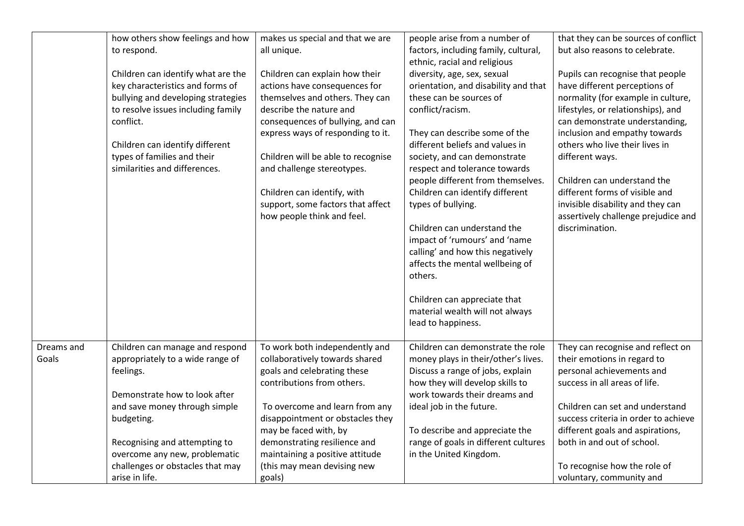| | | | | |
|---|---|---|---|---|
| | how others show feelings and how to respond.<br><br>Children can identify what are the key characteristics and forms of bullying and developing strategies to resolve issues including family conflict.<br><br>Children can identify different types of families and their similarities and differences. | makes us special and that we are all unique.<br><br>Children can explain how their actions have consequences for themselves and others. They can describe the nature and consequences of bullying, and can express ways of responding to it.<br><br>Children will be able to recognise and challenge stereotypes.<br><br>Children can identify, with support, some factors that affect how people think and feel. | people arise from a number of factors, including family, cultural, ethnic, racial and religious diversity, age, sex, sexual orientation, and disability and that these can be sources of conflict/racism.<br><br>They can describe some of the different beliefs and values in society, and can demonstrate respect and tolerance towards people different from themselves. Children can identify different types of bullying.<br><br>Children can understand the impact of 'rumours' and 'name calling' and how this negatively affects the mental wellbeing of others.<br><br>Children can appreciate that material wealth will not always lead to happiness. | that they can be sources of conflict but also reasons to celebrate.<br><br>Pupils can recognise that people have different perceptions of normality (for example in culture, lifestyles, or relationships), and can demonstrate understanding, inclusion and empathy towards others who live their lives in different ways.<br><br>Children can understand the different forms of visible and invisible disability and they can assertively challenge prejudice and discrimination. |
| Dreams and Goals | Children can manage and respond appropriately to a wide range of feelings.<br><br>Demonstrate how to look after and save money through simple budgeting.<br><br>Recognising and attempting to overcome any new, problematic challenges or obstacles that may arise in life. | To work both independently and collaboratively towards shared goals and celebrating these contributions from others.<br><br>To overcome and learn from any disappointment or obstacles they may be faced with, by demonstrating resilience and maintaining a positive attitude (this may mean devising new goals) | Children can demonstrate the role money plays in their/other's lives. Discuss a range of jobs, explain how they will develop skills to work towards their dreams and ideal job in the future.<br><br>To describe and appreciate the range of goals in different cultures in the United Kingdom. | They can recognise and reflect on their emotions in regard to personal achievements and success in all areas of life.<br><br>Children can set and understand success criteria in order to achieve different goals and aspirations, both in and out of school.<br><br>To recognise how the role of voluntary, community and |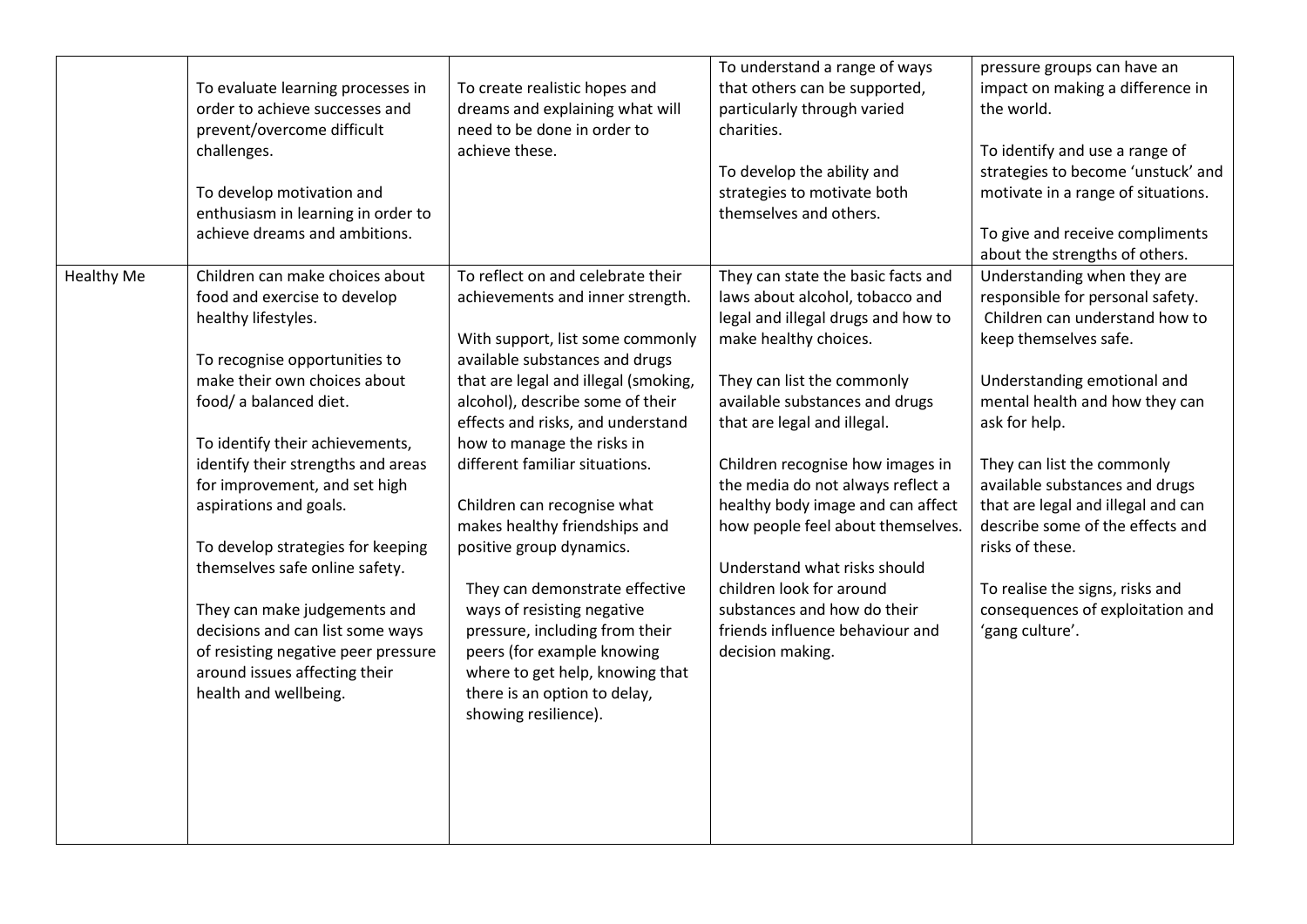| | | | | |
|---|---|---|---|---|
| | To evaluate learning processes in order to achieve successes and prevent/overcome difficult challenges.<br><br>To develop motivation and enthusiasm in learning in order to achieve dreams and ambitions. | To create realistic hopes and dreams and explaining what will need to be done in order to achieve these. | To understand a range of ways that others can be supported, particularly through varied charities.<br><br>To develop the ability and strategies to motivate both themselves and others. | pressure groups can have an impact on making a difference in the world.<br><br>To identify and use a range of strategies to become 'unstuck' and motivate in a range of situations.<br><br>To give and receive compliments about the strengths of others. |
| Healthy Me | Children can make choices about food and exercise to develop healthy lifestyles.<br><br>To recognise opportunities to make their own choices about food/ a balanced diet.<br><br>To identify their achievements, identify their strengths and areas for improvement, and set high aspirations and goals.<br><br>To develop strategies for keeping themselves safe online safety.<br><br>They can make judgements and decisions and can list some ways of resisting negative peer pressure around issues affecting their health and wellbeing. | To reflect on and celebrate their achievements and inner strength.<br><br>With support, list some commonly available substances and drugs that are legal and illegal (smoking, alcohol), describe some of their effects and risks, and understand how to manage the risks in different familiar situations.<br><br>Children can recognise what makes healthy friendships and positive group dynamics.<br><br>They can demonstrate effective ways of resisting negative pressure, including from their peers (for example knowing where to get help, knowing that there is an option to delay, showing resilience). | They can state the basic facts and laws about alcohol, tobacco and legal and illegal drugs and how to make healthy choices.<br><br>They can list the commonly available substances and drugs that are legal and illegal.<br><br>Children recognise how images in the media do not always reflect a healthy body image and can affect how people feel about themselves.<br><br>Understand what risks should children look for around substances and how do their friends influence behaviour and decision making. | Understanding when they are responsible for personal safety. Children can understand how to keep themselves safe.<br><br>Understanding emotional and mental health and how they can ask for help.<br><br>They can list the commonly available substances and drugs that are legal and illegal and can describe some of the effects and risks of these.<br><br>To realise the signs, risks and consequences of exploitation and 'gang culture'. |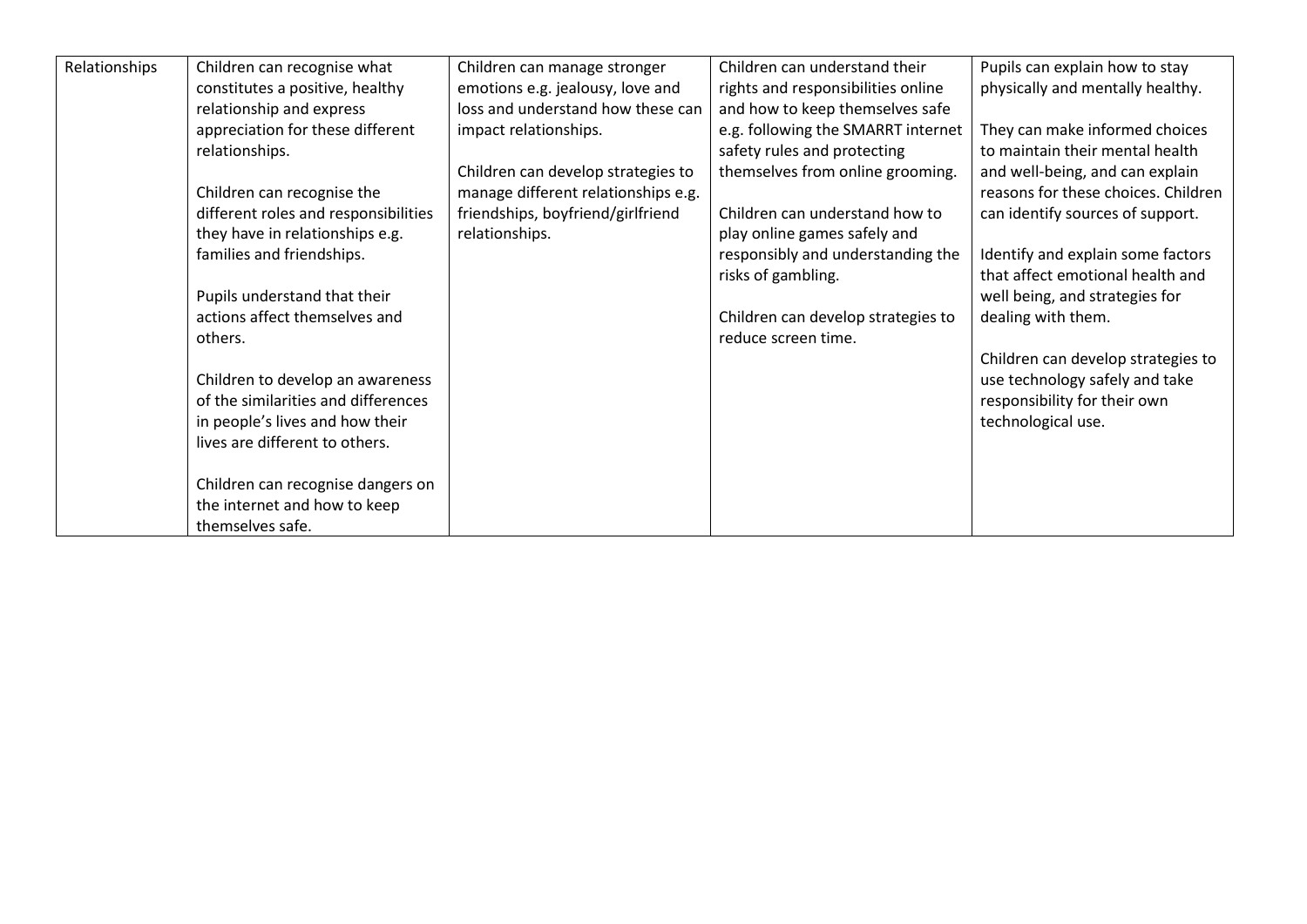| | | | | |
|---|---|---|---|---|
| Relationships | Children can recognise what constitutes a positive, healthy relationship and express appreciation for these different relationships.<br><br>Children can recognise the different roles and responsibilities they have in relationships e.g. families and friendships.<br><br>Pupils understand that their actions affect themselves and others.<br><br>Children to develop an awareness of the similarities and differences in people's lives and how their lives are different to others.<br><br>Children can recognise dangers on the internet and how to keep themselves safe. | Children can manage stronger emotions e.g. jealousy, love and loss and understand how these can impact relationships.<br><br>Children can develop strategies to manage different relationships e.g. friendships, boyfriend/girlfriend relationships. | Children can understand their rights and responsibilities online and how to keep themselves safe e.g. following the SMARRT internet safety rules and protecting themselves from online grooming.<br><br>Children can understand how to play online games safely and responsibly and understanding the risks of gambling.<br><br>Children can develop strategies to reduce screen time. | Pupils can explain how to stay physically and mentally healthy.<br><br>They can make informed choices to maintain their mental health and well-being, and can explain reasons for these choices. Children can identify sources of support.<br><br>Identify and explain some factors that affect emotional health and well being, and strategies for dealing with them.<br><br>Children can develop strategies to use technology safely and take responsibility for their own technological use. |